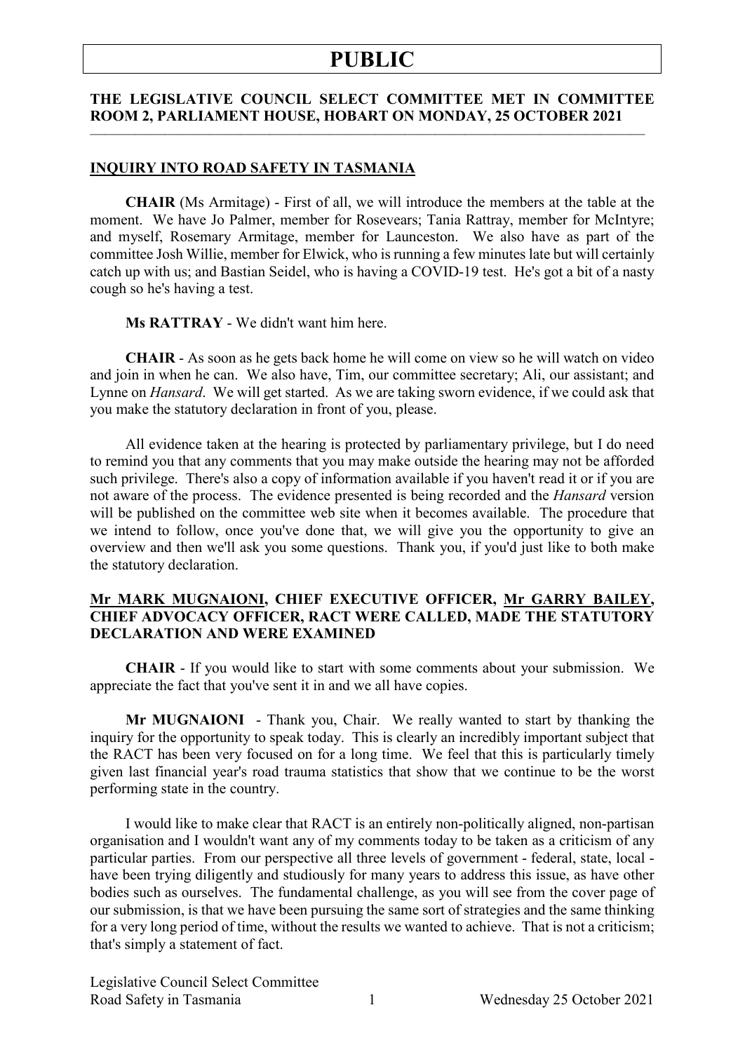# PUBLIC

**THE LEGISLATIVE COUNCIL SELECT COMMITTEE MET IN COMMITTEE ROOM 2, PARLIAMENT HOUSE, HOBART ON MONDAY, 25 OCTOBER 2021**

## INQUIRY INTO ROAD SAFETY IN TASMANIA

**CHAIR** (Ms Armitage) - First of all, we will introduce the members at the table at the moment. We have Jo Palmer, member for Rosevears; Tania Rattray, member for McIntyre; and myself, Rosemary Armitage, member for Launceston. We also have as part of the committee Josh Willie, member for Elwick, who is running a few minutes late but will certainly catch up with us; and Bastian Seidel, who is having a COVID-19 test. He's got a bit of a nasty cough so he's having a test.

**Ms RATTRAY** - We didn't want him here.

**CHAIR** - As soon as he gets back home he will come on view so he will watch on video and join in when he can. We also have, Tim, our committee secretary; Ali, our assistant; and Lynne on *Hansard*. We will get started. As we are taking sworn evidence, if we could ask that you make the statutory declaration in front of you, please.

All evidence taken at the hearing is protected by parliamentary privilege, but I do need to remind you that any comments that you may make outside the hearing may not be afforded such privilege. There's also a copy of information available if you haven't read it or if you are not aware of the process. The evidence presented is being recorded and the *Hansard* version will be published on the committee web site when it becomes available. The procedure that we intend to follow, once you've done that, we will give you the opportunity to give an overview and then we'll ask you some questions. Thank you, if you'd just like to both make the statutory declaration.

**Mr MARK MUGNAIONI, CHIEF EXECUTIVE OFFICER, Mr GARRY BAILEY, CHIEF ADVOCACY OFFICER, RACT WERE CALLED, MADE THE STATUTORY DECLARATION AND WERE EXAMINED**

**CHAIR** - If you would like to start with some comments about your submission. We appreciate the fact that you've sent it in and we all have copies.

**Mr MUGNAIONI** - Thank you, Chair. We really wanted to start by thanking the inquiry for the opportunity to speak today. This is clearly an incredibly important subject that the RACT has been very focused on for a long time. We feel that this is particularly timely given last financial year's road trauma statistics that show that we continue to be the worst performing state in the country.

I would like to make clear that RACT is an entirely non-politically aligned, non-partisan organisation and I wouldn't want any of my comments today to be taken as a criticism of any particular parties. From our perspective all three levels of government - federal, state, local - have been trying diligently and studiously for many years to address this issue, as have other bodies such as ourselves. The fundamental challenge, as you will see from the cover page of our submission, is that we have been pursuing the same sort of strategies and the same thinking for a very long period of time, without the results we wanted to achieve. That is not a criticism; that's simply a statement of fact.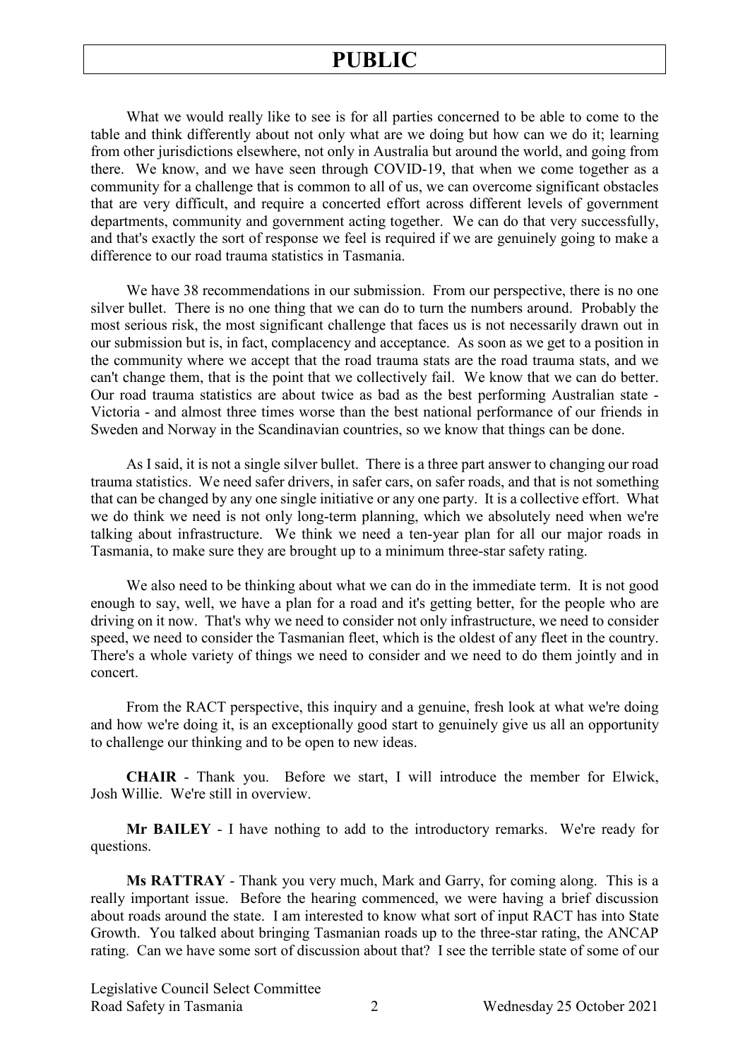What we would really like to see is for all parties concerned to be able to come to the table and think differently about not only what are we doing but how can we do it; learning from other jurisdictions elsewhere, not only in Australia but around the world, and going from there. We know, and we have seen through COVID-19, that when we come together as a community for a challenge that is common to all of us, we can overcome significant obstacles that are very difficult, and require a concerted effort across different levels of government departments, community and government acting together. We can do that very successfully, and that's exactly the sort of response we feel is required if we are genuinely going to make a difference to our road trauma statistics in Tasmania.

We have 38 recommendations in our submission. From our perspective, there is no one silver bullet. There is no one thing that we can do to turn the numbers around. Probably the most serious risk, the most significant challenge that faces us is not necessarily drawn out in our submission but is, in fact, complacency and acceptance. As soon as we get to a position in the community where we accept that the road trauma stats are the road trauma stats, and we can't change them, that is the point that we collectively fail. We know that we can do better. Our road trauma statistics are about twice as bad as the best performing Australian state - Victoria - and almost three times worse than the best national performance of our friends in Sweden and Norway in the Scandinavian countries, so we know that things can be done.

As I said, it is not a single silver bullet. There is a three part answer to changing our road trauma statistics. We need safer drivers, in safer cars, on safer roads, and that is not something that can be changed by any one single initiative or any one party. It is a collective effort. What we do think we need is not only long-term planning, which we absolutely need when we're talking about infrastructure. We think we need a ten-year plan for all our major roads in Tasmania, to make sure they are brought up to a minimum three-star safety rating.

We also need to be thinking about what we can do in the immediate term. It is not good enough to say, well, we have a plan for a road and it's getting better, for the people who are driving on it now. That's why we need to consider not only infrastructure, we need to consider speed, we need to consider the Tasmanian fleet, which is the oldest of any fleet in the country. There's a whole variety of things we need to consider and we need to do them jointly and in concert.

From the RACT perspective, this inquiry and a genuine, fresh look at what we're doing and how we're doing it, is an exceptionally good start to genuinely give us all an opportunity to challenge our thinking and to be open to new ideas.

**CHAIR** - Thank you. Before we start, I will introduce the member for Elwick, Josh Willie. We're still in overview.

**Mr BAILEY** - I have nothing to add to the introductory remarks. We're ready for questions.

**Ms RATTRAY** - Thank you very much, Mark and Garry, for coming along. This is a really important issue. Before the hearing commenced, we were having a brief discussion about roads around the state. I am interested to know what sort of input RACT has into State Growth. You talked about bringing Tasmanian roads up to the three-star rating, the ANCAP rating. Can we have some sort of discussion about that? I see the terrible state of some of our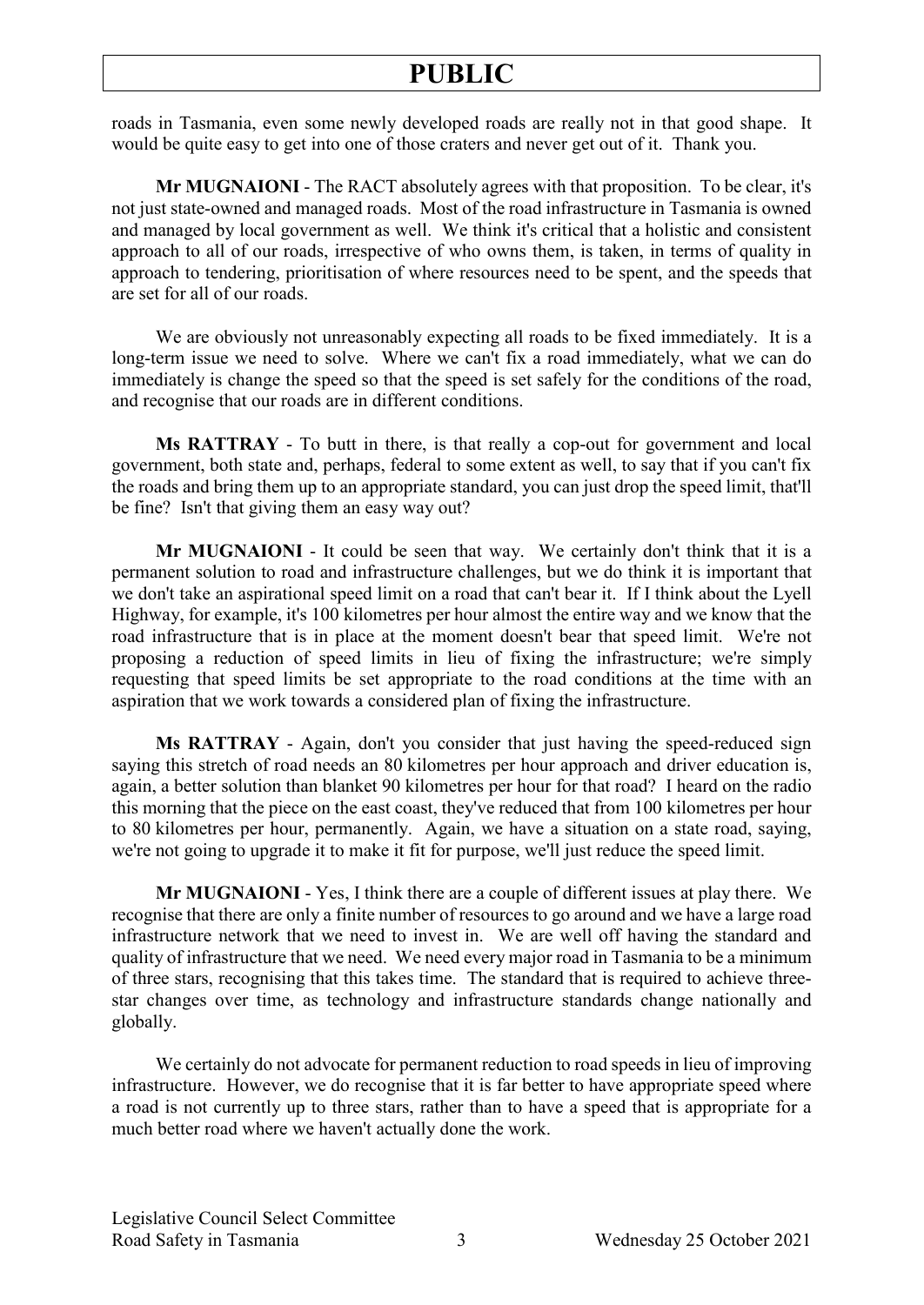roads in Tasmania, even some newly developed roads are really not in that good shape. It would be quite easy to get into one of those craters and never get out of it. Thank you.

**Mr MUGNAIONI** - The RACT absolutely agrees with that proposition. To be clear, it's not just state-owned and managed roads. Most of the road infrastructure in Tasmania is owned and managed by local government as well. We think it's critical that a holistic and consistent approach to all of our roads, irrespective of who owns them, is taken, in terms of quality in approach to tendering, prioritisation of where resources need to be spent, and the speeds that are set for all of our roads.

We are obviously not unreasonably expecting all roads to be fixed immediately. It is a long-term issue we need to solve. Where we can't fix a road immediately, what we can do immediately is change the speed so that the speed is set safely for the conditions of the road, and recognise that our roads are in different conditions.

**Ms RATTRAY** - To butt in there, is that really a cop-out for government and local government, both state and, perhaps, federal to some extent as well, to say that if you can't fix the roads and bring them up to an appropriate standard, you can just drop the speed limit, that'll be fine? Isn't that giving them an easy way out?

**Mr MUGNAIONI** - It could be seen that way. We certainly don't think that it is a permanent solution to road and infrastructure challenges, but we do think it is important that we don't take an aspirational speed limit on a road that can't bear it. If I think about the Lyell Highway, for example, it's 100 kilometres per hour almost the entire way and we know that the road infrastructure that is in place at the moment doesn't bear that speed limit. We're not proposing a reduction of speed limits in lieu of fixing the infrastructure; we're simply requesting that speed limits be set appropriate to the road conditions at the time with an aspiration that we work towards a considered plan of fixing the infrastructure.

**Ms RATTRAY** - Again, don't you consider that just having the speed-reduced sign saying this stretch of road needs an 80 kilometres per hour approach and driver education is, again, a better solution than blanket 90 kilometres per hour for that road? I heard on the radio this morning that the piece on the east coast, they've reduced that from 100 kilometres per hour to 80 kilometres per hour, permanently. Again, we have a situation on a state road, saying, we're not going to upgrade it to make it fit for purpose, we'll just reduce the speed limit.

**Mr MUGNAIONI** - Yes, I think there are a couple of different issues at play there. We recognise that there are only a finite number of resources to go around and we have a large road infrastructure network that we need to invest in. We are well off having the standard and quality of infrastructure that we need. We need every major road in Tasmania to be a minimum of three stars, recognising that this takes time. The standard that is required to achieve three-star changes over time, as technology and infrastructure standards change nationally and globally.

We certainly do not advocate for permanent reduction to road speeds in lieu of improving infrastructure. However, we do recognise that it is far better to have appropriate speed where a road is not currently up to three stars, rather than to have a speed that is appropriate for a much better road where we haven't actually done the work.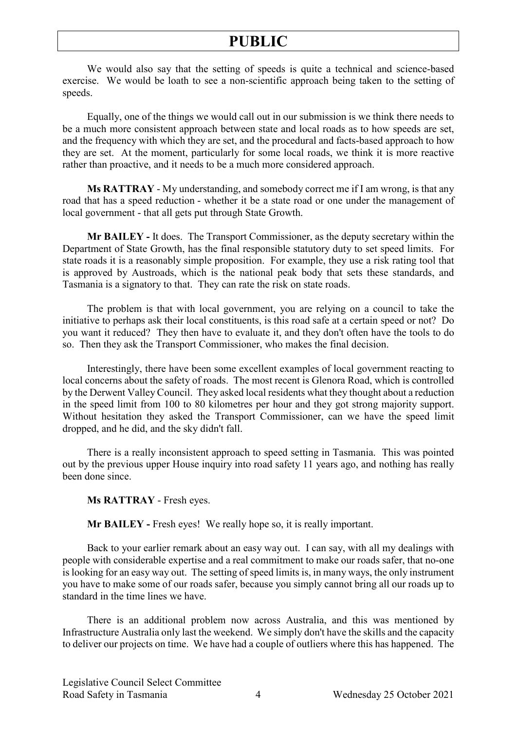We would also say that the setting of speeds is quite a technical and science-based exercise. We would be loath to see a non-scientific approach being taken to the setting of speeds.

Equally, one of the things we would call out in our submission is we think there needs to be a much more consistent approach between state and local roads as to how speeds are set, and the frequency with which they are set, and the procedural and facts-based approach to how they are set. At the moment, particularly for some local roads, we think it is more reactive rather than proactive, and it needs to be a much more considered approach.

**Ms RATTRAY** - My understanding, and somebody correct me if I am wrong, is that any road that has a speed reduction - whether it be a state road or one under the management of local government - that all gets put through State Growth.

**Mr BAILEY -** It does. The Transport Commissioner, as the deputy secretary within the Department of State Growth, has the final responsible statutory duty to set speed limits. For state roads it is a reasonably simple proposition. For example, they use a risk rating tool that is approved by Austroads, which is the national peak body that sets these standards, and Tasmania is a signatory to that. They can rate the risk on state roads.

The problem is that with local government, you are relying on a council to take the initiative to perhaps ask their local constituents, is this road safe at a certain speed or not? Do you want it reduced? They then have to evaluate it, and they don't often have the tools to do so. Then they ask the Transport Commissioner, who makes the final decision.

Interestingly, there have been some excellent examples of local government reacting to local concerns about the safety of roads. The most recent is Glenora Road, which is controlled by the Derwent Valley Council. They asked local residents what they thought about a reduction in the speed limit from 100 to 80 kilometres per hour and they got strong majority support. Without hesitation they asked the Transport Commissioner, can we have the speed limit dropped, and he did, and the sky didn't fall.

There is a really inconsistent approach to speed setting in Tasmania. This was pointed out by the previous upper House inquiry into road safety 11 years ago, and nothing has really been done since.

**Ms RATTRAY** - Fresh eyes.

**Mr BAILEY -** Fresh eyes! We really hope so, it is really important.

Back to your earlier remark about an easy way out. I can say, with all my dealings with people with considerable expertise and a real commitment to make our roads safer, that no-one is looking for an easy way out. The setting of speed limits is, in many ways, the only instrument you have to make some of our roads safer, because you simply cannot bring all our roads up to standard in the time lines we have.

There is an additional problem now across Australia, and this was mentioned by Infrastructure Australia only last the weekend. We simply don't have the skills and the capacity to deliver our projects on time. We have had a couple of outliers where this has happened. The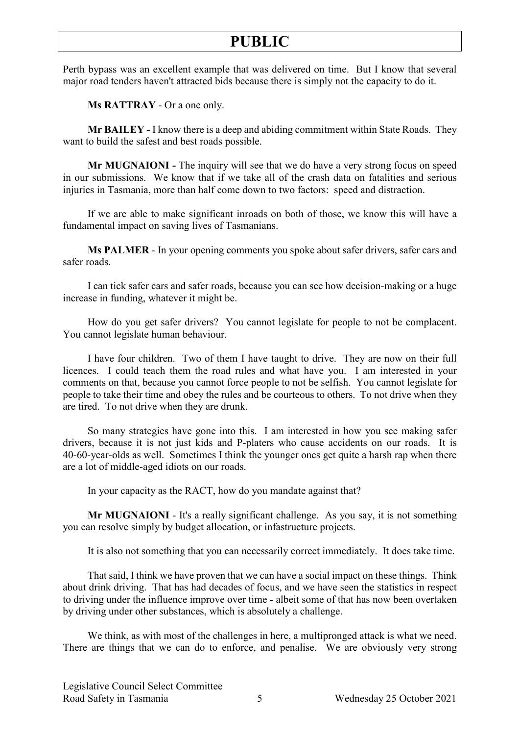Perth bypass was an excellent example that was delivered on time. But I know that several major road tenders haven't attracted bids because there is simply not the capacity to do it.

**Ms RATTRAY** - Or a one only.

**Mr BAILEY -** I know there is a deep and abiding commitment within State Roads. They want to build the safest and best roads possible.

**Mr MUGNAIONI -** The inquiry will see that we do have a very strong focus on speed in our submissions. We know that if we take all of the crash data on fatalities and serious injuries in Tasmania, more than half come down to two factors: speed and distraction.

If we are able to make significant inroads on both of those, we know this will have a fundamental impact on saving lives of Tasmanians.

**Ms PALMER** - In your opening comments you spoke about safer drivers, safer cars and safer roads.

I can tick safer cars and safer roads, because you can see how decision-making or a huge increase in funding, whatever it might be.

How do you get safer drivers? You cannot legislate for people to not be complacent. You cannot legislate human behaviour.

I have four children. Two of them I have taught to drive. They are now on their full licences. I could teach them the road rules and what have you. I am interested in your comments on that, because you cannot force people to not be selfish. You cannot legislate for people to take their time and obey the rules and be courteous to others. To not drive when they are tired. To not drive when they are drunk.

So many strategies have gone into this. I am interested in how you see making safer drivers, because it is not just kids and P-platers who cause accidents on our roads. It is 40-60-year-olds as well. Sometimes I think the younger ones get quite a harsh rap when there are a lot of middle-aged idiots on our roads.

In your capacity as the RACT, how do you mandate against that?

**Mr MUGNAIONI** - It's a really significant challenge. As you say, it is not something you can resolve simply by budget allocation, or infastructure projects.

It is also not something that you can necessarily correct immediately. It does take time.

That said, I think we have proven that we can have a social impact on these things. Think about drink driving. That has had decades of focus, and we have seen the statistics in respect to driving under the influence improve over time - albeit some of that has now been overtaken by driving under other substances, which is absolutely a challenge.

We think, as with most of the challenges in here, a multipronged attack is what we need. There are things that we can do to enforce, and penalise. We are obviously very strong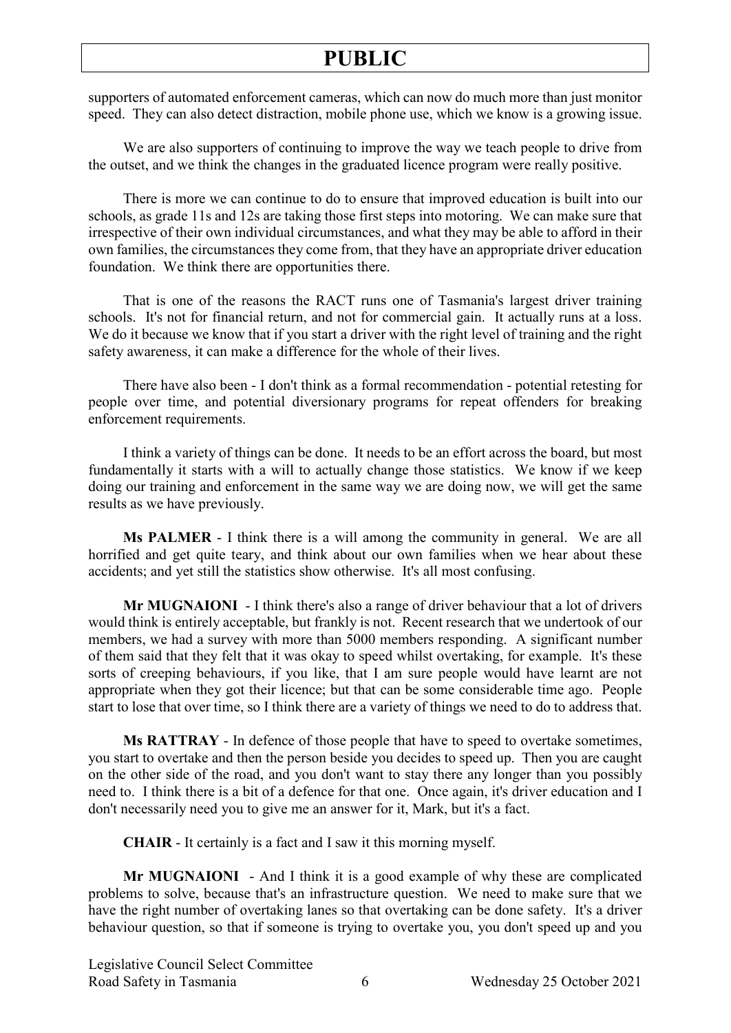supporters of automated enforcement cameras, which can now do much more than just monitor speed. They can also detect distraction, mobile phone use, which we know is a growing issue.

We are also supporters of continuing to improve the way we teach people to drive from the outset, and we think the changes in the graduated licence program were really positive.

There is more we can continue to do to ensure that improved education is built into our schools, as grade 11s and 12s are taking those first steps into motoring. We can make sure that irrespective of their own individual circumstances, and what they may be able to afford in their own families, the circumstances they come from, that they have an appropriate driver education foundation. We think there are opportunities there.

That is one of the reasons the RACT runs one of Tasmania's largest driver training schools. It's not for financial return, and not for commercial gain. It actually runs at a loss. We do it because we know that if you start a driver with the right level of training and the right safety awareness, it can make a difference for the whole of their lives.

There have also been - I don't think as a formal recommendation - potential retesting for people over time, and potential diversionary programs for repeat offenders for breaking enforcement requirements.

I think a variety of things can be done. It needs to be an effort across the board, but most fundamentally it starts with a will to actually change those statistics. We know if we keep doing our training and enforcement in the same way we are doing now, we will get the same results as we have previously.

**Ms PALMER** - I think there is a will among the community in general. We are all horrified and get quite teary, and think about our own families when we hear about these accidents; and yet still the statistics show otherwise. It's all most confusing.

**Mr MUGNAIONI** - I think there's also a range of driver behaviour that a lot of drivers would think is entirely acceptable, but frankly is not. Recent research that we undertook of our members, we had a survey with more than 5000 members responding. A significant number of them said that they felt that it was okay to speed whilst overtaking, for example. It's these sorts of creeping behaviours, if you like, that I am sure people would have learnt are not appropriate when they got their licence; but that can be some considerable time ago. People start to lose that over time, so I think there are a variety of things we need to do to address that.

**Ms RATTRAY** - In defence of those people that have to speed to overtake sometimes, you start to overtake and then the person beside you decides to speed up. Then you are caught on the other side of the road, and you don't want to stay there any longer than you possibly need to. I think there is a bit of a defence for that one. Once again, it's driver education and I don't necessarily need you to give me an answer for it, Mark, but it's a fact.

**CHAIR** - It certainly is a fact and I saw it this morning myself.

**Mr MUGNAIONI** - And I think it is a good example of why these are complicated problems to solve, because that's an infrastructure question. We need to make sure that we have the right number of overtaking lanes so that overtaking can be done safety. It's a driver behaviour question, so that if someone is trying to overtake you, you don't speed up and you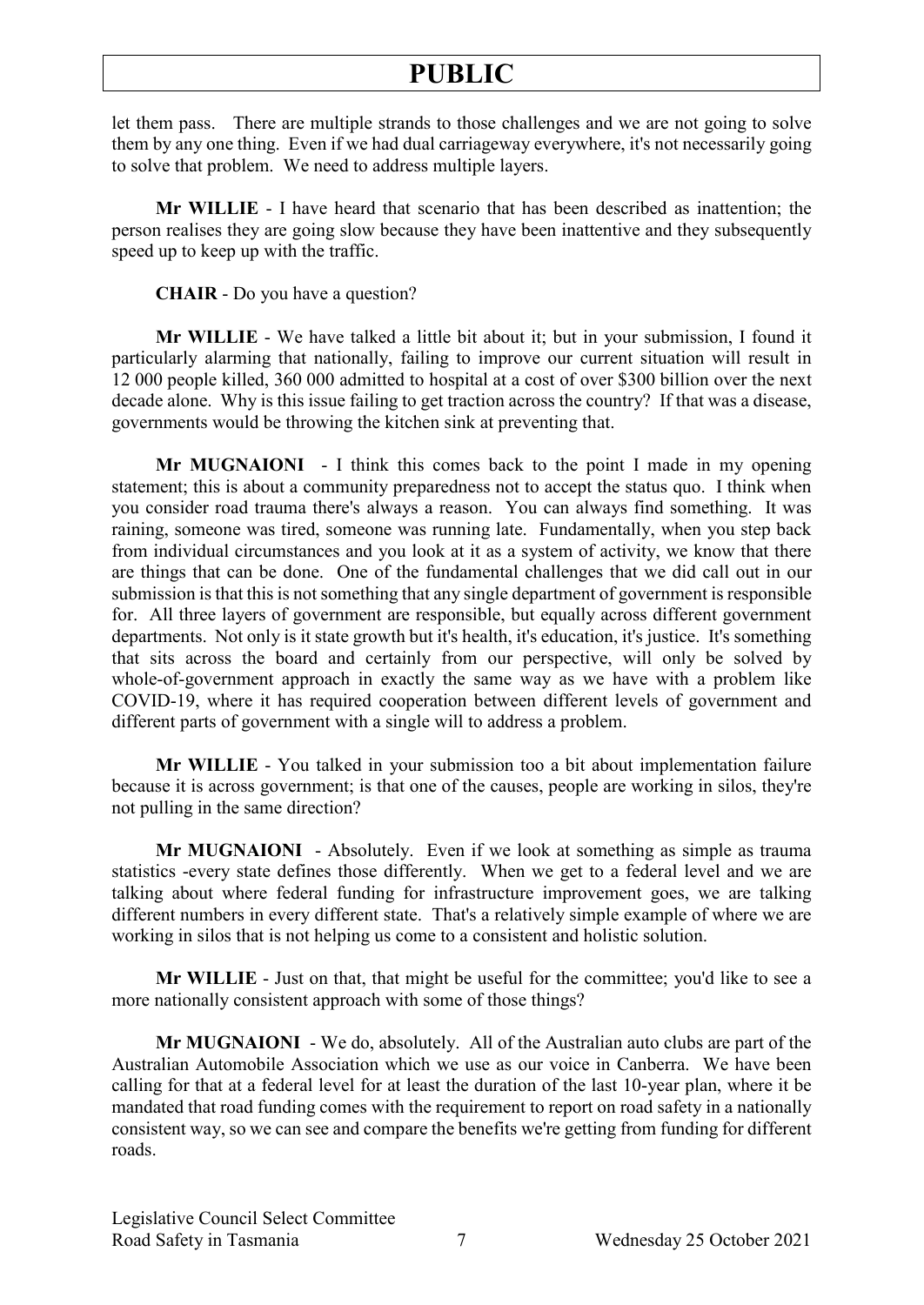let them pass. There are multiple strands to those challenges and we are not going to solve them by any one thing. Even if we had dual carriageway everywhere, it's not necessarily going to solve that problem. We need to address multiple layers.

**Mr WILLIE** - I have heard that scenario that has been described as inattention; the person realises they are going slow because they have been inattentive and they subsequently speed up to keep up with the traffic.

**CHAIR** - Do you have a question?

**Mr WILLIE** - We have talked a little bit about it; but in your submission, I found it particularly alarming that nationally, failing to improve our current situation will result in 12 000 people killed, 360 000 admitted to hospital at a cost of over $300 billion over the next decade alone. Why is this issue failing to get traction across the country? If that was a disease, governments would be throwing the kitchen sink at preventing that.

**Mr MUGNAIONI** - I think this comes back to the point I made in my opening statement; this is about a community preparedness not to accept the status quo. I think when you consider road trauma there's always a reason. You can always find something. It was raining, someone was tired, someone was running late. Fundamentally, when you step back from individual circumstances and you look at it as a system of activity, we know that there are things that can be done. One of the fundamental challenges that we did call out in our submission is that this is not something that any single department of government is responsible for. All three layers of government are responsible, but equally across different government departments. Not only is it state growth but it's health, it's education, it's justice. It's something that sits across the board and certainly from our perspective, will only be solved by whole-of-government approach in exactly the same way as we have with a problem like COVID-19, where it has required cooperation between different levels of government and different parts of government with a single will to address a problem.

**Mr WILLIE** - You talked in your submission too a bit about implementation failure because it is across government; is that one of the causes, people are working in silos, they're not pulling in the same direction?

**Mr MUGNAIONI** - Absolutely. Even if we look at something as simple as trauma statistics -every state defines those differently. When we get to a federal level and we are talking about where federal funding for infrastructure improvement goes, we are talking different numbers in every different state. That's a relatively simple example of where we are working in silos that is not helping us come to a consistent and holistic solution.

**Mr WILLIE** - Just on that, that might be useful for the committee; you'd like to see a more nationally consistent approach with some of those things?

**Mr MUGNAIONI** - We do, absolutely. All of the Australian auto clubs are part of the Australian Automobile Association which we use as our voice in Canberra. We have been calling for that at a federal level for at least the duration of the last 10-year plan, where it be mandated that road funding comes with the requirement to report on road safety in a nationally consistent way, so we can see and compare the benefits we're getting from funding for different roads.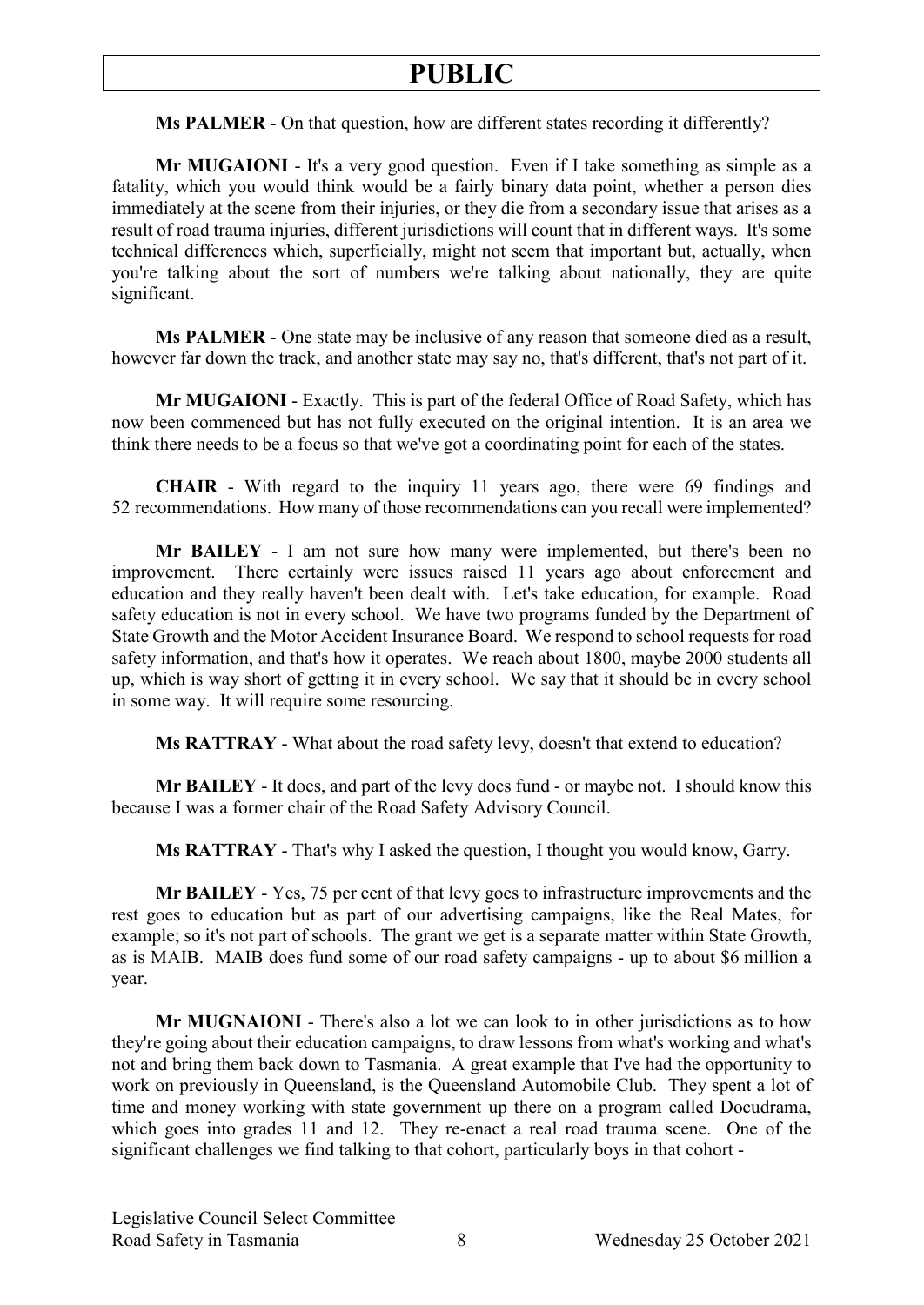**Ms PALMER** - On that question, how are different states recording it differently?

**Mr MUGAIONI** - It's a very good question. Even if I take something as simple as a fatality, which you would think would be a fairly binary data point, whether a person dies immediately at the scene from their injuries, or they die from a secondary issue that arises as a result of road trauma injuries, different jurisdictions will count that in different ways. It's some technical differences which, superficially, might not seem that important but, actually, when you're talking about the sort of numbers we're talking about nationally, they are quite significant.

**Ms PALMER** - One state may be inclusive of any reason that someone died as a result, however far down the track, and another state may say no, that's different, that's not part of it.

**Mr MUGAIONI** - Exactly. This is part of the federal Office of Road Safety, which has now been commenced but has not fully executed on the original intention. It is an area we think there needs to be a focus so that we've got a coordinating point for each of the states.

**CHAIR** - With regard to the inquiry 11 years ago, there were 69 findings and 52 recommendations. How many of those recommendations can you recall were implemented?

**Mr BAILEY** - I am not sure how many were implemented, but there's been no improvement. There certainly were issues raised 11 years ago about enforcement and education and they really haven't been dealt with. Let's take education, for example. Road safety education is not in every school. We have two programs funded by the Department of State Growth and the Motor Accident Insurance Board. We respond to school requests for road safety information, and that's how it operates. We reach about 1800, maybe 2000 students all up, which is way short of getting it in every school. We say that it should be in every school in some way. It will require some resourcing.

**Ms RATTRAY** - What about the road safety levy, doesn't that extend to education?

**Mr BAILEY** - It does, and part of the levy does fund - or maybe not. I should know this because I was a former chair of the Road Safety Advisory Council.

**Ms RATTRAY** - That's why I asked the question, I thought you would know, Garry.

**Mr BAILEY** - Yes, 75 per cent of that levy goes to infrastructure improvements and the rest goes to education but as part of our advertising campaigns, like the Real Mates, for example; so it's not part of schools. The grant we get is a separate matter within State Growth, as is MAIB. MAIB does fund some of our road safety campaigns - up to about $6 million a year.

**Mr MUGNAIONI** - There's also a lot we can look to in other jurisdictions as to how they're going about their education campaigns, to draw lessons from what's working and what's not and bring them back down to Tasmania. A great example that I've had the opportunity to work on previously in Queensland, is the Queensland Automobile Club. They spent a lot of time and money working with state government up there on a program called Docudrama, which goes into grades 11 and 12. They re-enact a real road trauma scene. One of the significant challenges we find talking to that cohort, particularly boys in that cohort -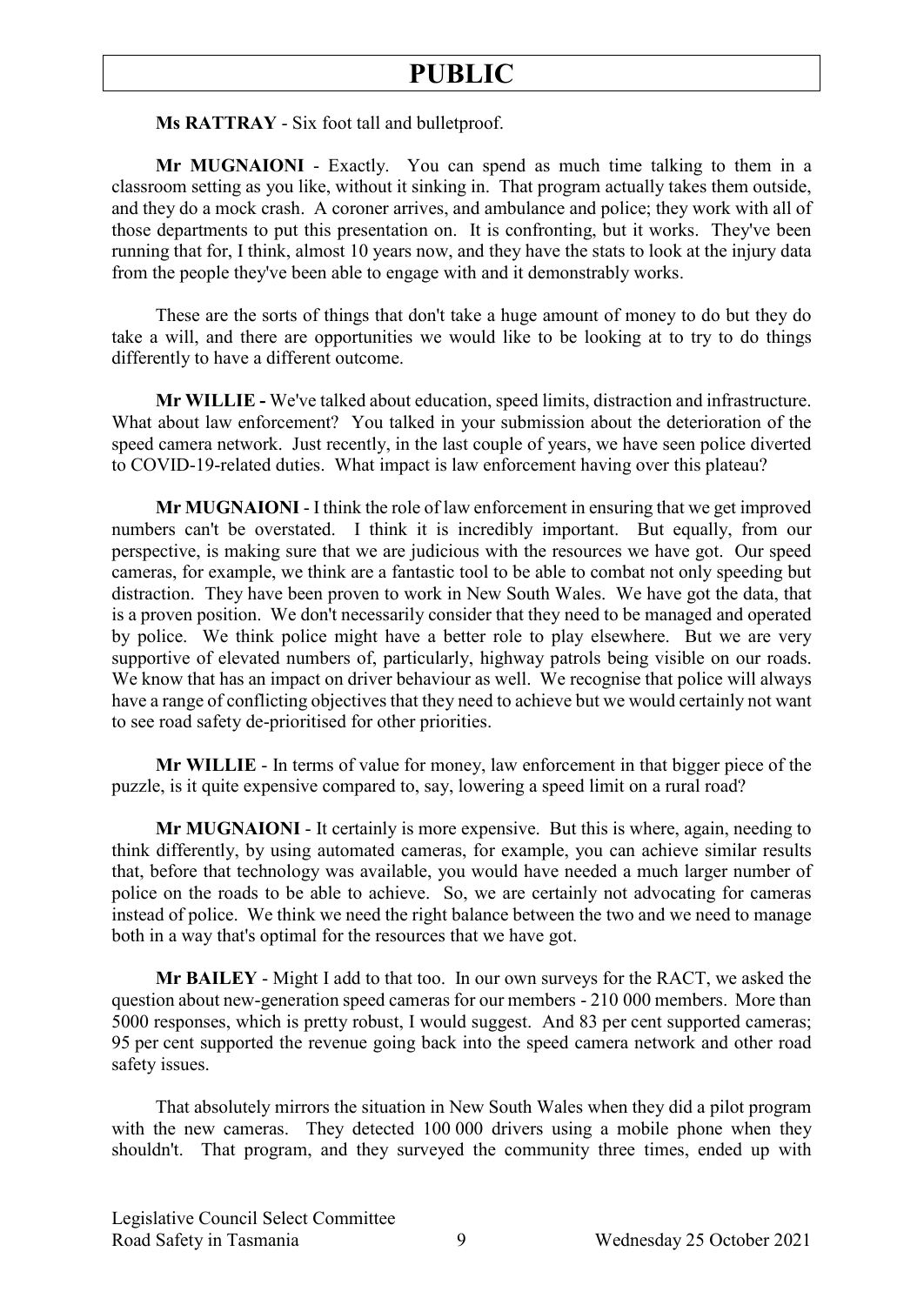**Ms RATTRAY** - Six foot tall and bulletproof.

**Mr MUGNAIONI** - Exactly. You can spend as much time talking to them in a classroom setting as you like, without it sinking in. That program actually takes them outside, and they do a mock crash. A coroner arrives, and ambulance and police; they work with all of those departments to put this presentation on. It is confronting, but it works. They've been running that for, I think, almost 10 years now, and they have the stats to look at the injury data from the people they've been able to engage with and it demonstrably works.

These are the sorts of things that don't take a huge amount of money to do but they do take a will, and there are opportunities we would like to be looking at to try to do things differently to have a different outcome.

**Mr WILLIE -** We've talked about education, speed limits, distraction and infrastructure. What about law enforcement? You talked in your submission about the deterioration of the speed camera network. Just recently, in the last couple of years, we have seen police diverted to COVID-19-related duties. What impact is law enforcement having over this plateau?

**Mr MUGNAIONI** - I think the role of law enforcement in ensuring that we get improved numbers can't be overstated. I think it is incredibly important. But equally, from our perspective, is making sure that we are judicious with the resources we have got. Our speed cameras, for example, we think are a fantastic tool to be able to combat not only speeding but distraction. They have been proven to work in New South Wales. We have got the data, that is a proven position. We don't necessarily consider that they need to be managed and operated by police. We think police might have a better role to play elsewhere. But we are very supportive of elevated numbers of, particularly, highway patrols being visible on our roads. We know that has an impact on driver behaviour as well. We recognise that police will always have a range of conflicting objectives that they need to achieve but we would certainly not want to see road safety de-prioritised for other priorities.

**Mr WILLIE** - In terms of value for money, law enforcement in that bigger piece of the puzzle, is it quite expensive compared to, say, lowering a speed limit on a rural road?

**Mr MUGNAIONI** - It certainly is more expensive. But this is where, again, needing to think differently, by using automated cameras, for example, you can achieve similar results that, before that technology was available, you would have needed a much larger number of police on the roads to be able to achieve. So, we are certainly not advocating for cameras instead of police. We think we need the right balance between the two and we need to manage both in a way that's optimal for the resources that we have got.

**Mr BAILEY** - Might I add to that too. In our own surveys for the RACT, we asked the question about new-generation speed cameras for our members - 210 000 members. More than 5000 responses, which is pretty robust, I would suggest. And 83 per cent supported cameras; 95 per cent supported the revenue going back into the speed camera network and other road safety issues.

That absolutely mirrors the situation in New South Wales when they did a pilot program with the new cameras. They detected 100 000 drivers using a mobile phone when they shouldn't. That program, and they surveyed the community three times, ended up with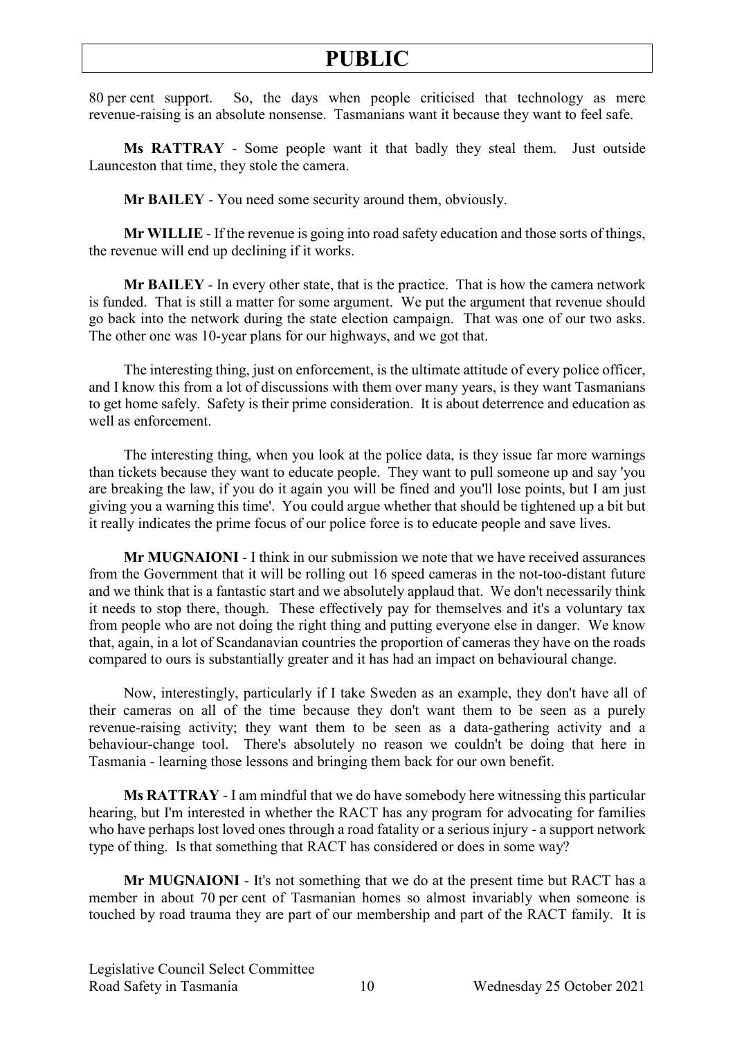80 per cent support. So, the days when people criticised that technology as mere revenue-raising is an absolute nonsense. Tasmanians want it because they want to feel safe.

**Ms RATTRAY** - Some people want it that badly they steal them. Just outside Launceston that time, they stole the camera.

**Mr BAILEY** - You need some security around them, obviously.

**Mr WILLIE** - If the revenue is going into road safety education and those sorts of things, the revenue will end up declining if it works.

**Mr BAILEY** - In every other state, that is the practice. That is how the camera network is funded. That is still a matter for some argument. We put the argument that revenue should go back into the network during the state election campaign. That was one of our two asks. The other one was 10-year plans for our highways, and we got that.

The interesting thing, just on enforcement, is the ultimate attitude of every police officer, and I know this from a lot of discussions with them over many years, is they want Tasmanians to get home safely. Safety is their prime consideration. It is about deterrence and education as well as enforcement.

The interesting thing, when you look at the police data, is they issue far more warnings than tickets because they want to educate people. They want to pull someone up and say 'you are breaking the law, if you do it again you will be fined and you'll lose points, but I am just giving you a warning this time'. You could argue whether that should be tightened up a bit but it really indicates the prime focus of our police force is to educate people and save lives.

**Mr MUGNAIONI** - I think in our submission we note that we have received assurances from the Government that it will be rolling out 16 speed cameras in the not-too-distant future and we think that is a fantastic start and we absolutely applaud that. We don't necessarily think it needs to stop there, though. These effectively pay for themselves and it's a voluntary tax from people who are not doing the right thing and putting everyone else in danger. We know that, again, in a lot of Scandanavian countries the proportion of cameras they have on the roads compared to ours is substantially greater and it has had an impact on behavioural change.

Now, interestingly, particularly if I take Sweden as an example, they don't have all of their cameras on all of the time because they don't want them to be seen as a purely revenue-raising activity; they want them to be seen as a data-gathering activity and a behaviour-change tool. There's absolutely no reason we couldn't be doing that here in Tasmania - learning those lessons and bringing them back for our own benefit.

**Ms RATTRAY** - I am mindful that we do have somebody here witnessing this particular hearing, but I'm interested in whether the RACT has any program for advocating for families who have perhaps lost loved ones through a road fatality or a serious injury - a support network type of thing. Is that something that RACT has considered or does in some way?

**Mr MUGNAIONI** - It's not something that we do at the present time but RACT has a member in about 70 per cent of Tasmanian homes so almost invariably when someone is touched by road trauma they are part of our membership and part of the RACT family. It is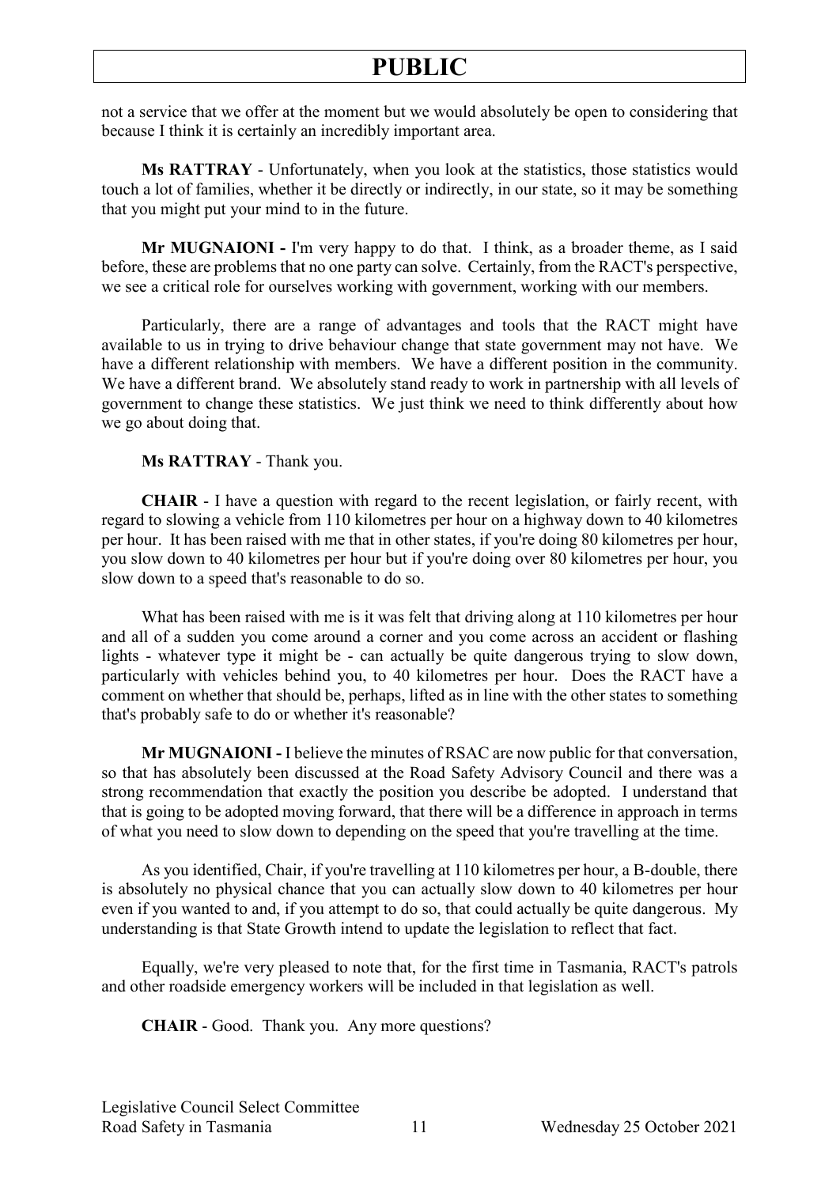not a service that we offer at the moment but we would absolutely be open to considering that because I think it is certainly an incredibly important area.

**Ms RATTRAY** - Unfortunately, when you look at the statistics, those statistics would touch a lot of families, whether it be directly or indirectly, in our state, so it may be something that you might put your mind to in the future.

**Mr MUGNAIONI -** I'm very happy to do that. I think, as a broader theme, as I said before, these are problems that no one party can solve. Certainly, from the RACT's perspective, we see a critical role for ourselves working with government, working with our members.

Particularly, there are a range of advantages and tools that the RACT might have available to us in trying to drive behaviour change that state government may not have. We have a different relationship with members. We have a different position in the community. We have a different brand. We absolutely stand ready to work in partnership with all levels of government to change these statistics. We just think we need to think differently about how we go about doing that.

**Ms RATTRAY** - Thank you.

**CHAIR** - I have a question with regard to the recent legislation, or fairly recent, with regard to slowing a vehicle from 110 kilometres per hour on a highway down to 40 kilometres per hour. It has been raised with me that in other states, if you're doing 80 kilometres per hour, you slow down to 40 kilometres per hour but if you're doing over 80 kilometres per hour, you slow down to a speed that's reasonable to do so.

What has been raised with me is it was felt that driving along at 110 kilometres per hour and all of a sudden you come around a corner and you come across an accident or flashing lights - whatever type it might be - can actually be quite dangerous trying to slow down, particularly with vehicles behind you, to 40 kilometres per hour. Does the RACT have a comment on whether that should be, perhaps, lifted as in line with the other states to something that's probably safe to do or whether it's reasonable?

**Mr MUGNAIONI -** I believe the minutes of RSAC are now public for that conversation, so that has absolutely been discussed at the Road Safety Advisory Council and there was a strong recommendation that exactly the position you describe be adopted. I understand that that is going to be adopted moving forward, that there will be a difference in approach in terms of what you need to slow down to depending on the speed that you're travelling at the time.

As you identified, Chair, if you're travelling at 110 kilometres per hour, a B-double, there is absolutely no physical chance that you can actually slow down to 40 kilometres per hour even if you wanted to and, if you attempt to do so, that could actually be quite dangerous. My understanding is that State Growth intend to update the legislation to reflect that fact.

Equally, we're very pleased to note that, for the first time in Tasmania, RACT's patrols and other roadside emergency workers will be included in that legislation as well.

**CHAIR** - Good. Thank you. Any more questions?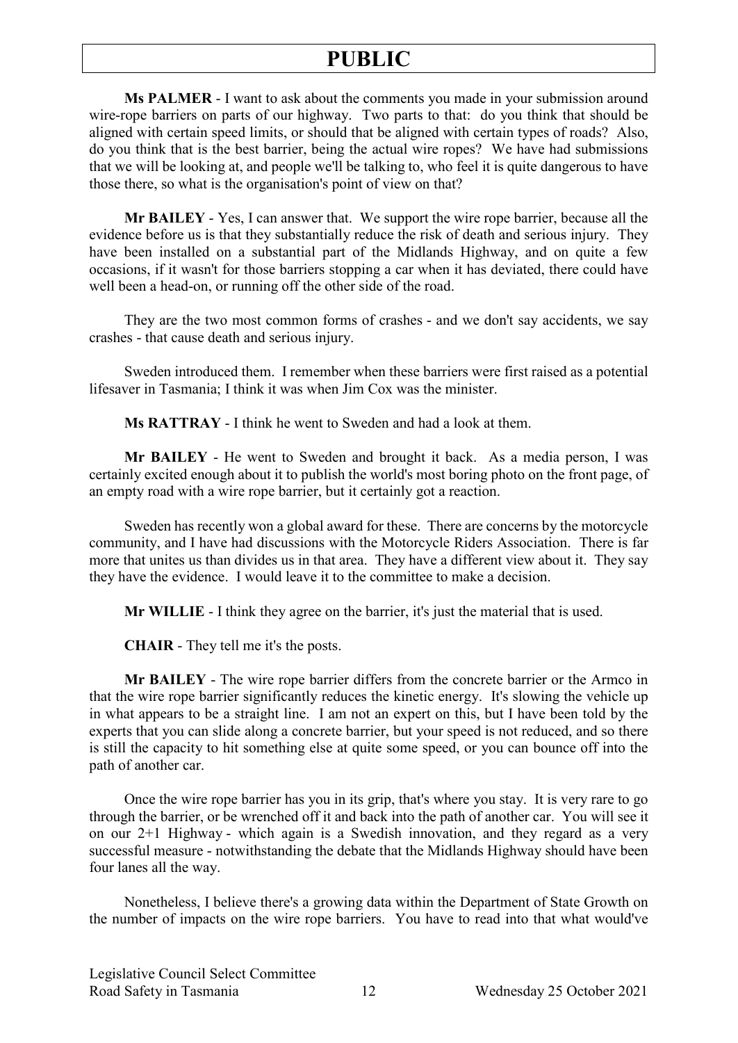**Ms PALMER** - I want to ask about the comments you made in your submission around wire-rope barriers on parts of our highway. Two parts to that: do you think that should be aligned with certain speed limits, or should that be aligned with certain types of roads? Also, do you think that is the best barrier, being the actual wire ropes? We have had submissions that we will be looking at, and people we'll be talking to, who feel it is quite dangerous to have those there, so what is the organisation's point of view on that?

**Mr BAILEY** - Yes, I can answer that. We support the wire rope barrier, because all the evidence before us is that they substantially reduce the risk of death and serious injury. They have been installed on a substantial part of the Midlands Highway, and on quite a few occasions, if it wasn't for those barriers stopping a car when it has deviated, there could have well been a head-on, or running off the other side of the road.

They are the two most common forms of crashes - and we don't say accidents, we say crashes - that cause death and serious injury.

Sweden introduced them. I remember when these barriers were first raised as a potential lifesaver in Tasmania; I think it was when Jim Cox was the minister.

**Ms RATTRAY** - I think he went to Sweden and had a look at them.

**Mr BAILEY** - He went to Sweden and brought it back. As a media person, I was certainly excited enough about it to publish the world's most boring photo on the front page, of an empty road with a wire rope barrier, but it certainly got a reaction.

Sweden has recently won a global award for these. There are concerns by the motorcycle community, and I have had discussions with the Motorcycle Riders Association. There is far more that unites us than divides us in that area. They have a different view about it. They say they have the evidence. I would leave it to the committee to make a decision.

**Mr WILLIE** - I think they agree on the barrier, it's just the material that is used.

**CHAIR** - They tell me it's the posts.

**Mr BAILEY** - The wire rope barrier differs from the concrete barrier or the Armco in that the wire rope barrier significantly reduces the kinetic energy. It's slowing the vehicle up in what appears to be a straight line. I am not an expert on this, but I have been told by the experts that you can slide along a concrete barrier, but your speed is not reduced, and so there is still the capacity to hit something else at quite some speed, or you can bounce off into the path of another car.

Once the wire rope barrier has you in its grip, that's where you stay. It is very rare to go through the barrier, or be wrenched off it and back into the path of another car. You will see it on our 2+1 Highway - which again is a Swedish innovation, and they regard as a very successful measure - notwithstanding the debate that the Midlands Highway should have been four lanes all the way.

Nonetheless, I believe there's a growing data within the Department of State Growth on the number of impacts on the wire rope barriers. You have to read into that what would've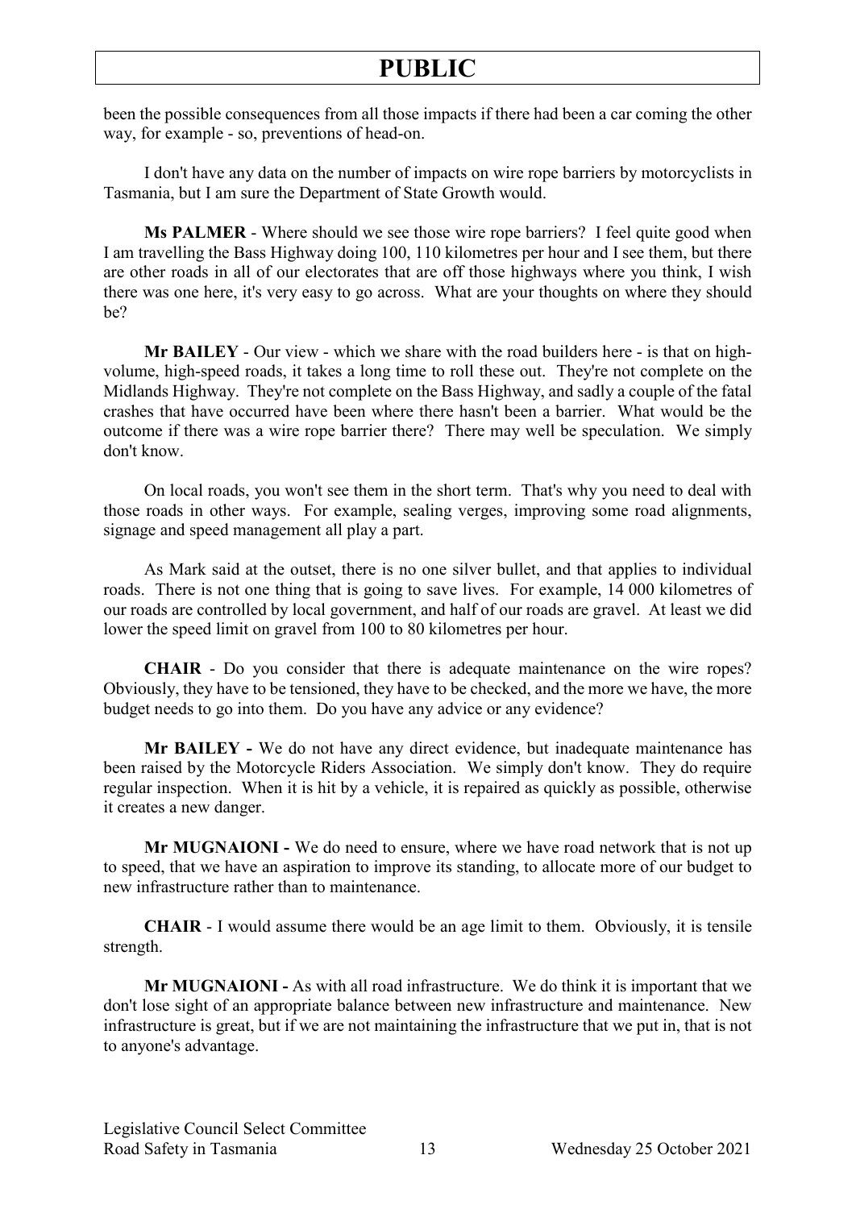been the possible consequences from all those impacts if there had been a car coming the other way, for example - so, preventions of head-on.

I don't have any data on the number of impacts on wire rope barriers by motorcyclists in Tasmania, but I am sure the Department of State Growth would.

**Ms PALMER** - Where should we see those wire rope barriers? I feel quite good when I am travelling the Bass Highway doing 100, 110 kilometres per hour and I see them, but there are other roads in all of our electorates that are off those highways where you think, I wish there was one here, it's very easy to go across. What are your thoughts on where they should be?

**Mr BAILEY** - Our view - which we share with the road builders here - is that on high-volume, high-speed roads, it takes a long time to roll these out. They're not complete on the Midlands Highway. They're not complete on the Bass Highway, and sadly a couple of the fatal crashes that have occurred have been where there hasn't been a barrier. What would be the outcome if there was a wire rope barrier there? There may well be speculation. We simply don't know.

On local roads, you won't see them in the short term. That's why you need to deal with those roads in other ways. For example, sealing verges, improving some road alignments, signage and speed management all play a part.

As Mark said at the outset, there is no one silver bullet, and that applies to individual roads. There is not one thing that is going to save lives. For example, 14 000 kilometres of our roads are controlled by local government, and half of our roads are gravel. At least we did lower the speed limit on gravel from 100 to 80 kilometres per hour.

**CHAIR** - Do you consider that there is adequate maintenance on the wire ropes? Obviously, they have to be tensioned, they have to be checked, and the more we have, the more budget needs to go into them. Do you have any advice or any evidence?

**Mr BAILEY -** We do not have any direct evidence, but inadequate maintenance has been raised by the Motorcycle Riders Association. We simply don't know. They do require regular inspection. When it is hit by a vehicle, it is repaired as quickly as possible, otherwise it creates a new danger.

**Mr MUGNAIONI -** We do need to ensure, where we have road network that is not up to speed, that we have an aspiration to improve its standing, to allocate more of our budget to new infrastructure rather than to maintenance.

**CHAIR** - I would assume there would be an age limit to them. Obviously, it is tensile strength.

**Mr MUGNAIONI -** As with all road infrastructure. We do think it is important that we don't lose sight of an appropriate balance between new infrastructure and maintenance. New infrastructure is great, but if we are not maintaining the infrastructure that we put in, that is not to anyone's advantage.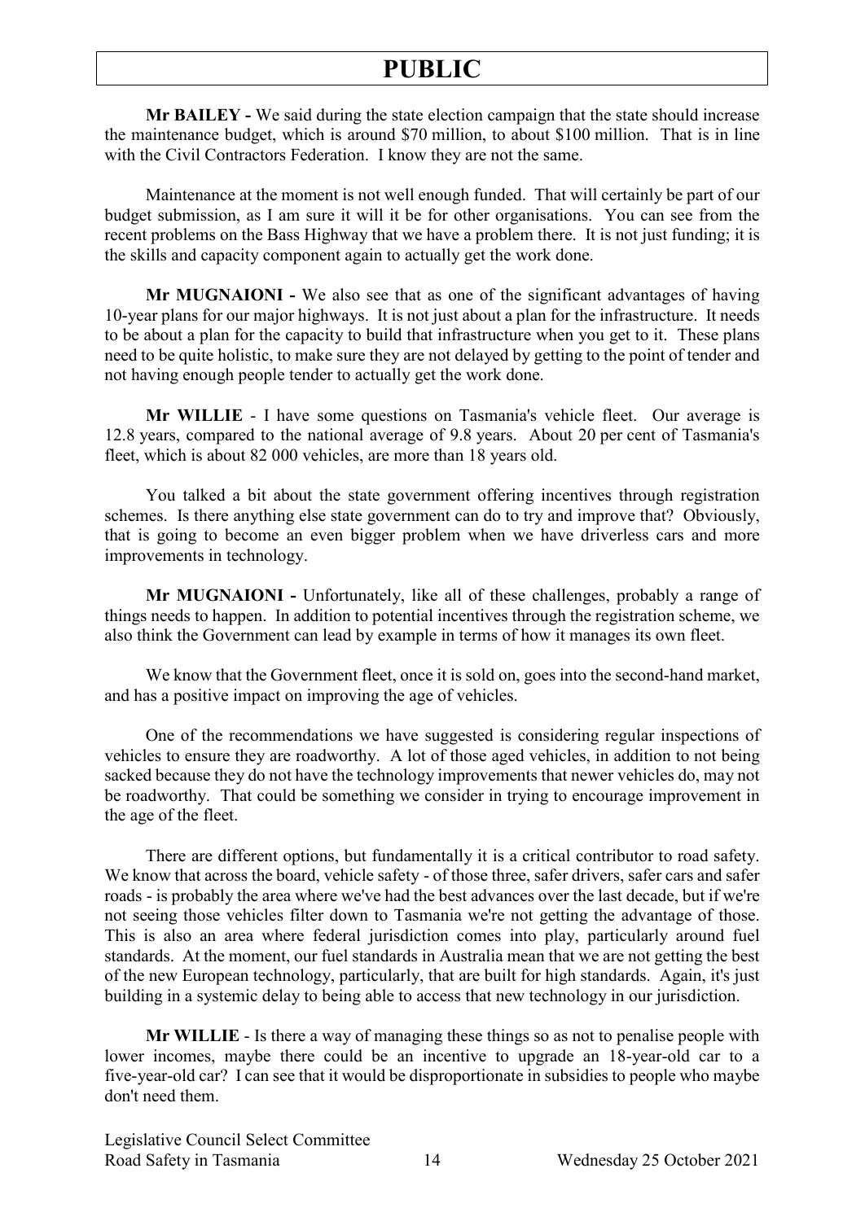**Mr BAILEY -** We said during the state election campaign that the state should increase the maintenance budget, which is around \$70 million, to about \$100 million. That is in line with the Civil Contractors Federation. I know they are not the same.

Maintenance at the moment is not well enough funded. That will certainly be part of our budget submission, as I am sure it will it be for other organisations. You can see from the recent problems on the Bass Highway that we have a problem there. It is not just funding; it is the skills and capacity component again to actually get the work done.

**Mr MUGNAIONI -** We also see that as one of the significant advantages of having 10-year plans for our major highways. It is not just about a plan for the infrastructure. It needs to be about a plan for the capacity to build that infrastructure when you get to it. These plans need to be quite holistic, to make sure they are not delayed by getting to the point of tender and not having enough people tender to actually get the work done.

**Mr WILLIE** - I have some questions on Tasmania's vehicle fleet. Our average is 12.8 years, compared to the national average of 9.8 years. About 20 per cent of Tasmania's fleet, which is about 82 000 vehicles, are more than 18 years old.

You talked a bit about the state government offering incentives through registration schemes. Is there anything else state government can do to try and improve that? Obviously, that is going to become an even bigger problem when we have driverless cars and more improvements in technology.

**Mr MUGNAIONI -** Unfortunately, like all of these challenges, probably a range of things needs to happen. In addition to potential incentives through the registration scheme, we also think the Government can lead by example in terms of how it manages its own fleet.

We know that the Government fleet, once it is sold on, goes into the second-hand market, and has a positive impact on improving the age of vehicles.

One of the recommendations we have suggested is considering regular inspections of vehicles to ensure they are roadworthy. A lot of those aged vehicles, in addition to not being sacked because they do not have the technology improvements that newer vehicles do, may not be roadworthy. That could be something we consider in trying to encourage improvement in the age of the fleet.

There are different options, but fundamentally it is a critical contributor to road safety. We know that across the board, vehicle safety - of those three, safer drivers, safer cars and safer roads - is probably the area where we've had the best advances over the last decade, but if we're not seeing those vehicles filter down to Tasmania we're not getting the advantage of those. This is also an area where federal jurisdiction comes into play, particularly around fuel standards. At the moment, our fuel standards in Australia mean that we are not getting the best of the new European technology, particularly, that are built for high standards. Again, it's just building in a systemic delay to being able to access that new technology in our jurisdiction.

**Mr WILLIE** - Is there a way of managing these things so as not to penalise people with lower incomes, maybe there could be an incentive to upgrade an 18-year-old car to a five-year-old car? I can see that it would be disproportionate in subsidies to people who maybe don't need them.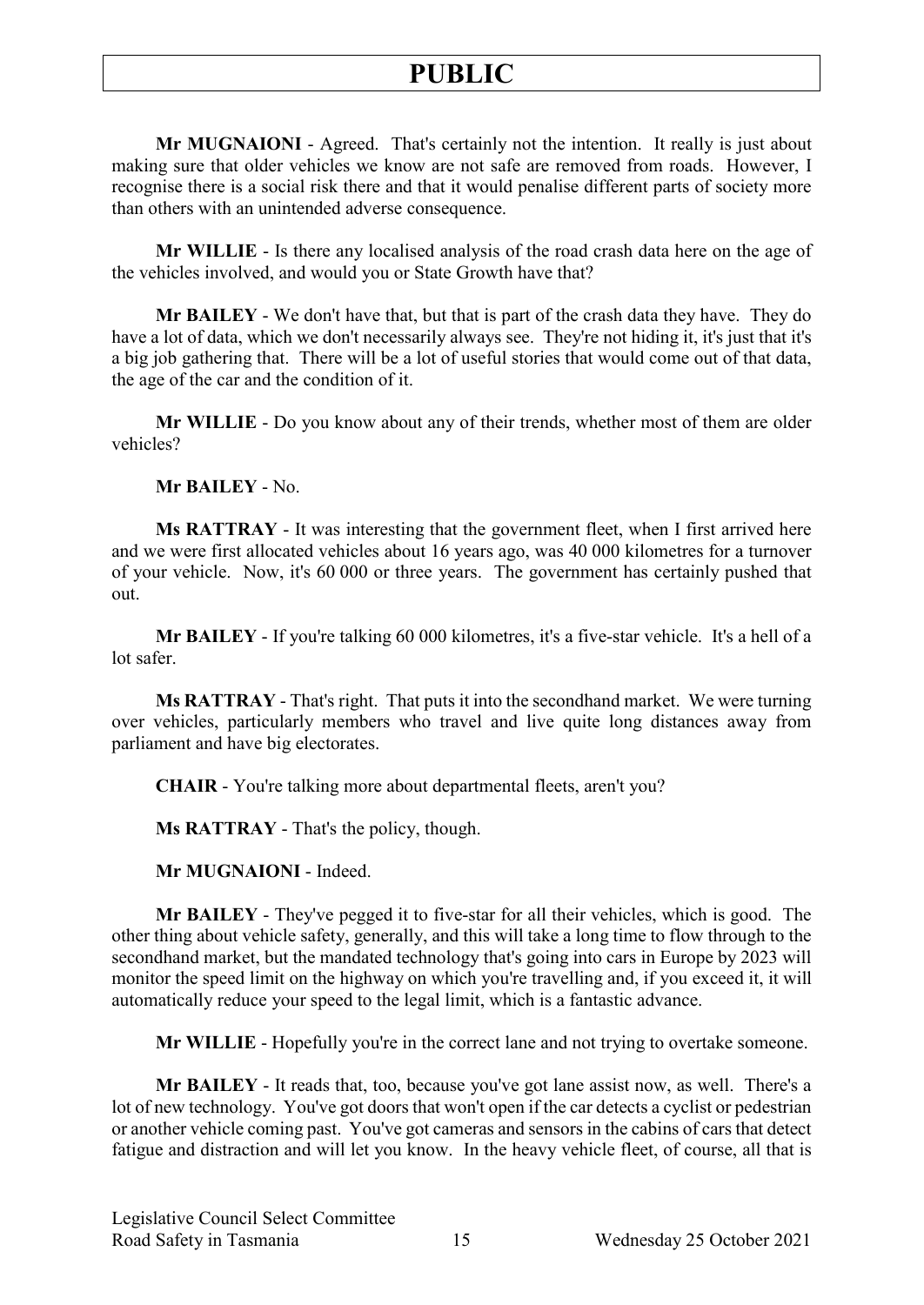**Mr MUGNAIONI** - Agreed. That's certainly not the intention. It really is just about making sure that older vehicles we know are not safe are removed from roads. However, I recognise there is a social risk there and that it would penalise different parts of society more than others with an unintended adverse consequence.

**Mr WILLIE** - Is there any localised analysis of the road crash data here on the age of the vehicles involved, and would you or State Growth have that?

**Mr BAILEY** - We don't have that, but that is part of the crash data they have. They do have a lot of data, which we don't necessarily always see. They're not hiding it, it's just that it's a big job gathering that. There will be a lot of useful stories that would come out of that data, the age of the car and the condition of it.

**Mr WILLIE** - Do you know about any of their trends, whether most of them are older vehicles?

**Mr BAILEY** - No.

**Ms RATTRAY** - It was interesting that the government fleet, when I first arrived here and we were first allocated vehicles about 16 years ago, was 40 000 kilometres for a turnover of your vehicle. Now, it's 60 000 or three years. The government has certainly pushed that out.

**Mr BAILEY** - If you're talking 60 000 kilometres, it's a five-star vehicle. It's a hell of a lot safer.

**Ms RATTRAY** - That's right. That puts it into the secondhand market. We were turning over vehicles, particularly members who travel and live quite long distances away from parliament and have big electorates.

**CHAIR** - You're talking more about departmental fleets, aren't you?

**Ms RATTRAY** - That's the policy, though.

**Mr MUGNAIONI** - Indeed.

**Mr BAILEY** - They've pegged it to five-star for all their vehicles, which is good. The other thing about vehicle safety, generally, and this will take a long time to flow through to the secondhand market, but the mandated technology that's going into cars in Europe by 2023 will monitor the speed limit on the highway on which you're travelling and, if you exceed it, it will automatically reduce your speed to the legal limit, which is a fantastic advance.

**Mr WILLIE** - Hopefully you're in the correct lane and not trying to overtake someone.

**Mr BAILEY** - It reads that, too, because you've got lane assist now, as well. There's a lot of new technology. You've got doors that won't open if the car detects a cyclist or pedestrian or another vehicle coming past. You've got cameras and sensors in the cabins of cars that detect fatigue and distraction and will let you know. In the heavy vehicle fleet, of course, all that is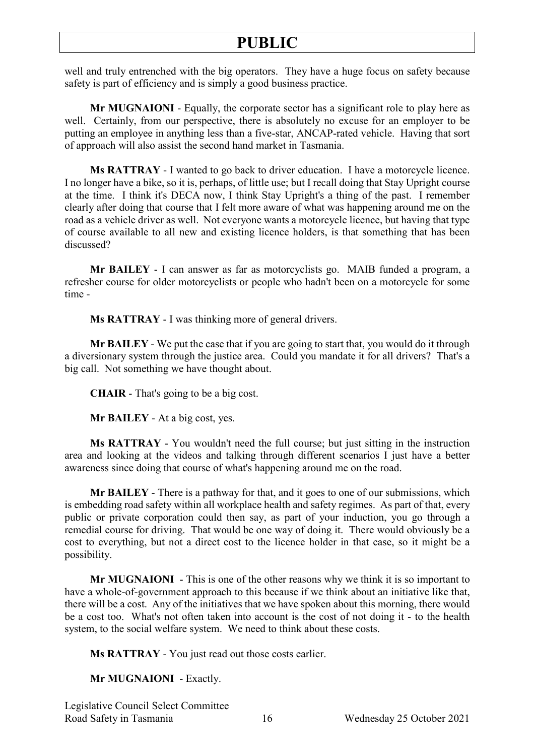well and truly entrenched with the big operators. They have a huge focus on safety because safety is part of efficiency and is simply a good business practice.

**Mr MUGNAIONI** - Equally, the corporate sector has a significant role to play here as well. Certainly, from our perspective, there is absolutely no excuse for an employer to be putting an employee in anything less than a five-star, ANCAP-rated vehicle. Having that sort of approach will also assist the second hand market in Tasmania.

**Ms RATTRAY** - I wanted to go back to driver education. I have a motorcycle licence. I no longer have a bike, so it is, perhaps, of little use; but I recall doing that Stay Upright course at the time. I think it's DECA now, I think Stay Upright's a thing of the past. I remember clearly after doing that course that I felt more aware of what was happening around me on the road as a vehicle driver as well. Not everyone wants a motorcycle licence, but having that type of course available to all new and existing licence holders, is that something that has been discussed?

**Mr BAILEY** - I can answer as far as motorcyclists go. MAIB funded a program, a refresher course for older motorcyclists or people who hadn't been on a motorcycle for some time -

**Ms RATTRAY** - I was thinking more of general drivers.

**Mr BAILEY** - We put the case that if you are going to start that, you would do it through a diversionary system through the justice area. Could you mandate it for all drivers? That's a big call. Not something we have thought about.

**CHAIR** - That's going to be a big cost.

**Mr BAILEY** - At a big cost, yes.

**Ms RATTRAY** - You wouldn't need the full course; but just sitting in the instruction area and looking at the videos and talking through different scenarios I just have a better awareness since doing that course of what's happening around me on the road.

**Mr BAILEY** - There is a pathway for that, and it goes to one of our submissions, which is embedding road safety within all workplace health and safety regimes. As part of that, every public or private corporation could then say, as part of your induction, you go through a remedial course for driving. That would be one way of doing it. There would obviously be a cost to everything, but not a direct cost to the licence holder in that case, so it might be a possibility.

**Mr MUGNAIONI** - This is one of the other reasons why we think it is so important to have a whole-of-government approach to this because if we think about an initiative like that, there will be a cost. Any of the initiatives that we have spoken about this morning, there would be a cost too. What's not often taken into account is the cost of not doing it - to the health system, to the social welfare system. We need to think about these costs.

**Ms RATTRAY** - You just read out those costs earlier.

**Mr MUGNAIONI** - Exactly.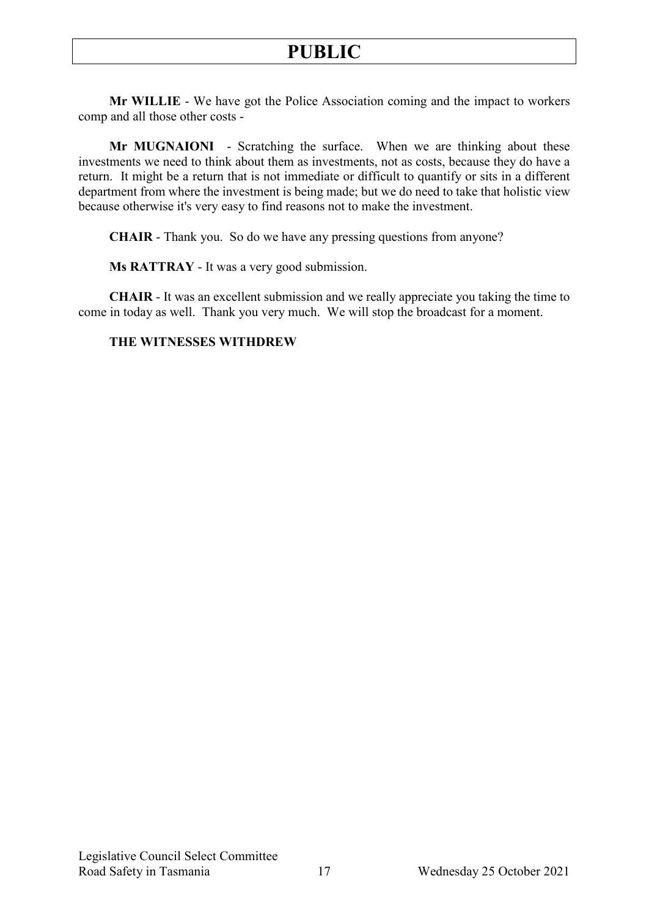**Mr WILLIE** - We have got the Police Association coming and the impact to workers comp and all those other costs -

**Mr MUGNAIONI** - Scratching the surface. When we are thinking about these investments we need to think about them as investments, not as costs, because they do have a return. It might be a return that is not immediate or difficult to quantify or sits in a different department from where the investment is being made; but we do need to take that holistic view because otherwise it's very easy to find reasons not to make the investment.

**CHAIR** - Thank you. So do we have any pressing questions from anyone?

**Ms RATTRAY** - It was a very good submission.

**CHAIR** - It was an excellent submission and we really appreciate you taking the time to come in today as well. Thank you very much. We will stop the broadcast for a moment.

**THE WITNESSES WITHDREW**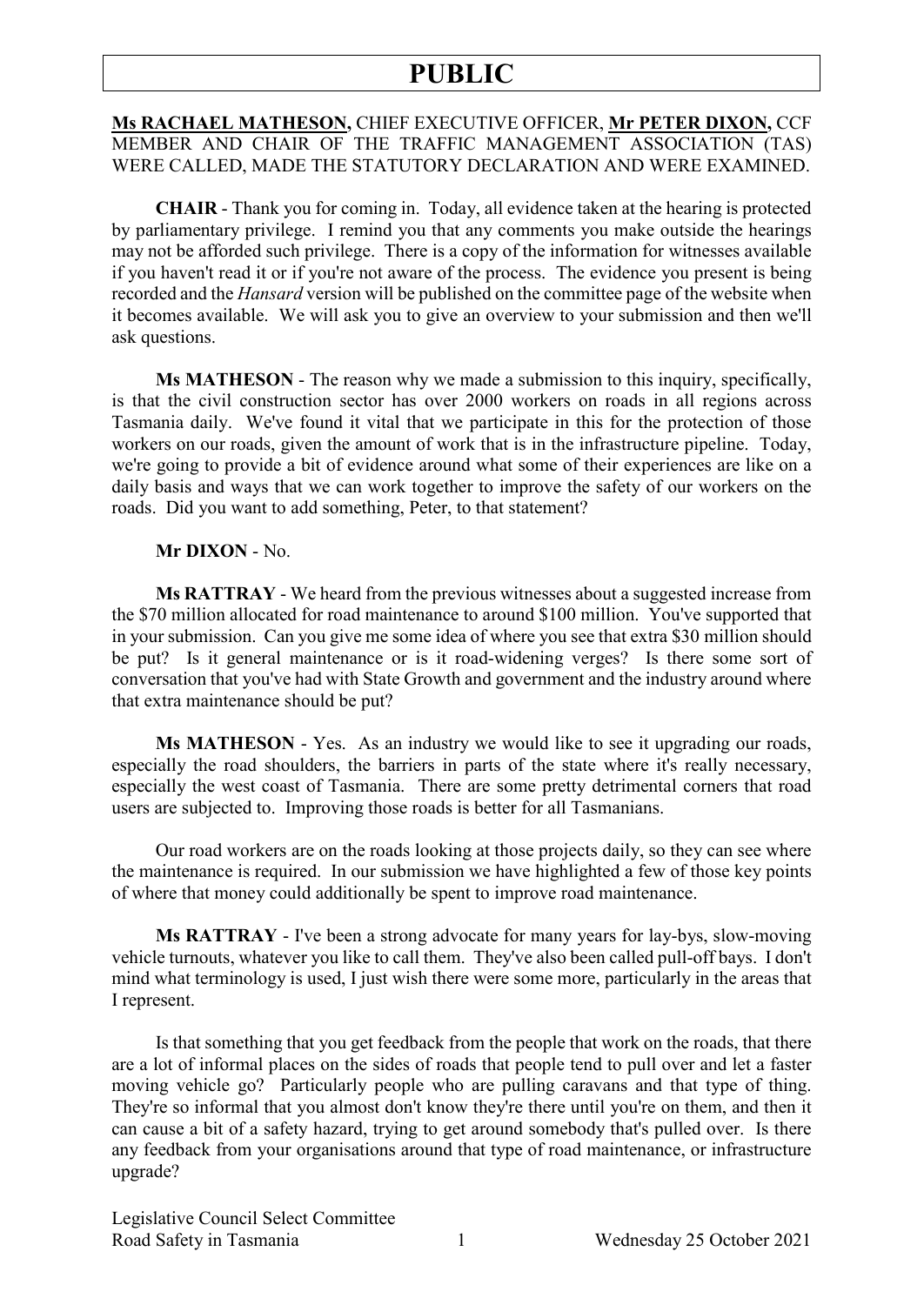# PUBLIC

**Ms RACHAEL MATHESON,** CHIEF EXECUTIVE OFFICER, **Mr PETER DIXON,** CCF MEMBER AND CHAIR OF THE TRAFFIC MANAGEMENT ASSOCIATION (TAS) WERE CALLED, MADE THE STATUTORY DECLARATION AND WERE EXAMINED.

**CHAIR** - Thank you for coming in. Today, all evidence taken at the hearing is protected by parliamentary privilege. I remind you that any comments you make outside the hearings may not be afforded such privilege. There is a copy of the information for witnesses available if you haven't read it or if you're not aware of the process. The evidence you present is being recorded and the *Hansard* version will be published on the committee page of the website when it becomes available. We will ask you to give an overview to your submission and then we'll ask questions.

**Ms MATHESON** - The reason why we made a submission to this inquiry, specifically, is that the civil construction sector has over 2000 workers on roads in all regions across Tasmania daily. We've found it vital that we participate in this for the protection of those workers on our roads, given the amount of work that is in the infrastructure pipeline. Today, we're going to provide a bit of evidence around what some of their experiences are like on a daily basis and ways that we can work together to improve the safety of our workers on the roads. Did you want to add something, Peter, to that statement?

**Mr DIXON** - No.

**Ms RATTRAY** - We heard from the previous witnesses about a suggested increase from the $70 million allocated for road maintenance to around $100 million. You've supported that in your submission. Can you give me some idea of where you see that extra $30 million should be put? Is it general maintenance or is it road-widening verges? Is there some sort of conversation that you've had with State Growth and government and the industry around where that extra maintenance should be put?

**Ms MATHESON** - Yes. As an industry we would like to see it upgrading our roads, especially the road shoulders, the barriers in parts of the state where it's really necessary, especially the west coast of Tasmania. There are some pretty detrimental corners that road users are subjected to. Improving those roads is better for all Tasmanians.

Our road workers are on the roads looking at those projects daily, so they can see where the maintenance is required. In our submission we have highlighted a few of those key points of where that money could additionally be spent to improve road maintenance.

**Ms RATTRAY** - I've been a strong advocate for many years for lay-bys, slow-moving vehicle turnouts, whatever you like to call them. They've also been called pull-off bays. I don't mind what terminology is used, I just wish there were some more, particularly in the areas that I represent.

Is that something that you get feedback from the people that work on the roads, that there are a lot of informal places on the sides of roads that people tend to pull over and let a faster moving vehicle go? Particularly people who are pulling caravans and that type of thing. They're so informal that you almost don't know they're there until you're on them, and then it can cause a bit of a safety hazard, trying to get around somebody that's pulled over. Is there any feedback from your organisations around that type of road maintenance, or infrastructure upgrade?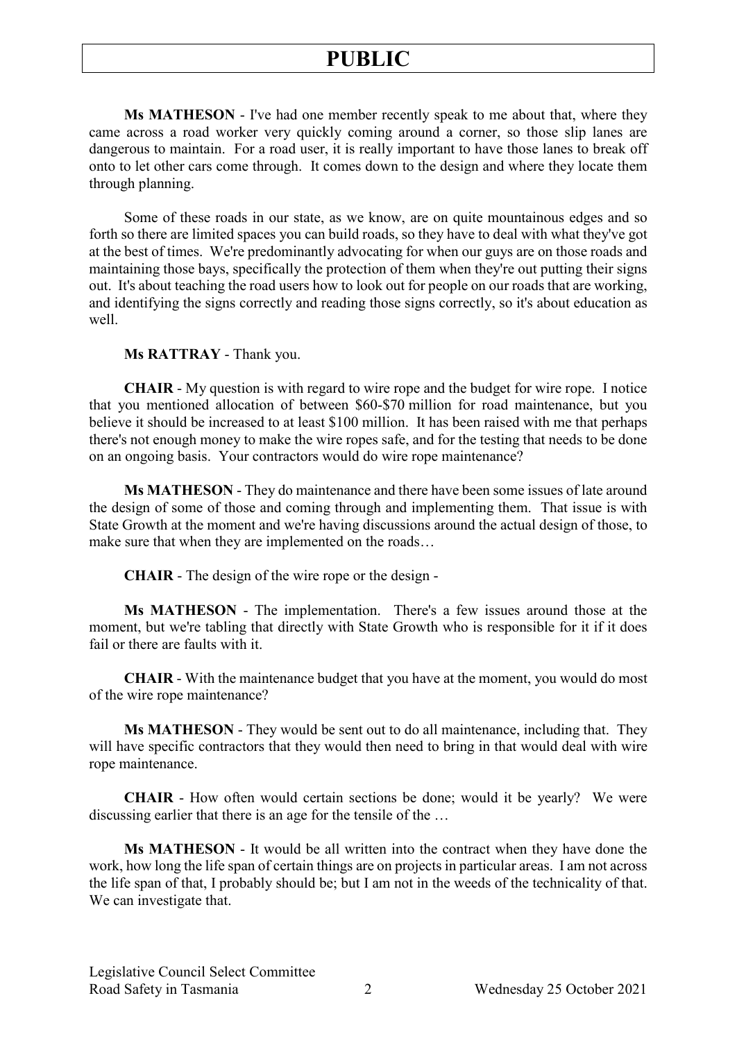**Ms MATHESON** - I've had one member recently speak to me about that, where they came across a road worker very quickly coming around a corner, so those slip lanes are dangerous to maintain. For a road user, it is really important to have those lanes to break off onto to let other cars come through. It comes down to the design and where they locate them through planning.

Some of these roads in our state, as we know, are on quite mountainous edges and so forth so there are limited spaces you can build roads, so they have to deal with what they've got at the best of times. We're predominantly advocating for when our guys are on those roads and maintaining those bays, specifically the protection of them when they're out putting their signs out. It's about teaching the road users how to look out for people on our roads that are working, and identifying the signs correctly and reading those signs correctly, so it's about education as well.

**Ms RATTRAY** - Thank you.

**CHAIR** - My question is with regard to wire rope and the budget for wire rope. I notice that you mentioned allocation of between $60-$70 million for road maintenance, but you believe it should be increased to at least $100 million. It has been raised with me that perhaps there's not enough money to make the wire ropes safe, and for the testing that needs to be done on an ongoing basis. Your contractors would do wire rope maintenance?

**Ms MATHESON** - They do maintenance and there have been some issues of late around the design of some of those and coming through and implementing them. That issue is with State Growth at the moment and we're having discussions around the actual design of those, to make sure that when they are implemented on the roads…

**CHAIR** - The design of the wire rope or the design -

**Ms MATHESON** - The implementation. There's a few issues around those at the moment, but we're tabling that directly with State Growth who is responsible for it if it does fail or there are faults with it.

**CHAIR** - With the maintenance budget that you have at the moment, you would do most of the wire rope maintenance?

**Ms MATHESON** - They would be sent out to do all maintenance, including that. They will have specific contractors that they would then need to bring in that would deal with wire rope maintenance.

**CHAIR** - How often would certain sections be done; would it be yearly? We were discussing earlier that there is an age for the tensile of the …

**Ms MATHESON** - It would be all written into the contract when they have done the work, how long the life span of certain things are on projects in particular areas. I am not across the life span of that, I probably should be; but I am not in the weeds of the technicality of that. We can investigate that.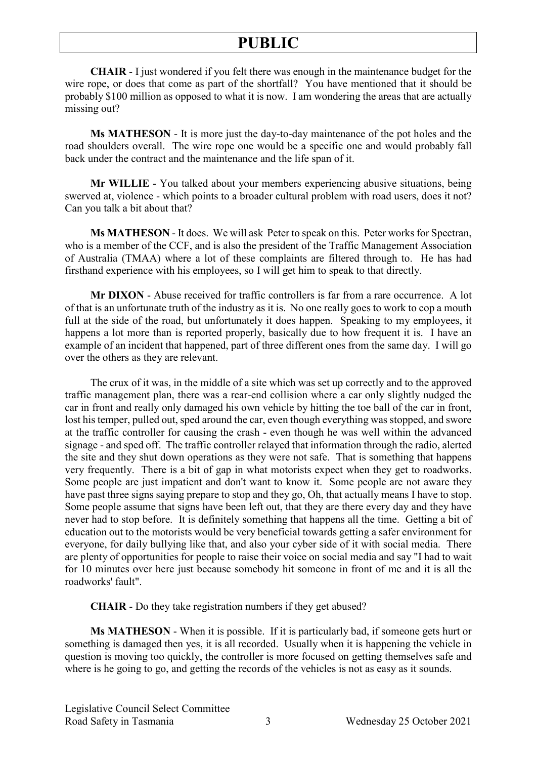**CHAIR** - I just wondered if you felt there was enough in the maintenance budget for the wire rope, or does that come as part of the shortfall? You have mentioned that it should be probably $100 million as opposed to what it is now. I am wondering the areas that are actually missing out?

**Ms MATHESON** - It is more just the day-to-day maintenance of the pot holes and the road shoulders overall. The wire rope one would be a specific one and would probably fall back under the contract and the maintenance and the life span of it.

**Mr WILLIE** - You talked about your members experiencing abusive situations, being swerved at, violence - which points to a broader cultural problem with road users, does it not? Can you talk a bit about that?

**Ms MATHESON** - It does. We will ask Peter to speak on this. Peter works for Spectran, who is a member of the CCF, and is also the president of the Traffic Management Association of Australia (TMAA) where a lot of these complaints are filtered through to. He has had firsthand experience with his employees, so I will get him to speak to that directly.

**Mr DIXON** - Abuse received for traffic controllers is far from a rare occurrence. A lot of that is an unfortunate truth of the industry as it is. No one really goes to work to cop a mouth full at the side of the road, but unfortunately it does happen. Speaking to my employees, it happens a lot more than is reported properly, basically due to how frequent it is. I have an example of an incident that happened, part of three different ones from the same day. I will go over the others as they are relevant.

The crux of it was, in the middle of a site which was set up correctly and to the approved traffic management plan, there was a rear-end collision where a car only slightly nudged the car in front and really only damaged his own vehicle by hitting the toe ball of the car in front, lost his temper, pulled out, sped around the car, even though everything was stopped, and swore at the traffic controller for causing the crash - even though he was well within the advanced signage - and sped off. The traffic controller relayed that information through the radio, alerted the site and they shut down operations as they were not safe. That is something that happens very frequently. There is a bit of gap in what motorists expect when they get to roadworks. Some people are just impatient and don't want to know it. Some people are not aware they have past three signs saying prepare to stop and they go, Oh, that actually means I have to stop. Some people assume that signs have been left out, that they are there every day and they have never had to stop before. It is definitely something that happens all the time. Getting a bit of education out to the motorists would be very beneficial towards getting a safer environment for everyone, for daily bullying like that, and also your cyber side of it with social media. There are plenty of opportunities for people to raise their voice on social media and say "I had to wait for 10 minutes over here just because somebody hit someone in front of me and it is all the roadworks' fault".

**CHAIR** - Do they take registration numbers if they get abused?

**Ms MATHESON** - When it is possible. If it is particularly bad, if someone gets hurt or something is damaged then yes, it is all recorded. Usually when it is happening the vehicle in question is moving too quickly, the controller is more focused on getting themselves safe and where is he going to go, and getting the records of the vehicles is not as easy as it sounds.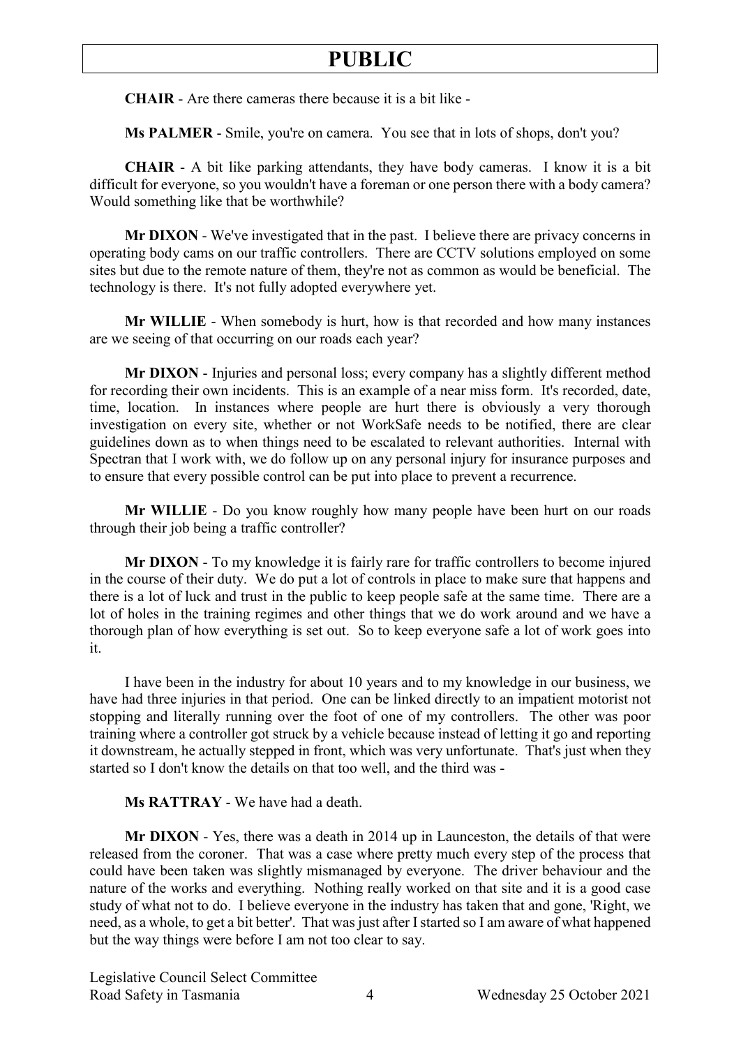**CHAIR** - Are there cameras there because it is a bit like -

**Ms PALMER** - Smile, you're on camera. You see that in lots of shops, don't you?

**CHAIR** - A bit like parking attendants, they have body cameras. I know it is a bit difficult for everyone, so you wouldn't have a foreman or one person there with a body camera? Would something like that be worthwhile?

**Mr DIXON** - We've investigated that in the past. I believe there are privacy concerns in operating body cams on our traffic controllers. There are CCTV solutions employed on some sites but due to the remote nature of them, they're not as common as would be beneficial. The technology is there. It's not fully adopted everywhere yet.

**Mr WILLIE** - When somebody is hurt, how is that recorded and how many instances are we seeing of that occurring on our roads each year?

**Mr DIXON** - Injuries and personal loss; every company has a slightly different method for recording their own incidents. This is an example of a near miss form. It's recorded, date, time, location. In instances where people are hurt there is obviously a very thorough investigation on every site, whether or not WorkSafe needs to be notified, there are clear guidelines down as to when things need to be escalated to relevant authorities. Internal with Spectran that I work with, we do follow up on any personal injury for insurance purposes and to ensure that every possible control can be put into place to prevent a recurrence.

**Mr WILLIE** - Do you know roughly how many people have been hurt on our roads through their job being a traffic controller?

**Mr DIXON** - To my knowledge it is fairly rare for traffic controllers to become injured in the course of their duty. We do put a lot of controls in place to make sure that happens and there is a lot of luck and trust in the public to keep people safe at the same time. There are a lot of holes in the training regimes and other things that we do work around and we have a thorough plan of how everything is set out. So to keep everyone safe a lot of work goes into it.

I have been in the industry for about 10 years and to my knowledge in our business, we have had three injuries in that period. One can be linked directly to an impatient motorist not stopping and literally running over the foot of one of my controllers. The other was poor training where a controller got struck by a vehicle because instead of letting it go and reporting it downstream, he actually stepped in front, which was very unfortunate. That's just when they started so I don't know the details on that too well, and the third was -

**Ms RATTRAY** - We have had a death.

**Mr DIXON** - Yes, there was a death in 2014 up in Launceston, the details of that were released from the coroner. That was a case where pretty much every step of the process that could have been taken was slightly mismanaged by everyone. The driver behaviour and the nature of the works and everything. Nothing really worked on that site and it is a good case study of what not to do. I believe everyone in the industry has taken that and gone, 'Right, we need, as a whole, to get a bit better'. That was just after I started so I am aware of what happened but the way things were before I am not too clear to say.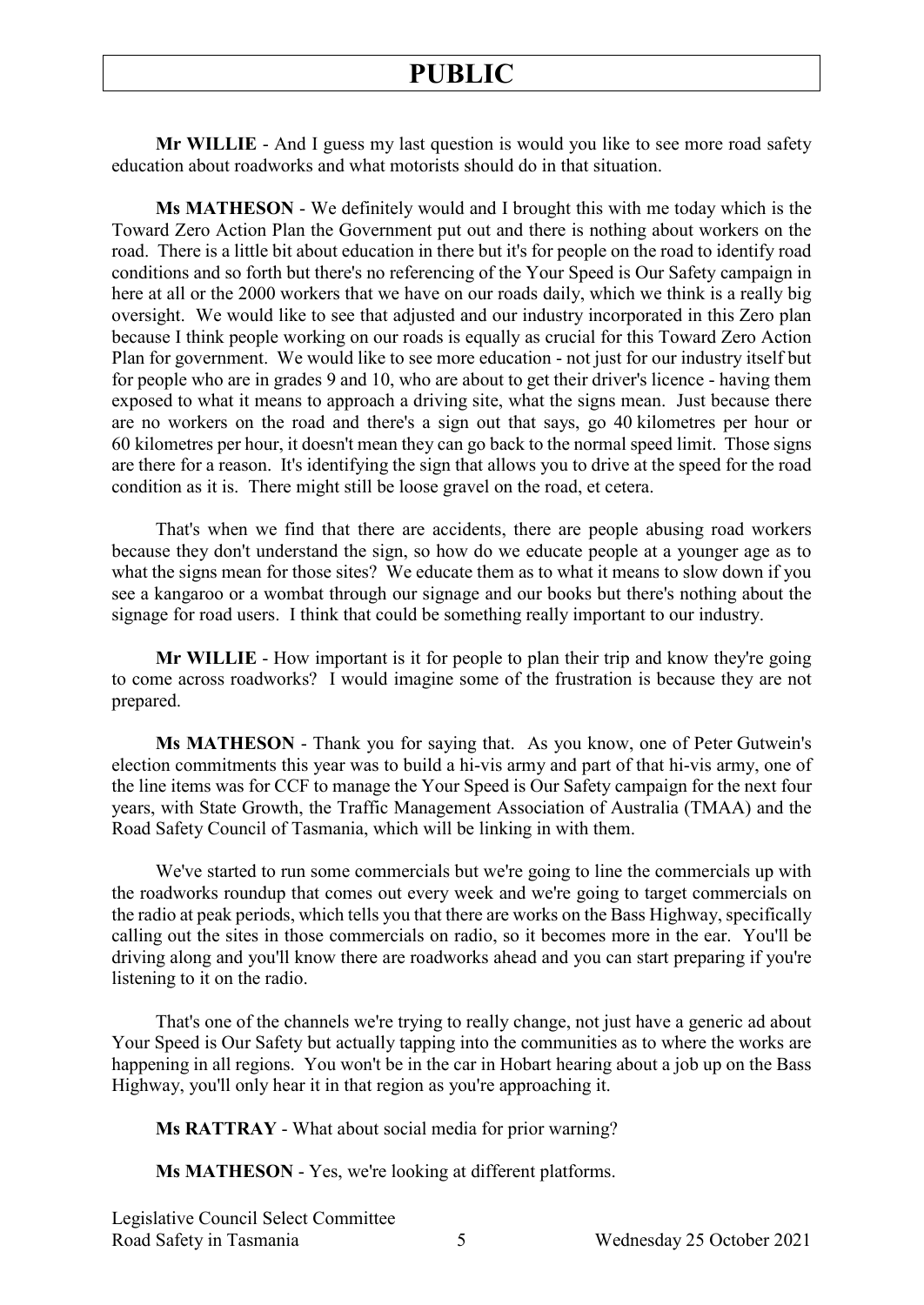**Mr WILLIE** - And I guess my last question is would you like to see more road safety education about roadworks and what motorists should do in that situation.

**Ms MATHESON** - We definitely would and I brought this with me today which is the Toward Zero Action Plan the Government put out and there is nothing about workers on the road. There is a little bit about education in there but it's for people on the road to identify road conditions and so forth but there's no referencing of the Your Speed is Our Safety campaign in here at all or the 2000 workers that we have on our roads daily, which we think is a really big oversight. We would like to see that adjusted and our industry incorporated in this Zero plan because I think people working on our roads is equally as crucial for this Toward Zero Action Plan for government. We would like to see more education - not just for our industry itself but for people who are in grades 9 and 10, who are about to get their driver's licence - having them exposed to what it means to approach a driving site, what the signs mean. Just because there are no workers on the road and there's a sign out that says, go 40 kilometres per hour or 60 kilometres per hour, it doesn't mean they can go back to the normal speed limit. Those signs are there for a reason. It's identifying the sign that allows you to drive at the speed for the road condition as it is. There might still be loose gravel on the road, et cetera.

That's when we find that there are accidents, there are people abusing road workers because they don't understand the sign, so how do we educate people at a younger age as to what the signs mean for those sites? We educate them as to what it means to slow down if you see a kangaroo or a wombat through our signage and our books but there's nothing about the signage for road users. I think that could be something really important to our industry.

**Mr WILLIE** - How important is it for people to plan their trip and know they're going to come across roadworks? I would imagine some of the frustration is because they are not prepared.

**Ms MATHESON** - Thank you for saying that. As you know, one of Peter Gutwein's election commitments this year was to build a hi-vis army and part of that hi-vis army, one of the line items was for CCF to manage the Your Speed is Our Safety campaign for the next four years, with State Growth, the Traffic Management Association of Australia (TMAA) and the Road Safety Council of Tasmania, which will be linking in with them.

We've started to run some commercials but we're going to line the commercials up with the roadworks roundup that comes out every week and we're going to target commercials on the radio at peak periods, which tells you that there are works on the Bass Highway, specifically calling out the sites in those commercials on radio, so it becomes more in the ear. You'll be driving along and you'll know there are roadworks ahead and you can start preparing if you're listening to it on the radio.

That's one of the channels we're trying to really change, not just have a generic ad about Your Speed is Our Safety but actually tapping into the communities as to where the works are happening in all regions. You won't be in the car in Hobart hearing about a job up on the Bass Highway, you'll only hear it in that region as you're approaching it.

**Ms RATTRAY** - What about social media for prior warning?

**Ms MATHESON** - Yes, we're looking at different platforms.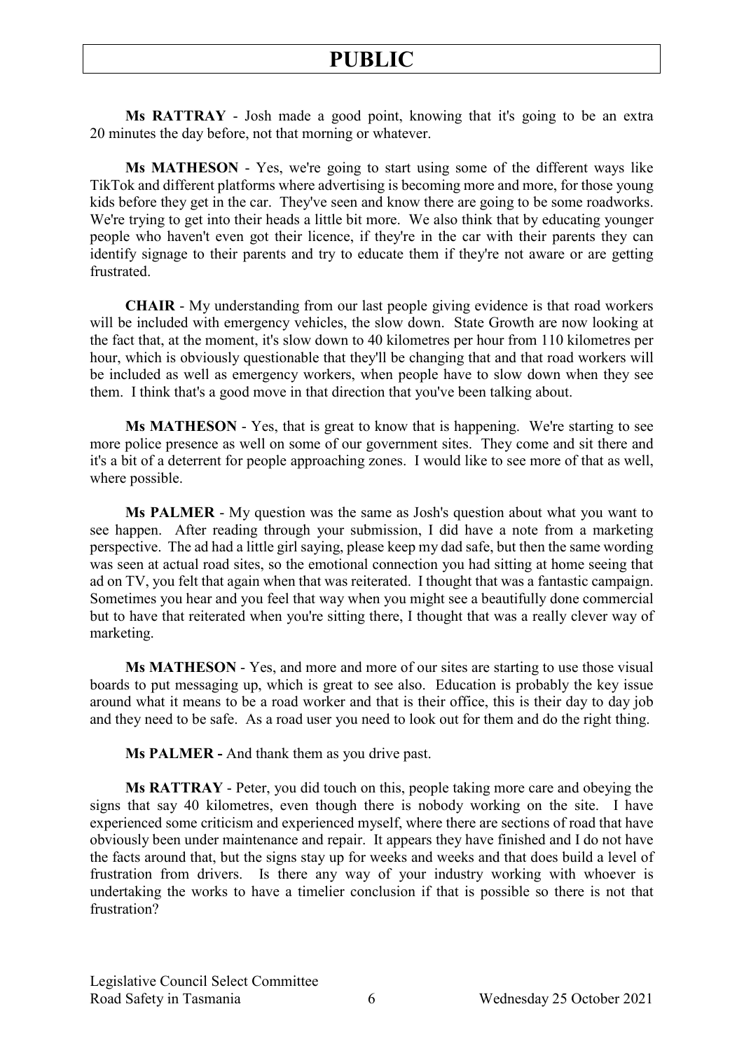**Ms RATTRAY** - Josh made a good point, knowing that it's going to be an extra 20 minutes the day before, not that morning or whatever.

**Ms MATHESON** - Yes, we're going to start using some of the different ways like TikTok and different platforms where advertising is becoming more and more, for those young kids before they get in the car. They've seen and know there are going to be some roadworks. We're trying to get into their heads a little bit more. We also think that by educating younger people who haven't even got their licence, if they're in the car with their parents they can identify signage to their parents and try to educate them if they're not aware or are getting frustrated.

**CHAIR** - My understanding from our last people giving evidence is that road workers will be included with emergency vehicles, the slow down. State Growth are now looking at the fact that, at the moment, it's slow down to 40 kilometres per hour from 110 kilometres per hour, which is obviously questionable that they'll be changing that and that road workers will be included as well as emergency workers, when people have to slow down when they see them. I think that's a good move in that direction that you've been talking about.

**Ms MATHESON** - Yes, that is great to know that is happening. We're starting to see more police presence as well on some of our government sites. They come and sit there and it's a bit of a deterrent for people approaching zones. I would like to see more of that as well, where possible.

**Ms PALMER** - My question was the same as Josh's question about what you want to see happen. After reading through your submission, I did have a note from a marketing perspective. The ad had a little girl saying, please keep my dad safe, but then the same wording was seen at actual road sites, so the emotional connection you had sitting at home seeing that ad on TV, you felt that again when that was reiterated. I thought that was a fantastic campaign. Sometimes you hear and you feel that way when you might see a beautifully done commercial but to have that reiterated when you're sitting there, I thought that was a really clever way of marketing.

**Ms MATHESON** - Yes, and more and more of our sites are starting to use those visual boards to put messaging up, which is great to see also. Education is probably the key issue around what it means to be a road worker and that is their office, this is their day to day job and they need to be safe. As a road user you need to look out for them and do the right thing.

**Ms PALMER -** And thank them as you drive past.

**Ms RATTRAY** - Peter, you did touch on this, people taking more care and obeying the signs that say 40 kilometres, even though there is nobody working on the site. I have experienced some criticism and experienced myself, where there are sections of road that have obviously been under maintenance and repair. It appears they have finished and I do not have the facts around that, but the signs stay up for weeks and weeks and that does build a level of frustration from drivers. Is there any way of your industry working with whoever is undertaking the works to have a timelier conclusion if that is possible so there is not that frustration?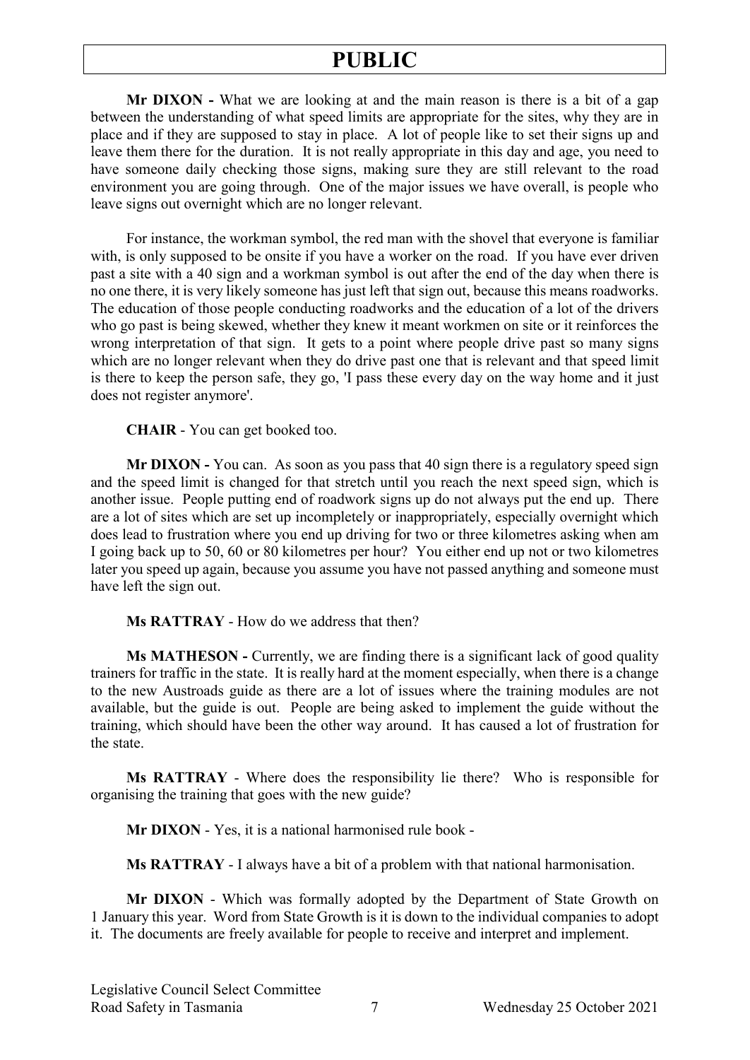**Mr DIXON -** What we are looking at and the main reason is there is a bit of a gap between the understanding of what speed limits are appropriate for the sites, why they are in place and if they are supposed to stay in place. A lot of people like to set their signs up and leave them there for the duration. It is not really appropriate in this day and age, you need to have someone daily checking those signs, making sure they are still relevant to the road environment you are going through. One of the major issues we have overall, is people who leave signs out overnight which are no longer relevant.

For instance, the workman symbol, the red man with the shovel that everyone is familiar with, is only supposed to be onsite if you have a worker on the road. If you have ever driven past a site with a 40 sign and a workman symbol is out after the end of the day when there is no one there, it is very likely someone has just left that sign out, because this means roadworks. The education of those people conducting roadworks and the education of a lot of the drivers who go past is being skewed, whether they knew it meant workmen on site or it reinforces the wrong interpretation of that sign. It gets to a point where people drive past so many signs which are no longer relevant when they do drive past one that is relevant and that speed limit is there to keep the person safe, they go, 'I pass these every day on the way home and it just does not register anymore'.

**CHAIR** - You can get booked too.

**Mr DIXON -** You can. As soon as you pass that 40 sign there is a regulatory speed sign and the speed limit is changed for that stretch until you reach the next speed sign, which is another issue. People putting end of roadwork signs up do not always put the end up. There are a lot of sites which are set up incompletely or inappropriately, especially overnight which does lead to frustration where you end up driving for two or three kilometres asking when am I going back up to 50, 60 or 80 kilometres per hour? You either end up not or two kilometres later you speed up again, because you assume you have not passed anything and someone must have left the sign out.

**Ms RATTRAY** - How do we address that then?

**Ms MATHESON -** Currently, we are finding there is a significant lack of good quality trainers for traffic in the state. It is really hard at the moment especially, when there is a change to the new Austroads guide as there are a lot of issues where the training modules are not available, but the guide is out. People are being asked to implement the guide without the training, which should have been the other way around. It has caused a lot of frustration for the state.

**Ms RATTRAY** - Where does the responsibility lie there? Who is responsible for organising the training that goes with the new guide?

**Mr DIXON** - Yes, it is a national harmonised rule book -

**Ms RATTRAY** - I always have a bit of a problem with that national harmonisation.

**Mr DIXON** - Which was formally adopted by the Department of State Growth on 1 January this year. Word from State Growth is it is down to the individual companies to adopt it. The documents are freely available for people to receive and interpret and implement.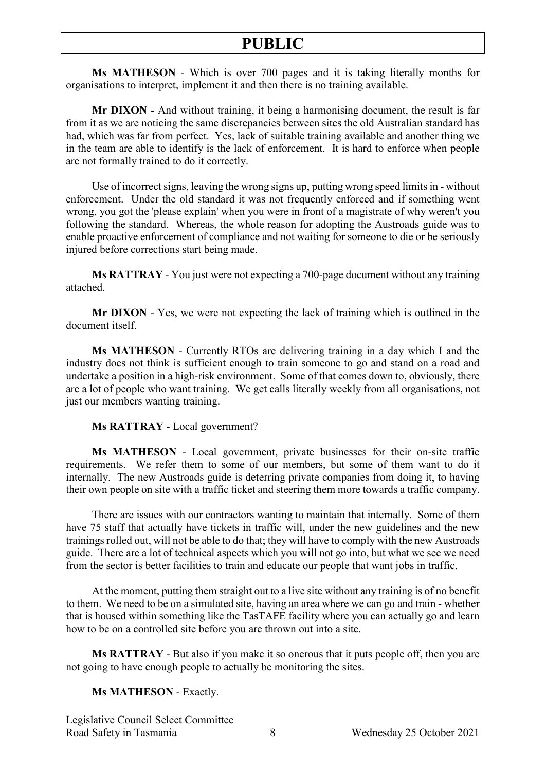**Ms MATHESON** - Which is over 700 pages and it is taking literally months for organisations to interpret, implement it and then there is no training available.

**Mr DIXON** - And without training, it being a harmonising document, the result is far from it as we are noticing the same discrepancies between sites the old Australian standard has had, which was far from perfect. Yes, lack of suitable training available and another thing we in the team are able to identify is the lack of enforcement. It is hard to enforce when people are not formally trained to do it correctly.

Use of incorrect signs, leaving the wrong signs up, putting wrong speed limits in - without enforcement. Under the old standard it was not frequently enforced and if something went wrong, you got the 'please explain' when you were in front of a magistrate of why weren't you following the standard. Whereas, the whole reason for adopting the Austroads guide was to enable proactive enforcement of compliance and not waiting for someone to die or be seriously injured before corrections start being made.

**Ms RATTRAY** - You just were not expecting a 700-page document without any training attached.

**Mr DIXON** - Yes, we were not expecting the lack of training which is outlined in the document itself.

**Ms MATHESON** - Currently RTOs are delivering training in a day which I and the industry does not think is sufficient enough to train someone to go and stand on a road and undertake a position in a high-risk environment. Some of that comes down to, obviously, there are a lot of people who want training. We get calls literally weekly from all organisations, not just our members wanting training.

**Ms RATTRAY** - Local government?

**Ms MATHESON** - Local government, private businesses for their on-site traffic requirements. We refer them to some of our members, but some of them want to do it internally. The new Austroads guide is deterring private companies from doing it, to having their own people on site with a traffic ticket and steering them more towards a traffic company.

There are issues with our contractors wanting to maintain that internally. Some of them have 75 staff that actually have tickets in traffic will, under the new guidelines and the new trainings rolled out, will not be able to do that; they will have to comply with the new Austroads guide. There are a lot of technical aspects which you will not go into, but what we see we need from the sector is better facilities to train and educate our people that want jobs in traffic.

At the moment, putting them straight out to a live site without any training is of no benefit to them. We need to be on a simulated site, having an area where we can go and train - whether that is housed within something like the TasTAFE facility where you can actually go and learn how to be on a controlled site before you are thrown out into a site.

**Ms RATTRAY** - But also if you make it so onerous that it puts people off, then you are not going to have enough people to actually be monitoring the sites.

**Ms MATHESON** - Exactly.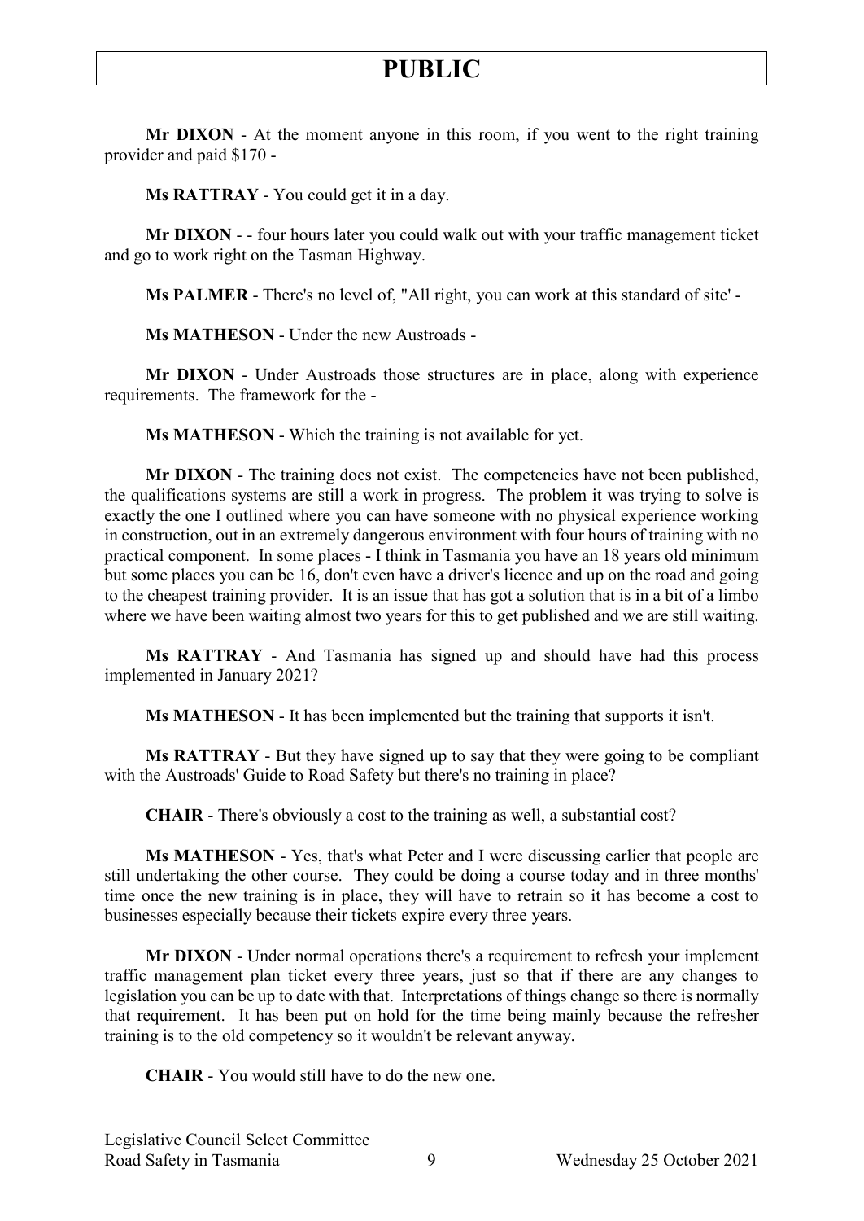**Mr DIXON** - At the moment anyone in this room, if you went to the right training provider and paid $170 -

**Ms RATTRAY** - You could get it in a day.

**Mr DIXON** - - four hours later you could walk out with your traffic management ticket and go to work right on the Tasman Highway.

**Ms PALMER** - There's no level of, "All right, you can work at this standard of site' -

**Ms MATHESON** - Under the new Austroads -

**Mr DIXON** - Under Austroads those structures are in place, along with experience requirements. The framework for the -

**Ms MATHESON** - Which the training is not available for yet.

**Mr DIXON** - The training does not exist. The competencies have not been published, the qualifications systems are still a work in progress. The problem it was trying to solve is exactly the one I outlined where you can have someone with no physical experience working in construction, out in an extremely dangerous environment with four hours of training with no practical component. In some places - I think in Tasmania you have an 18 years old minimum but some places you can be 16, don't even have a driver's licence and up on the road and going to the cheapest training provider. It is an issue that has got a solution that is in a bit of a limbo where we have been waiting almost two years for this to get published and we are still waiting.

**Ms RATTRAY** - And Tasmania has signed up and should have had this process implemented in January 2021?

**Ms MATHESON** - It has been implemented but the training that supports it isn't.

**Ms RATTRAY** - But they have signed up to say that they were going to be compliant with the Austroads' Guide to Road Safety but there's no training in place?

**CHAIR** - There's obviously a cost to the training as well, a substantial cost?

**Ms MATHESON** - Yes, that's what Peter and I were discussing earlier that people are still undertaking the other course. They could be doing a course today and in three months' time once the new training is in place, they will have to retrain so it has become a cost to businesses especially because their tickets expire every three years.

**Mr DIXON** - Under normal operations there's a requirement to refresh your implement traffic management plan ticket every three years, just so that if there are any changes to legislation you can be up to date with that. Interpretations of things change so there is normally that requirement. It has been put on hold for the time being mainly because the refresher training is to the old competency so it wouldn't be relevant anyway.

**CHAIR** - You would still have to do the new one.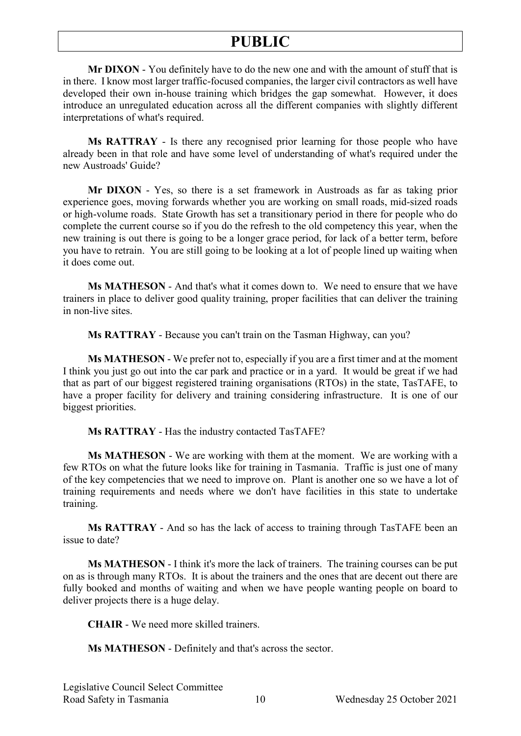**Mr DIXON** - You definitely have to do the new one and with the amount of stuff that is in there. I know most larger traffic-focused companies, the larger civil contractors as well have developed their own in-house training which bridges the gap somewhat. However, it does introduce an unregulated education across all the different companies with slightly different interpretations of what's required.

**Ms RATTRAY** - Is there any recognised prior learning for those people who have already been in that role and have some level of understanding of what's required under the new Austroads' Guide?

**Mr DIXON** - Yes, so there is a set framework in Austroads as far as taking prior experience goes, moving forwards whether you are working on small roads, mid-sized roads or high-volume roads. State Growth has set a transitionary period in there for people who do complete the current course so if you do the refresh to the old competency this year, when the new training is out there is going to be a longer grace period, for lack of a better term, before you have to retrain. You are still going to be looking at a lot of people lined up waiting when it does come out.

**Ms MATHESON** - And that's what it comes down to. We need to ensure that we have trainers in place to deliver good quality training, proper facilities that can deliver the training in non-live sites.

**Ms RATTRAY** - Because you can't train on the Tasman Highway, can you?

**Ms MATHESON** - We prefer not to, especially if you are a first timer and at the moment I think you just go out into the car park and practice or in a yard. It would be great if we had that as part of our biggest registered training organisations (RTOs) in the state, TasTAFE, to have a proper facility for delivery and training considering infrastructure. It is one of our biggest priorities.

**Ms RATTRAY** - Has the industry contacted TasTAFE?

**Ms MATHESON** - We are working with them at the moment. We are working with a few RTOs on what the future looks like for training in Tasmania. Traffic is just one of many of the key competencies that we need to improve on. Plant is another one so we have a lot of training requirements and needs where we don't have facilities in this state to undertake training.

**Ms RATTRAY** - And so has the lack of access to training through TasTAFE been an issue to date?

**Ms MATHESON** - I think it's more the lack of trainers. The training courses can be put on as is through many RTOs. It is about the trainers and the ones that are decent out there are fully booked and months of waiting and when we have people wanting people on board to deliver projects there is a huge delay.

**CHAIR** - We need more skilled trainers.

**Ms MATHESON** - Definitely and that's across the sector.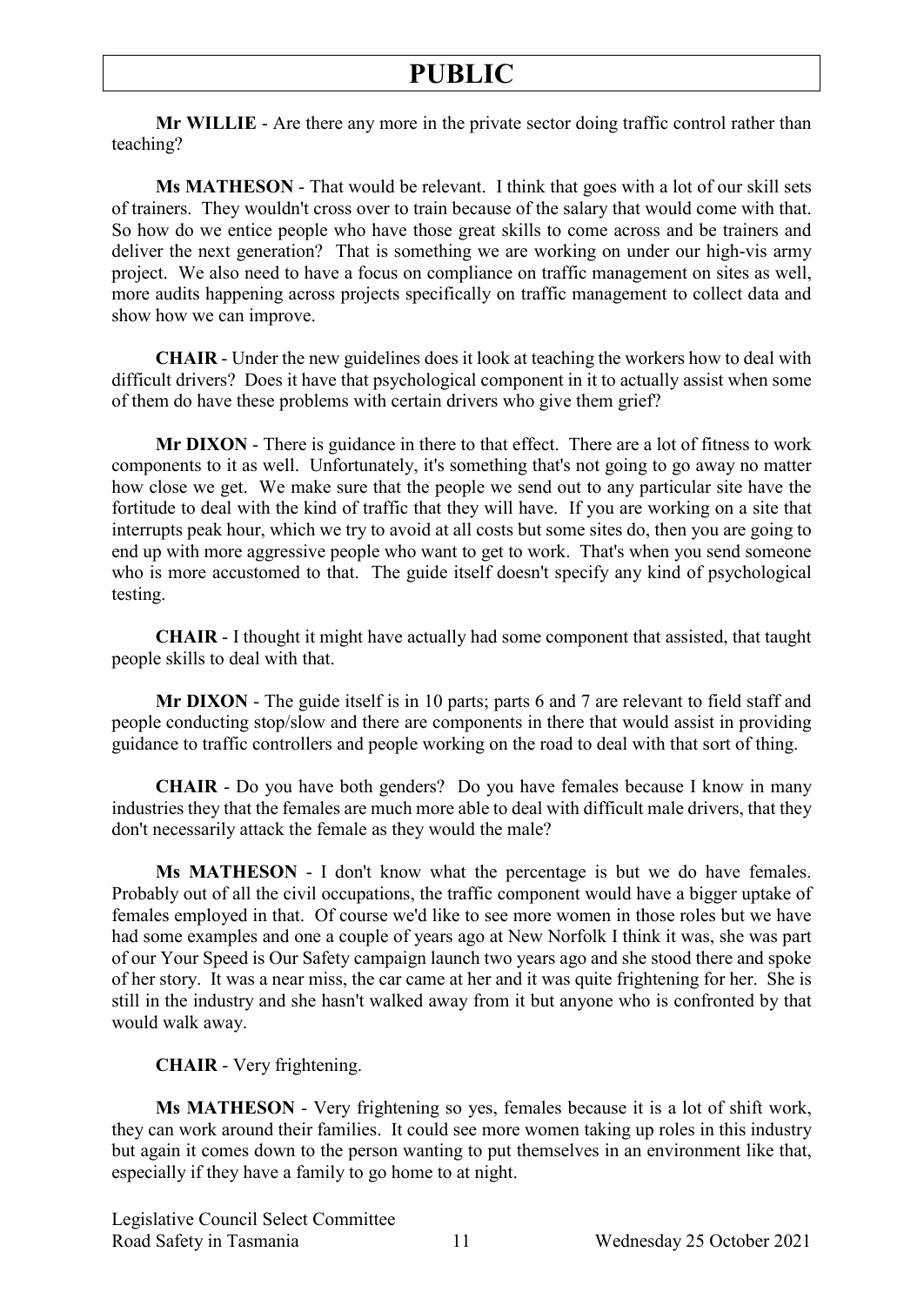**Mr WILLIE** - Are there any more in the private sector doing traffic control rather than teaching?

**Ms MATHESON** - That would be relevant. I think that goes with a lot of our skill sets of trainers. They wouldn't cross over to train because of the salary that would come with that. So how do we entice people who have those great skills to come across and be trainers and deliver the next generation? That is something we are working on under our high-vis army project. We also need to have a focus on compliance on traffic management on sites as well, more audits happening across projects specifically on traffic management to collect data and show how we can improve.

**CHAIR** - Under the new guidelines does it look at teaching the workers how to deal with difficult drivers? Does it have that psychological component in it to actually assist when some of them do have these problems with certain drivers who give them grief?

**Mr DIXON** - There is guidance in there to that effect. There are a lot of fitness to work components to it as well. Unfortunately, it's something that's not going to go away no matter how close we get. We make sure that the people we send out to any particular site have the fortitude to deal with the kind of traffic that they will have. If you are working on a site that interrupts peak hour, which we try to avoid at all costs but some sites do, then you are going to end up with more aggressive people who want to get to work. That's when you send someone who is more accustomed to that. The guide itself doesn't specify any kind of psychological testing.

**CHAIR** - I thought it might have actually had some component that assisted, that taught people skills to deal with that.

**Mr DIXON** - The guide itself is in 10 parts; parts 6 and 7 are relevant to field staff and people conducting stop/slow and there are components in there that would assist in providing guidance to traffic controllers and people working on the road to deal with that sort of thing.

**CHAIR** - Do you have both genders? Do you have females because I know in many industries they that the females are much more able to deal with difficult male drivers, that they don't necessarily attack the female as they would the male?

**Ms MATHESON** - I don't know what the percentage is but we do have females. Probably out of all the civil occupations, the traffic component would have a bigger uptake of females employed in that. Of course we'd like to see more women in those roles but we have had some examples and one a couple of years ago at New Norfolk I think it was, she was part of our Your Speed is Our Safety campaign launch two years ago and she stood there and spoke of her story. It was a near miss, the car came at her and it was quite frightening for her. She is still in the industry and she hasn't walked away from it but anyone who is confronted by that would walk away.

**CHAIR** - Very frightening.

**Ms MATHESON** - Very frightening so yes, females because it is a lot of shift work, they can work around their families. It could see more women taking up roles in this industry but again it comes down to the person wanting to put themselves in an environment like that, especially if they have a family to go home to at night.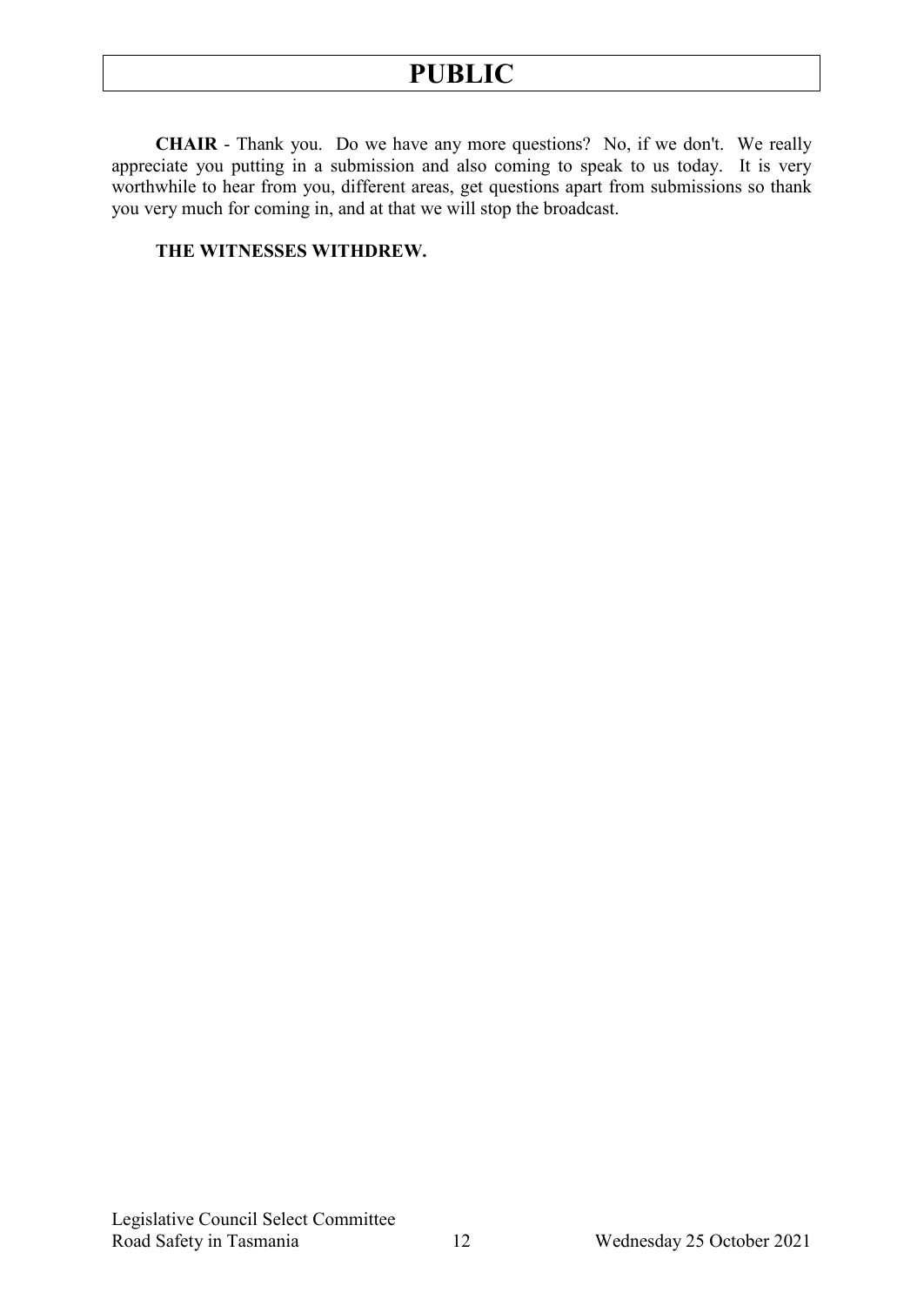**CHAIR** - Thank you. Do we have any more questions? No, if we don't. We really appreciate you putting in a submission and also coming to speak to us today. It is very worthwhile to hear from you, different areas, get questions apart from submissions so thank you very much for coming in, and at that we will stop the broadcast.

**THE WITNESSES WITHDREW.**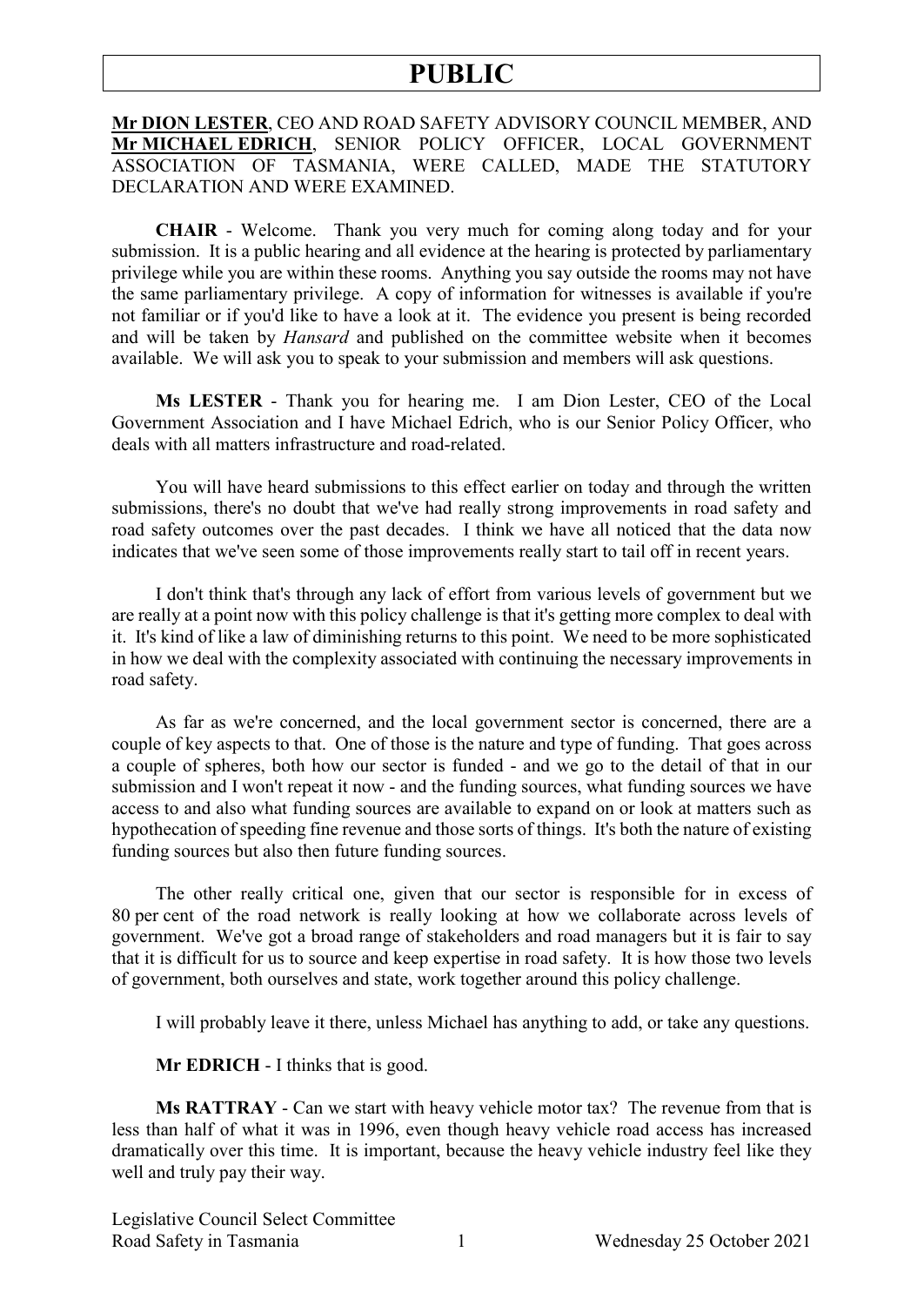**Mr DION LESTER**, CEO AND ROAD SAFETY ADVISORY COUNCIL MEMBER, AND **Mr MICHAEL EDRICH**, SENIOR POLICY OFFICER, LOCAL GOVERNMENT ASSOCIATION OF TASMANIA, WERE CALLED, MADE THE STATUTORY DECLARATION AND WERE EXAMINED.

**CHAIR** - Welcome. Thank you very much for coming along today and for your submission. It is a public hearing and all evidence at the hearing is protected by parliamentary privilege while you are within these rooms. Anything you say outside the rooms may not have the same parliamentary privilege. A copy of information for witnesses is available if you're not familiar or if you'd like to have a look at it. The evidence you present is being recorded and will be taken by *Hansard* and published on the committee website when it becomes available. We will ask you to speak to your submission and members will ask questions.

**Ms LESTER** - Thank you for hearing me. I am Dion Lester, CEO of the Local Government Association and I have Michael Edrich, who is our Senior Policy Officer, who deals with all matters infrastructure and road-related.

You will have heard submissions to this effect earlier on today and through the written submissions, there's no doubt that we've had really strong improvements in road safety and road safety outcomes over the past decades. I think we have all noticed that the data now indicates that we've seen some of those improvements really start to tail off in recent years.

I don't think that's through any lack of effort from various levels of government but we are really at a point now with this policy challenge is that it's getting more complex to deal with it. It's kind of like a law of diminishing returns to this point. We need to be more sophisticated in how we deal with the complexity associated with continuing the necessary improvements in road safety.

As far as we're concerned, and the local government sector is concerned, there are a couple of key aspects to that. One of those is the nature and type of funding. That goes across a couple of spheres, both how our sector is funded - and we go to the detail of that in our submission and I won't repeat it now - and the funding sources, what funding sources we have access to and also what funding sources are available to expand on or look at matters such as hypothecation of speeding fine revenue and those sorts of things. It's both the nature of existing funding sources but also then future funding sources.

The other really critical one, given that our sector is responsible for in excess of 80 per cent of the road network is really looking at how we collaborate across levels of government. We've got a broad range of stakeholders and road managers but it is fair to say that it is difficult for us to source and keep expertise in road safety. It is how those two levels of government, both ourselves and state, work together around this policy challenge.

I will probably leave it there, unless Michael has anything to add, or take any questions.

**Mr EDRICH** - I thinks that is good.

**Ms RATTRAY** - Can we start with heavy vehicle motor tax? The revenue from that is less than half of what it was in 1996, even though heavy vehicle road access has increased dramatically over this time. It is important, because the heavy vehicle industry feel like they well and truly pay their way.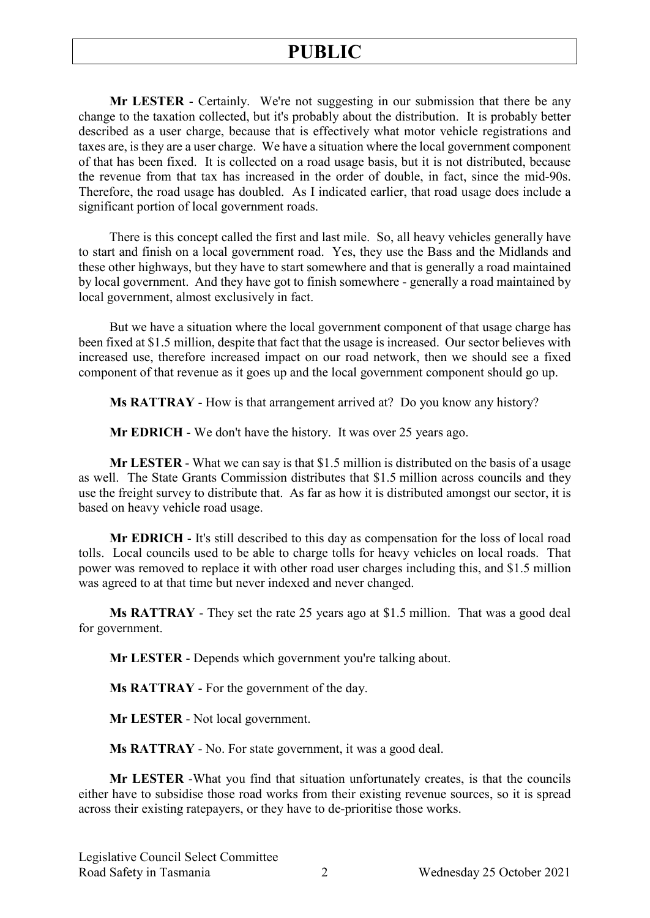**Mr LESTER** - Certainly. We're not suggesting in our submission that there be any change to the taxation collected, but it's probably about the distribution. It is probably better described as a user charge, because that is effectively what motor vehicle registrations and taxes are, is they are a user charge. We have a situation where the local government component of that has been fixed. It is collected on a road usage basis, but it is not distributed, because the revenue from that tax has increased in the order of double, in fact, since the mid-90s. Therefore, the road usage has doubled. As I indicated earlier, that road usage does include a significant portion of local government roads.

There is this concept called the first and last mile. So, all heavy vehicles generally have to start and finish on a local government road. Yes, they use the Bass and the Midlands and these other highways, but they have to start somewhere and that is generally a road maintained by local government. And they have got to finish somewhere - generally a road maintained by local government, almost exclusively in fact.

But we have a situation where the local government component of that usage charge has been fixed at $1.5 million, despite that fact that the usage is increased. Our sector believes with increased use, therefore increased impact on our road network, then we should see a fixed component of that revenue as it goes up and the local government component should go up.

**Ms RATTRAY** - How is that arrangement arrived at? Do you know any history?

**Mr EDRICH** - We don't have the history. It was over 25 years ago.

**Mr LESTER** - What we can say is that $1.5 million is distributed on the basis of a usage as well. The State Grants Commission distributes that $1.5 million across councils and they use the freight survey to distribute that. As far as how it is distributed amongst our sector, it is based on heavy vehicle road usage.

**Mr EDRICH** - It's still described to this day as compensation for the loss of local road tolls. Local councils used to be able to charge tolls for heavy vehicles on local roads. That power was removed to replace it with other road user charges including this, and $1.5 million was agreed to at that time but never indexed and never changed.

**Ms RATTRAY** - They set the rate 25 years ago at $1.5 million. That was a good deal for government.

**Mr LESTER** - Depends which government you're talking about.

**Ms RATTRAY** - For the government of the day.

**Mr LESTER** - Not local government.

**Ms RATTRAY** - No. For state government, it was a good deal.

**Mr LESTER** -What you find that situation unfortunately creates, is that the councils either have to subsidise those road works from their existing revenue sources, so it is spread across their existing ratepayers, or they have to de-prioritise those works.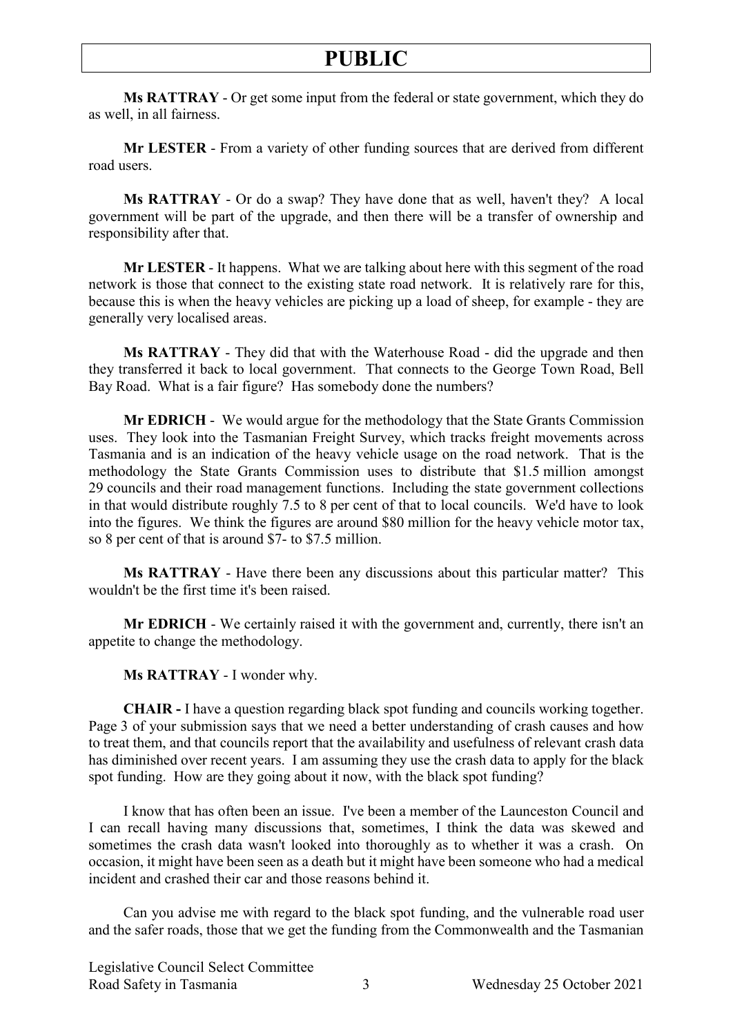**Ms RATTRAY** - Or get some input from the federal or state government, which they do as well, in all fairness.

**Mr LESTER** - From a variety of other funding sources that are derived from different road users.

**Ms RATTRAY** - Or do a swap? They have done that as well, haven't they? A local government will be part of the upgrade, and then there will be a transfer of ownership and responsibility after that.

**Mr LESTER** - It happens. What we are talking about here with this segment of the road network is those that connect to the existing state road network. It is relatively rare for this, because this is when the heavy vehicles are picking up a load of sheep, for example - they are generally very localised areas.

**Ms RATTRAY** - They did that with the Waterhouse Road - did the upgrade and then they transferred it back to local government. That connects to the George Town Road, Bell Bay Road. What is a fair figure? Has somebody done the numbers?

**Mr EDRICH** - We would argue for the methodology that the State Grants Commission uses. They look into the Tasmanian Freight Survey, which tracks freight movements across Tasmania and is an indication of the heavy vehicle usage on the road network. That is the methodology the State Grants Commission uses to distribute that $1.5 million amongst 29 councils and their road management functions. Including the state government collections in that would distribute roughly 7.5 to 8 per cent of that to local councils. We'd have to look into the figures. We think the figures are around $80 million for the heavy vehicle motor tax, so 8 per cent of that is around $7- to $7.5 million.

**Ms RATTRAY** - Have there been any discussions about this particular matter? This wouldn't be the first time it's been raised.

**Mr EDRICH** - We certainly raised it with the government and, currently, there isn't an appetite to change the methodology.

**Ms RATTRAY** - I wonder why.

**CHAIR -** I have a question regarding black spot funding and councils working together. Page 3 of your submission says that we need a better understanding of crash causes and how to treat them, and that councils report that the availability and usefulness of relevant crash data has diminished over recent years. I am assuming they use the crash data to apply for the black spot funding. How are they going about it now, with the black spot funding?

I know that has often been an issue. I've been a member of the Launceston Council and I can recall having many discussions that, sometimes, I think the data was skewed and sometimes the crash data wasn't looked into thoroughly as to whether it was a crash. On occasion, it might have been seen as a death but it might have been someone who had a medical incident and crashed their car and those reasons behind it.

Can you advise me with regard to the black spot funding, and the vulnerable road user and the safer roads, those that we get the funding from the Commonwealth and the Tasmanian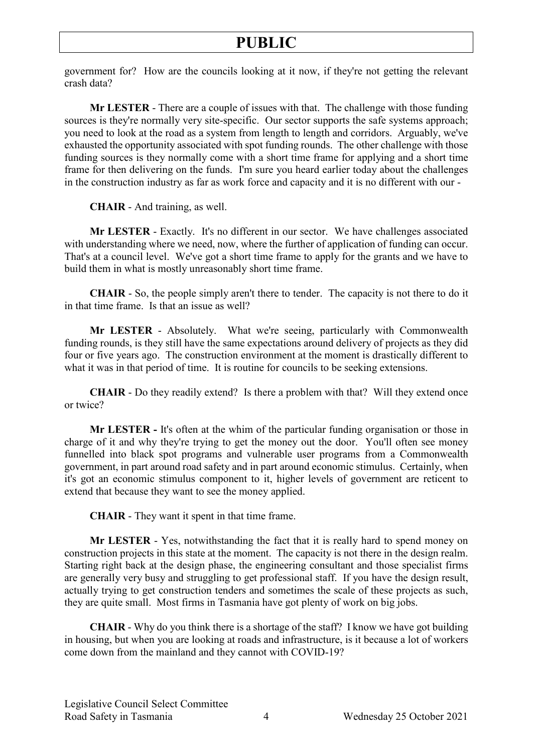government for? How are the councils looking at it now, if they're not getting the relevant crash data?

**Mr LESTER** - There are a couple of issues with that. The challenge with those funding sources is they're normally very site-specific. Our sector supports the safe systems approach; you need to look at the road as a system from length to length and corridors. Arguably, we've exhausted the opportunity associated with spot funding rounds. The other challenge with those funding sources is they normally come with a short time frame for applying and a short time frame for then delivering on the funds. I'm sure you heard earlier today about the challenges in the construction industry as far as work force and capacity and it is no different with our -

**CHAIR** - And training, as well.

**Mr LESTER** - Exactly. It's no different in our sector. We have challenges associated with understanding where we need, now, where the further of application of funding can occur. That's at a council level. We've got a short time frame to apply for the grants and we have to build them in what is mostly unreasonably short time frame.

**CHAIR** - So, the people simply aren't there to tender. The capacity is not there to do it in that time frame. Is that an issue as well?

**Mr LESTER** - Absolutely. What we're seeing, particularly with Commonwealth funding rounds, is they still have the same expectations around delivery of projects as they did four or five years ago. The construction environment at the moment is drastically different to what it was in that period of time. It is routine for councils to be seeking extensions.

**CHAIR** - Do they readily extend? Is there a problem with that? Will they extend once or twice?

**Mr LESTER -** It's often at the whim of the particular funding organisation or those in charge of it and why they're trying to get the money out the door. You'll often see money funnelled into black spot programs and vulnerable user programs from a Commonwealth government, in part around road safety and in part around economic stimulus. Certainly, when it's got an economic stimulus component to it, higher levels of government are reticent to extend that because they want to see the money applied.

**CHAIR** - They want it spent in that time frame.

**Mr LESTER** - Yes, notwithstanding the fact that it is really hard to spend money on construction projects in this state at the moment. The capacity is not there in the design realm. Starting right back at the design phase, the engineering consultant and those specialist firms are generally very busy and struggling to get professional staff. If you have the design result, actually trying to get construction tenders and sometimes the scale of these projects as such, they are quite small. Most firms in Tasmania have got plenty of work on big jobs.

**CHAIR** - Why do you think there is a shortage of the staff? I know we have got building in housing, but when you are looking at roads and infrastructure, is it because a lot of workers come down from the mainland and they cannot with COVID-19?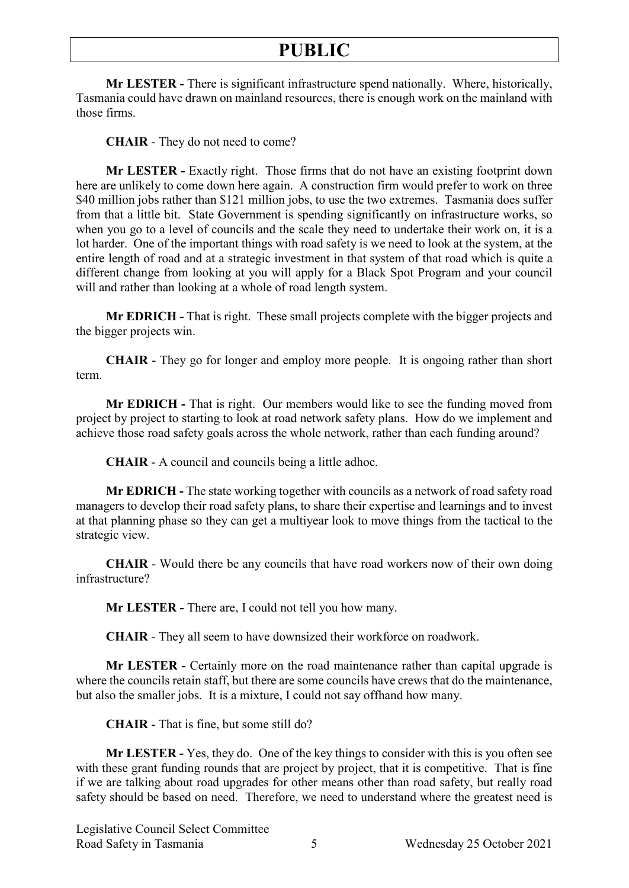**Mr LESTER -** There is significant infrastructure spend nationally. Where, historically, Tasmania could have drawn on mainland resources, there is enough work on the mainland with those firms.

**CHAIR** - They do not need to come?

**Mr LESTER -** Exactly right. Those firms that do not have an existing footprint down here are unlikely to come down here again. A construction firm would prefer to work on three $40 million jobs rather than $121 million jobs, to use the two extremes. Tasmania does suffer from that a little bit. State Government is spending significantly on infrastructure works, so when you go to a level of councils and the scale they need to undertake their work on, it is a lot harder. One of the important things with road safety is we need to look at the system, at the entire length of road and at a strategic investment in that system of that road which is quite a different change from looking at you will apply for a Black Spot Program and your council will and rather than looking at a whole of road length system.

**Mr EDRICH -** That is right. These small projects complete with the bigger projects and the bigger projects win.

**CHAIR** - They go for longer and employ more people. It is ongoing rather than short term.

**Mr EDRICH -** That is right. Our members would like to see the funding moved from project by project to starting to look at road network safety plans. How do we implement and achieve those road safety goals across the whole network, rather than each funding around?

**CHAIR** - A council and councils being a little adhoc.

**Mr EDRICH -** The state working together with councils as a network of road safety road managers to develop their road safety plans, to share their expertise and learnings and to invest at that planning phase so they can get a multiyear look to move things from the tactical to the strategic view.

**CHAIR** - Would there be any councils that have road workers now of their own doing infrastructure?

**Mr LESTER -** There are, I could not tell you how many.

**CHAIR** - They all seem to have downsized their workforce on roadwork.

**Mr LESTER -** Certainly more on the road maintenance rather than capital upgrade is where the councils retain staff, but there are some councils have crews that do the maintenance, but also the smaller jobs. It is a mixture, I could not say offhand how many.

**CHAIR** - That is fine, but some still do?

**Mr LESTER -** Yes, they do. One of the key things to consider with this is you often see with these grant funding rounds that are project by project, that it is competitive. That is fine if we are talking about road upgrades for other means other than road safety, but really road safety should be based on need. Therefore, we need to understand where the greatest need is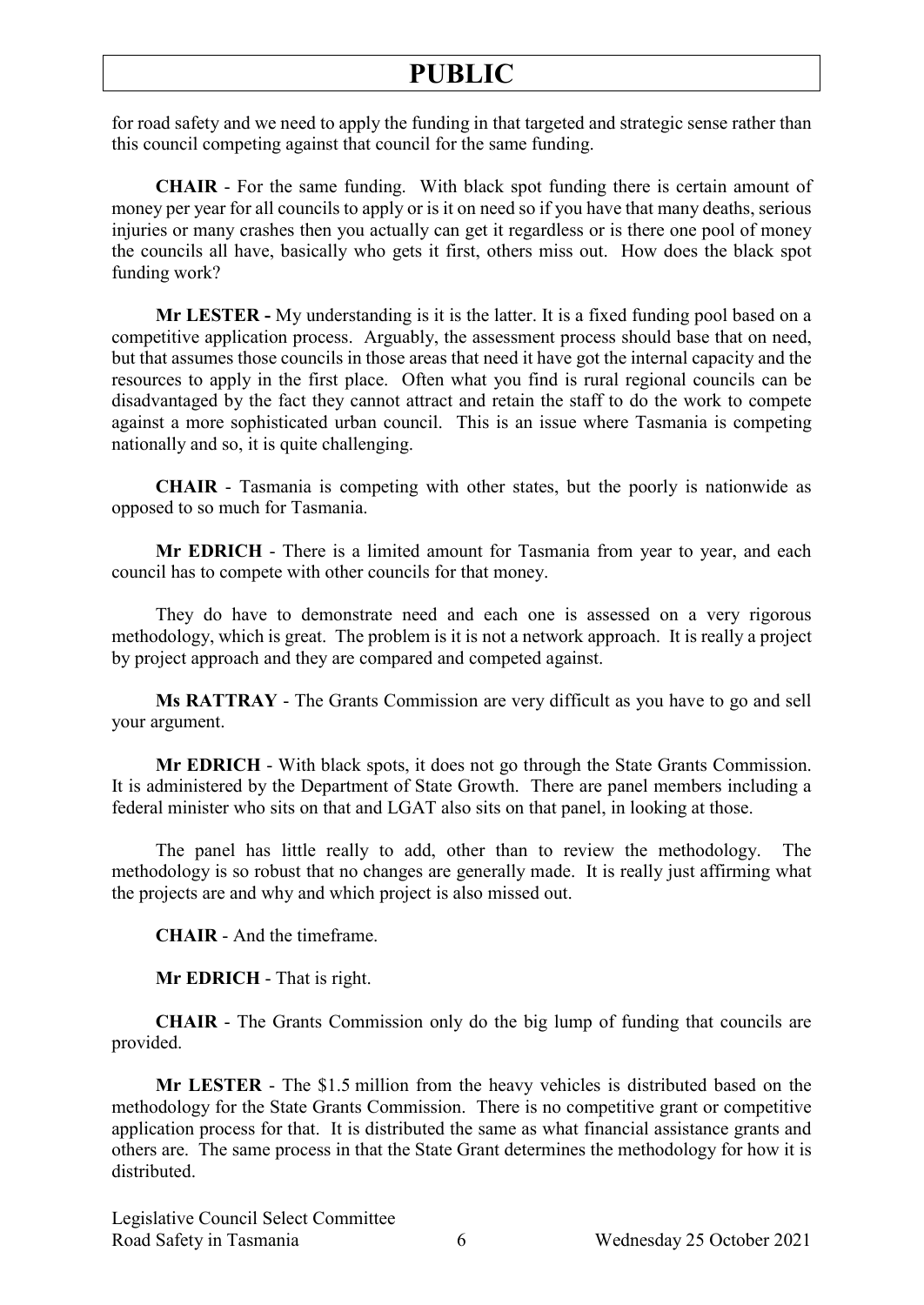for road safety and we need to apply the funding in that targeted and strategic sense rather than this council competing against that council for the same funding.

**CHAIR** - For the same funding. With black spot funding there is certain amount of money per year for all councils to apply or is it on need so if you have that many deaths, serious injuries or many crashes then you actually can get it regardless or is there one pool of money the councils all have, basically who gets it first, others miss out. How does the black spot funding work?

**Mr LESTER -** My understanding is it is the latter. It is a fixed funding pool based on a competitive application process. Arguably, the assessment process should base that on need, but that assumes those councils in those areas that need it have got the internal capacity and the resources to apply in the first place. Often what you find is rural regional councils can be disadvantaged by the fact they cannot attract and retain the staff to do the work to compete against a more sophisticated urban council. This is an issue where Tasmania is competing nationally and so, it is quite challenging.

**CHAIR** - Tasmania is competing with other states, but the poorly is nationwide as opposed to so much for Tasmania.

**Mr EDRICH** - There is a limited amount for Tasmania from year to year, and each council has to compete with other councils for that money.

They do have to demonstrate need and each one is assessed on a very rigorous methodology, which is great. The problem is it is not a network approach. It is really a project by project approach and they are compared and competed against.

**Ms RATTRAY** - The Grants Commission are very difficult as you have to go and sell your argument.

**Mr EDRICH** - With black spots, it does not go through the State Grants Commission. It is administered by the Department of State Growth. There are panel members including a federal minister who sits on that and LGAT also sits on that panel, in looking at those.

The panel has little really to add, other than to review the methodology. The methodology is so robust that no changes are generally made. It is really just affirming what the projects are and why and which project is also missed out.

**CHAIR** - And the timeframe.

**Mr EDRICH** - That is right.

**CHAIR** - The Grants Commission only do the big lump of funding that councils are provided.

**Mr LESTER** - The $1.5 million from the heavy vehicles is distributed based on the methodology for the State Grants Commission. There is no competitive grant or competitive application process for that. It is distributed the same as what financial assistance grants and others are. The same process in that the State Grant determines the methodology for how it is distributed.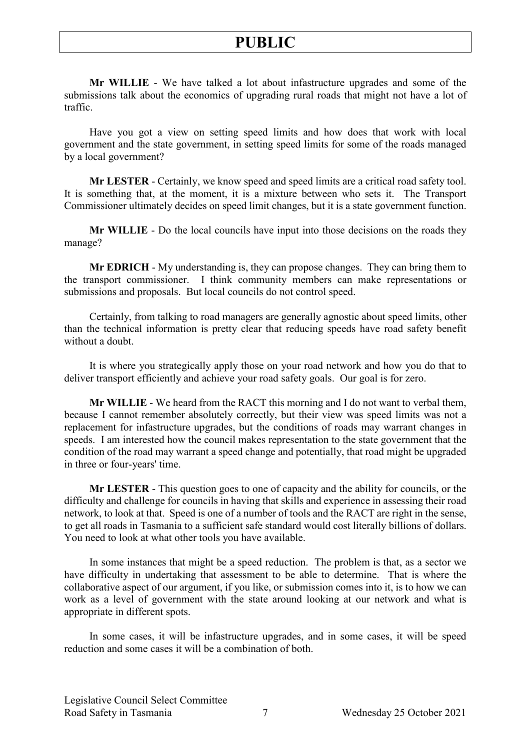**Mr WILLIE** - We have talked a lot about infastructure upgrades and some of the submissions talk about the economics of upgrading rural roads that might not have a lot of traffic.

Have you got a view on setting speed limits and how does that work with local government and the state government, in setting speed limits for some of the roads managed by a local government?

**Mr LESTER** - Certainly, we know speed and speed limits are a critical road safety tool. It is something that, at the moment, it is a mixture between who sets it. The Transport Commissioner ultimately decides on speed limit changes, but it is a state government function.

**Mr WILLIE** - Do the local councils have input into those decisions on the roads they manage?

**Mr EDRICH** - My understanding is, they can propose changes. They can bring them to the transport commissioner. I think community members can make representations or submissions and proposals. But local councils do not control speed.

Certainly, from talking to road managers are generally agnostic about speed limits, other than the technical information is pretty clear that reducing speeds have road safety benefit without a doubt.

It is where you strategically apply those on your road network and how you do that to deliver transport efficiently and achieve your road safety goals. Our goal is for zero.

**Mr WILLIE** - We heard from the RACT this morning and I do not want to verbal them, because I cannot remember absolutely correctly, but their view was speed limits was not a replacement for infastructure upgrades, but the conditions of roads may warrant changes in speeds. I am interested how the council makes representation to the state government that the condition of the road may warrant a speed change and potentially, that road might be upgraded in three or four-years' time.

**Mr LESTER** - This question goes to one of capacity and the ability for councils, or the difficulty and challenge for councils in having that skills and experience in assessing their road network, to look at that. Speed is one of a number of tools and the RACT are right in the sense, to get all roads in Tasmania to a sufficient safe standard would cost literally billions of dollars. You need to look at what other tools you have available.

In some instances that might be a speed reduction. The problem is that, as a sector we have difficulty in undertaking that assessment to be able to determine. That is where the collaborative aspect of our argument, if you like, or submission comes into it, is to how we can work as a level of government with the state around looking at our network and what is appropriate in different spots.

In some cases, it will be infastructure upgrades, and in some cases, it will be speed reduction and some cases it will be a combination of both.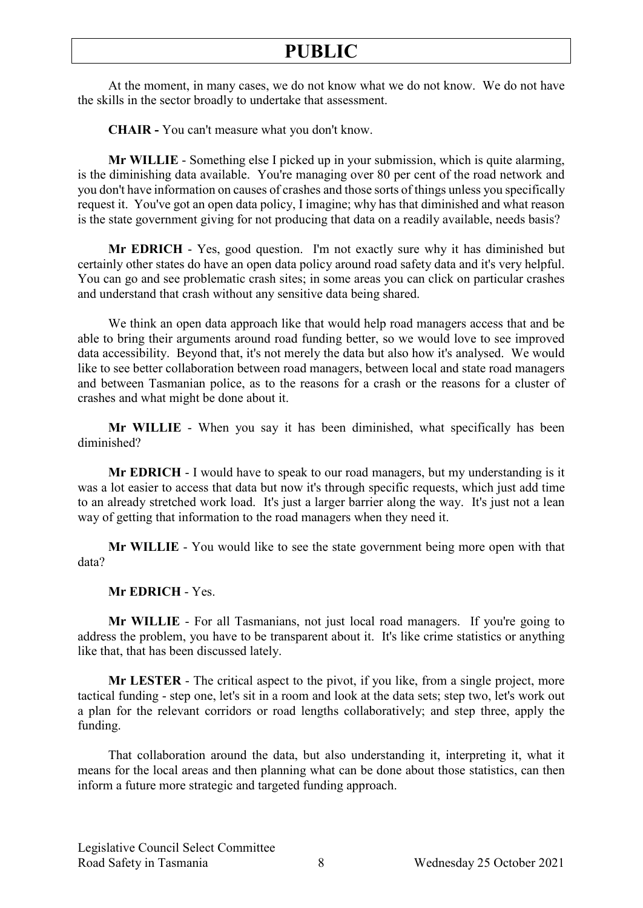At the moment, in many cases, we do not know what we do not know. We do not have the skills in the sector broadly to undertake that assessment.

**CHAIR -** You can't measure what you don't know.

**Mr WILLIE** - Something else I picked up in your submission, which is quite alarming, is the diminishing data available. You're managing over 80 per cent of the road network and you don't have information on causes of crashes and those sorts of things unless you specifically request it. You've got an open data policy, I imagine; why has that diminished and what reason is the state government giving for not producing that data on a readily available, needs basis?

**Mr EDRICH** - Yes, good question. I'm not exactly sure why it has diminished but certainly other states do have an open data policy around road safety data and it's very helpful. You can go and see problematic crash sites; in some areas you can click on particular crashes and understand that crash without any sensitive data being shared.

We think an open data approach like that would help road managers access that and be able to bring their arguments around road funding better, so we would love to see improved data accessibility. Beyond that, it's not merely the data but also how it's analysed. We would like to see better collaboration between road managers, between local and state road managers and between Tasmanian police, as to the reasons for a crash or the reasons for a cluster of crashes and what might be done about it.

**Mr WILLIE** - When you say it has been diminished, what specifically has been diminished?

**Mr EDRICH** - I would have to speak to our road managers, but my understanding is it was a lot easier to access that data but now it's through specific requests, which just add time to an already stretched work load. It's just a larger barrier along the way. It's just not a lean way of getting that information to the road managers when they need it.

**Mr WILLIE** - You would like to see the state government being more open with that data?

**Mr EDRICH** - Yes.

**Mr WILLIE** - For all Tasmanians, not just local road managers. If you're going to address the problem, you have to be transparent about it. It's like crime statistics or anything like that, that has been discussed lately.

**Mr LESTER** - The critical aspect to the pivot, if you like, from a single project, more tactical funding - step one, let's sit in a room and look at the data sets; step two, let's work out a plan for the relevant corridors or road lengths collaboratively; and step three, apply the funding.

That collaboration around the data, but also understanding it, interpreting it, what it means for the local areas and then planning what can be done about those statistics, can then inform a future more strategic and targeted funding approach.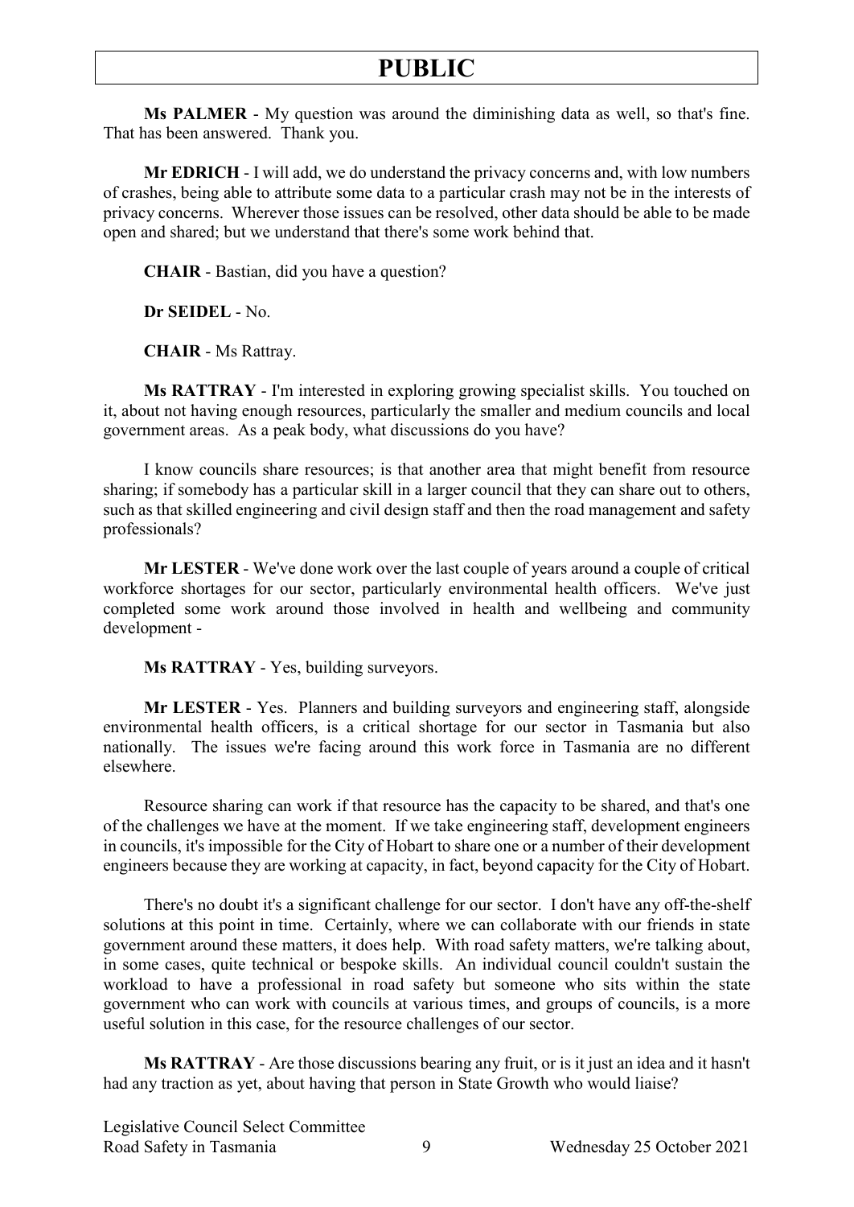**Ms PALMER** - My question was around the diminishing data as well, so that's fine. That has been answered. Thank you.

**Mr EDRICH** - I will add, we do understand the privacy concerns and, with low numbers of crashes, being able to attribute some data to a particular crash may not be in the interests of privacy concerns. Wherever those issues can be resolved, other data should be able to be made open and shared; but we understand that there's some work behind that.

**CHAIR** - Bastian, did you have a question?

**Dr SEIDEL** - No.

**CHAIR** - Ms Rattray.

**Ms RATTRAY** - I'm interested in exploring growing specialist skills. You touched on it, about not having enough resources, particularly the smaller and medium councils and local government areas. As a peak body, what discussions do you have?

I know councils share resources; is that another area that might benefit from resource sharing; if somebody has a particular skill in a larger council that they can share out to others, such as that skilled engineering and civil design staff and then the road management and safety professionals?

**Mr LESTER** - We've done work over the last couple of years around a couple of critical workforce shortages for our sector, particularly environmental health officers. We've just completed some work around those involved in health and wellbeing and community development -

**Ms RATTRAY** - Yes, building surveyors.

**Mr LESTER** - Yes. Planners and building surveyors and engineering staff, alongside environmental health officers, is a critical shortage for our sector in Tasmania but also nationally. The issues we're facing around this work force in Tasmania are no different elsewhere.

Resource sharing can work if that resource has the capacity to be shared, and that's one of the challenges we have at the moment. If we take engineering staff, development engineers in councils, it's impossible for the City of Hobart to share one or a number of their development engineers because they are working at capacity, in fact, beyond capacity for the City of Hobart.

There's no doubt it's a significant challenge for our sector. I don't have any off-the-shelf solutions at this point in time. Certainly, where we can collaborate with our friends in state government around these matters, it does help. With road safety matters, we're talking about, in some cases, quite technical or bespoke skills. An individual council couldn't sustain the workload to have a professional in road safety but someone who sits within the state government who can work with councils at various times, and groups of councils, is a more useful solution in this case, for the resource challenges of our sector.

**Ms RATTRAY** - Are those discussions bearing any fruit, or is it just an idea and it hasn't had any traction as yet, about having that person in State Growth who would liaise?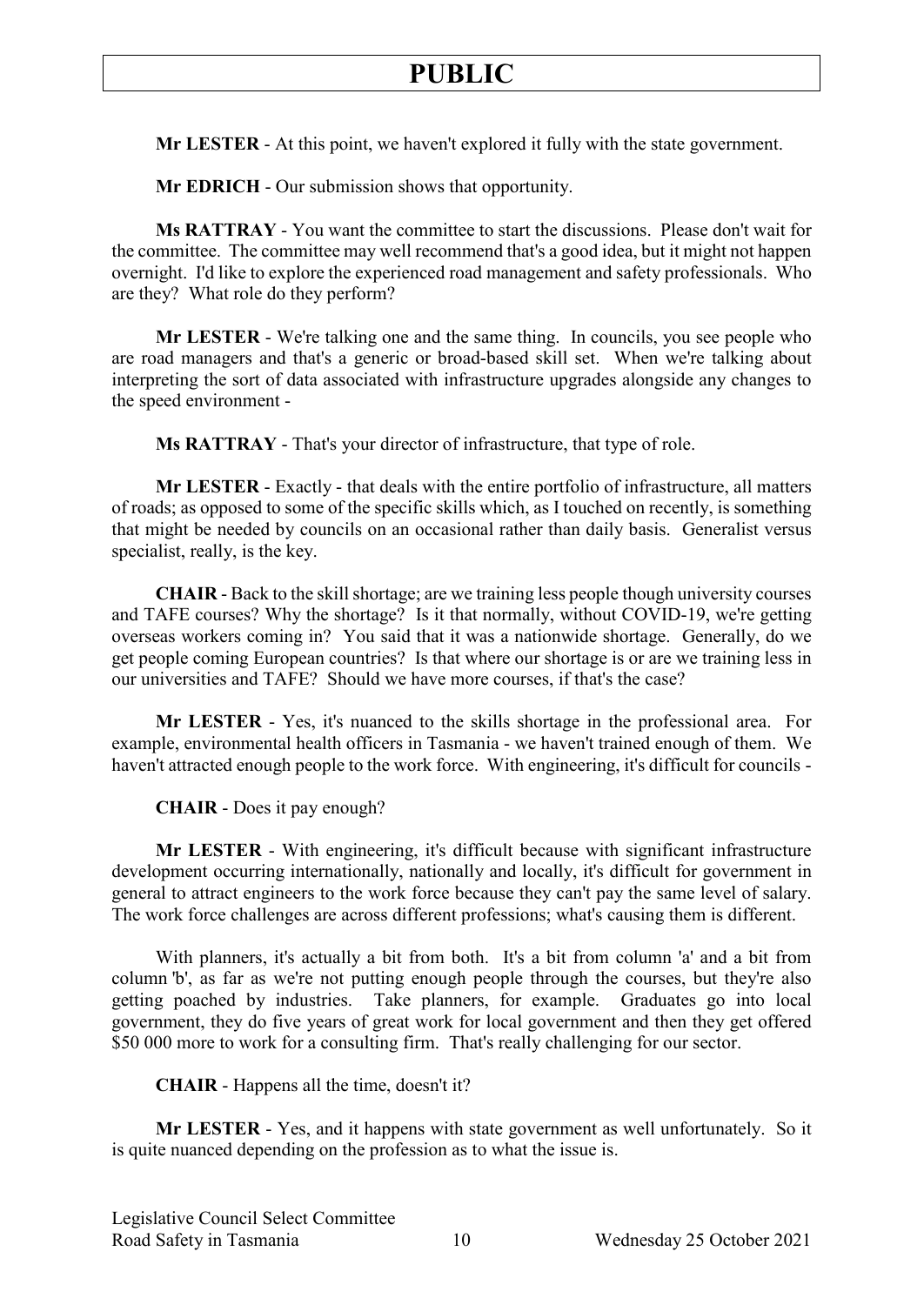**Mr LESTER** - At this point, we haven't explored it fully with the state government.

**Mr EDRICH** - Our submission shows that opportunity.

**Ms RATTRAY** - You want the committee to start the discussions. Please don't wait for the committee. The committee may well recommend that's a good idea, but it might not happen overnight. I'd like to explore the experienced road management and safety professionals. Who are they? What role do they perform?

**Mr LESTER** - We're talking one and the same thing. In councils, you see people who are road managers and that's a generic or broad-based skill set. When we're talking about interpreting the sort of data associated with infrastructure upgrades alongside any changes to the speed environment -

**Ms RATTRAY** - That's your director of infrastructure, that type of role.

**Mr LESTER** - Exactly - that deals with the entire portfolio of infrastructure, all matters of roads; as opposed to some of the specific skills which, as I touched on recently, is something that might be needed by councils on an occasional rather than daily basis. Generalist versus specialist, really, is the key.

**CHAIR** - Back to the skill shortage; are we training less people though university courses and TAFE courses? Why the shortage? Is it that normally, without COVID-19, we're getting overseas workers coming in? You said that it was a nationwide shortage. Generally, do we get people coming European countries? Is that where our shortage is or are we training less in our universities and TAFE? Should we have more courses, if that's the case?

**Mr LESTER** - Yes, it's nuanced to the skills shortage in the professional area. For example, environmental health officers in Tasmania - we haven't trained enough of them. We haven't attracted enough people to the work force. With engineering, it's difficult for councils -

**CHAIR** - Does it pay enough?

**Mr LESTER** - With engineering, it's difficult because with significant infrastructure development occurring internationally, nationally and locally, it's difficult for government in general to attract engineers to the work force because they can't pay the same level of salary. The work force challenges are across different professions; what's causing them is different.

With planners, it's actually a bit from both. It's a bit from column 'a' and a bit from column 'b', as far as we're not putting enough people through the courses, but they're also getting poached by industries. Take planners, for example. Graduates go into local government, they do five years of great work for local government and then they get offered \$50 000 more to work for a consulting firm. That's really challenging for our sector.

**CHAIR** - Happens all the time, doesn't it?

**Mr LESTER** - Yes, and it happens with state government as well unfortunately. So it is quite nuanced depending on the profession as to what the issue is.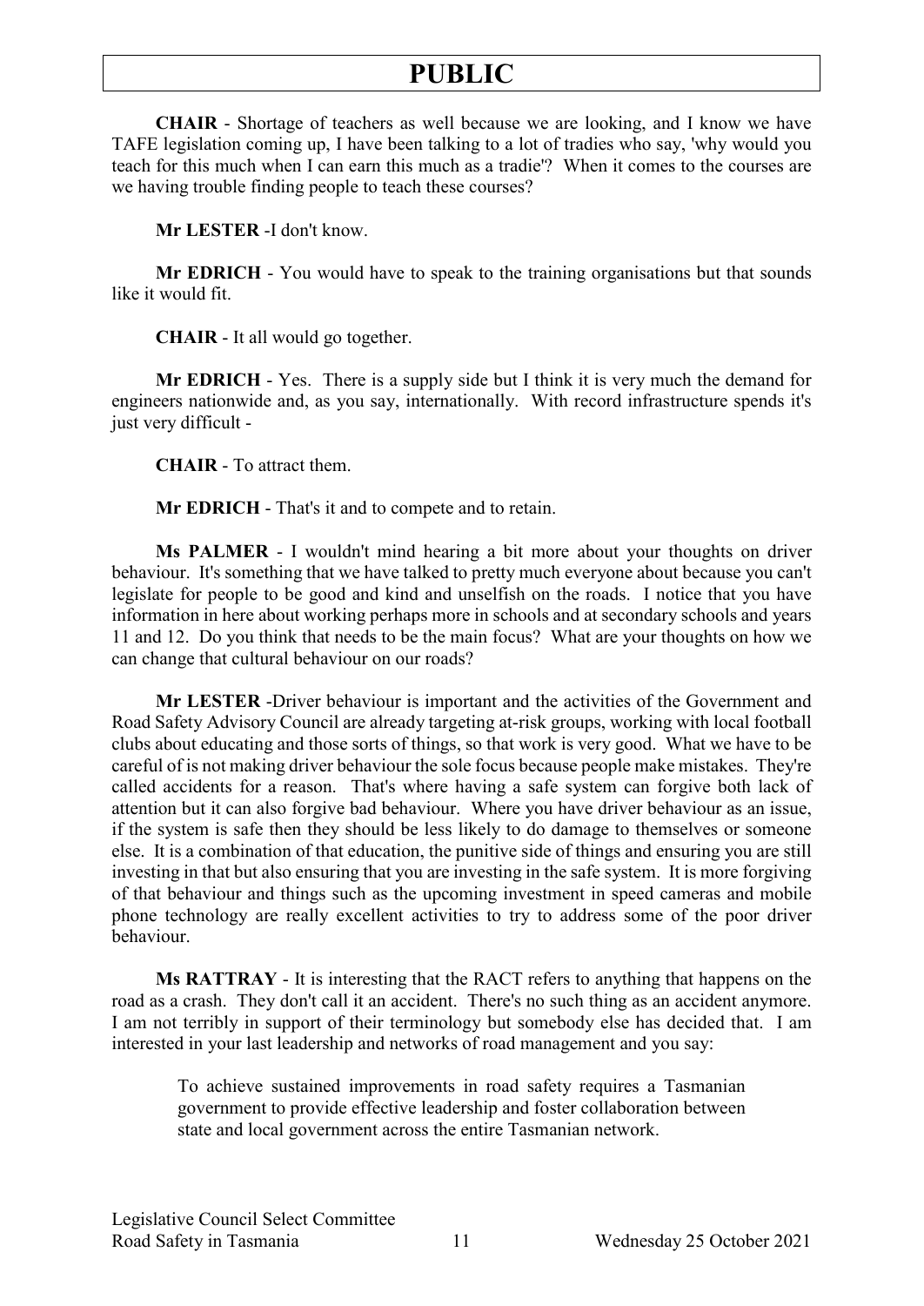**CHAIR** - Shortage of teachers as well because we are looking, and I know we have TAFE legislation coming up, I have been talking to a lot of tradies who say, 'why would you teach for this much when I can earn this much as a tradie'? When it comes to the courses are we having trouble finding people to teach these courses?

**Mr LESTER** -I don't know.

**Mr EDRICH** - You would have to speak to the training organisations but that sounds like it would fit.

**CHAIR** - It all would go together.

**Mr EDRICH** - Yes. There is a supply side but I think it is very much the demand for engineers nationwide and, as you say, internationally. With record infrastructure spends it's just very difficult -

**CHAIR** - To attract them.

**Mr EDRICH** - That's it and to compete and to retain.

**Ms PALMER** - I wouldn't mind hearing a bit more about your thoughts on driver behaviour. It's something that we have talked to pretty much everyone about because you can't legislate for people to be good and kind and unselfish on the roads. I notice that you have information in here about working perhaps more in schools and at secondary schools and years 11 and 12. Do you think that needs to be the main focus? What are your thoughts on how we can change that cultural behaviour on our roads?

**Mr LESTER** -Driver behaviour is important and the activities of the Government and Road Safety Advisory Council are already targeting at-risk groups, working with local football clubs about educating and those sorts of things, so that work is very good. What we have to be careful of is not making driver behaviour the sole focus because people make mistakes. They're called accidents for a reason. That's where having a safe system can forgive both lack of attention but it can also forgive bad behaviour. Where you have driver behaviour as an issue, if the system is safe then they should be less likely to do damage to themselves or someone else. It is a combination of that education, the punitive side of things and ensuring you are still investing in that but also ensuring that you are investing in the safe system. It is more forgiving of that behaviour and things such as the upcoming investment in speed cameras and mobile phone technology are really excellent activities to try to address some of the poor driver behaviour.

**Ms RATTRAY** - It is interesting that the RACT refers to anything that happens on the road as a crash. They don't call it an accident. There's no such thing as an accident anymore. I am not terribly in support of their terminology but somebody else has decided that. I am interested in your last leadership and networks of road management and you say:

> To achieve sustained improvements in road safety requires a Tasmanian government to provide effective leadership and foster collaboration between state and local government across the entire Tasmanian network.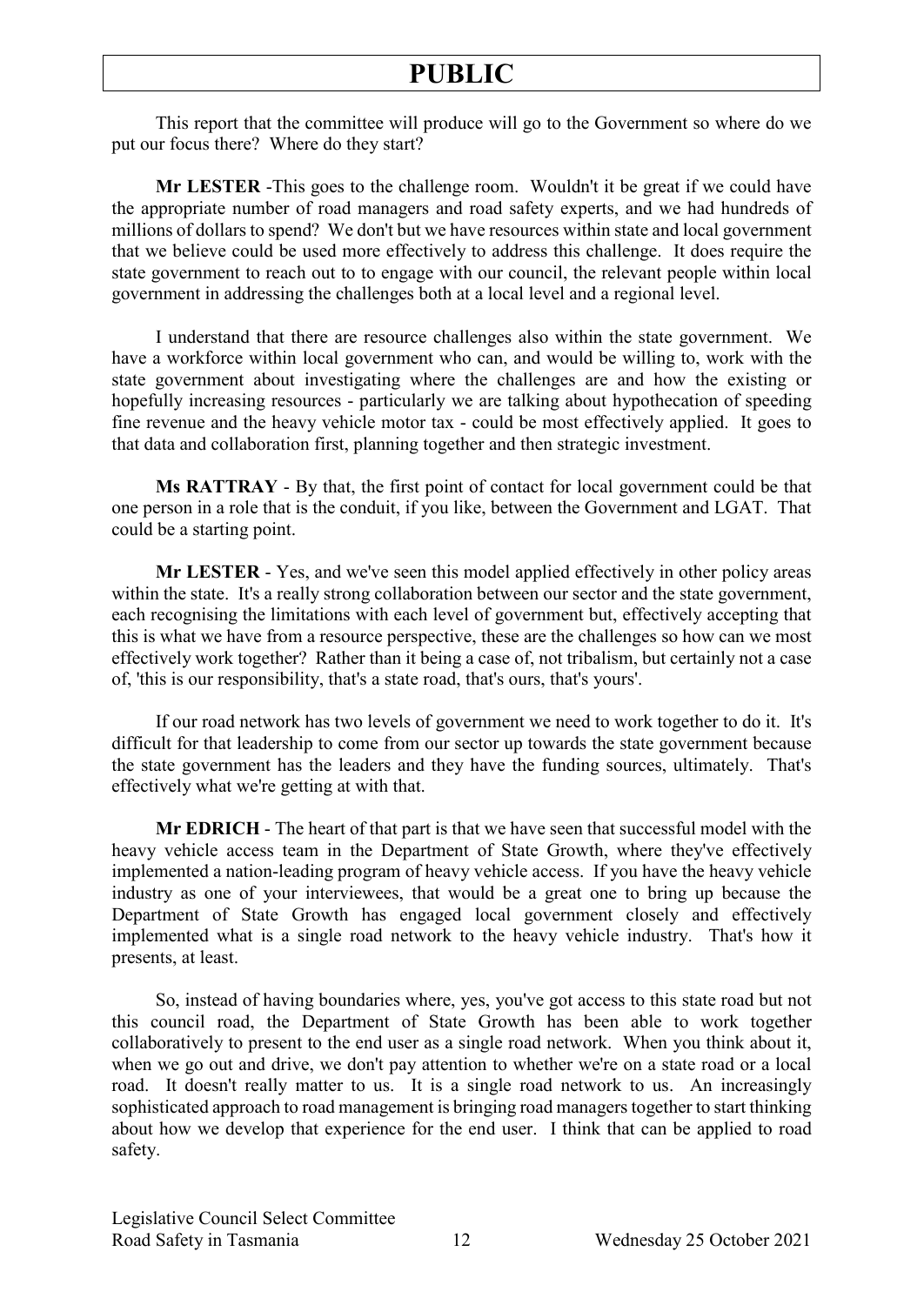This report that the committee will produce will go to the Government so where do we put our focus there? Where do they start?

**Mr LESTER** -This goes to the challenge room. Wouldn't it be great if we could have the appropriate number of road managers and road safety experts, and we had hundreds of millions of dollars to spend? We don't but we have resources within state and local government that we believe could be used more effectively to address this challenge. It does require the state government to reach out to to engage with our council, the relevant people within local government in addressing the challenges both at a local level and a regional level.

I understand that there are resource challenges also within the state government. We have a workforce within local government who can, and would be willing to, work with the state government about investigating where the challenges are and how the existing or hopefully increasing resources - particularly we are talking about hypothecation of speeding fine revenue and the heavy vehicle motor tax - could be most effectively applied. It goes to that data and collaboration first, planning together and then strategic investment.

**Ms RATTRAY** - By that, the first point of contact for local government could be that one person in a role that is the conduit, if you like, between the Government and LGAT. That could be a starting point.

**Mr LESTER** - Yes, and we've seen this model applied effectively in other policy areas within the state. It's a really strong collaboration between our sector and the state government, each recognising the limitations with each level of government but, effectively accepting that this is what we have from a resource perspective, these are the challenges so how can we most effectively work together? Rather than it being a case of, not tribalism, but certainly not a case of, 'this is our responsibility, that's a state road, that's ours, that's yours'.

If our road network has two levels of government we need to work together to do it. It's difficult for that leadership to come from our sector up towards the state government because the state government has the leaders and they have the funding sources, ultimately. That's effectively what we're getting at with that.

**Mr EDRICH** - The heart of that part is that we have seen that successful model with the heavy vehicle access team in the Department of State Growth, where they've effectively implemented a nation-leading program of heavy vehicle access. If you have the heavy vehicle industry as one of your interviewees, that would be a great one to bring up because the Department of State Growth has engaged local government closely and effectively implemented what is a single road network to the heavy vehicle industry. That's how it presents, at least.

So, instead of having boundaries where, yes, you've got access to this state road but not this council road, the Department of State Growth has been able to work together collaboratively to present to the end user as a single road network. When you think about it, when we go out and drive, we don't pay attention to whether we're on a state road or a local road. It doesn't really matter to us. It is a single road network to us. An increasingly sophisticated approach to road management is bringing road managers together to start thinking about how we develop that experience for the end user. I think that can be applied to road safety.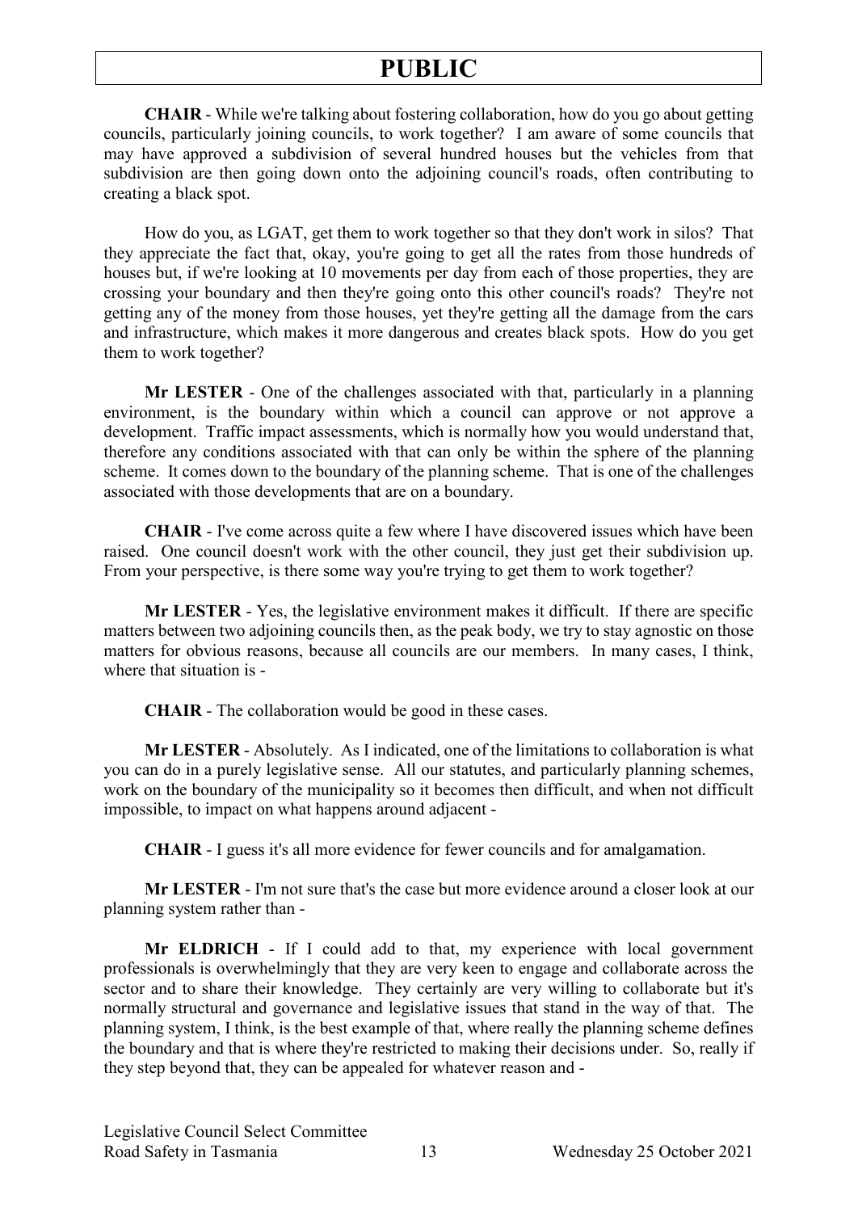**CHAIR** - While we're talking about fostering collaboration, how do you go about getting councils, particularly joining councils, to work together? I am aware of some councils that may have approved a subdivision of several hundred houses but the vehicles from that subdivision are then going down onto the adjoining council's roads, often contributing to creating a black spot.

How do you, as LGAT, get them to work together so that they don't work in silos? That they appreciate the fact that, okay, you're going to get all the rates from those hundreds of houses but, if we're looking at 10 movements per day from each of those properties, they are crossing your boundary and then they're going onto this other council's roads? They're not getting any of the money from those houses, yet they're getting all the damage from the cars and infrastructure, which makes it more dangerous and creates black spots. How do you get them to work together?

**Mr LESTER** - One of the challenges associated with that, particularly in a planning environment, is the boundary within which a council can approve or not approve a development. Traffic impact assessments, which is normally how you would understand that, therefore any conditions associated with that can only be within the sphere of the planning scheme. It comes down to the boundary of the planning scheme. That is one of the challenges associated with those developments that are on a boundary.

**CHAIR** - I've come across quite a few where I have discovered issues which have been raised. One council doesn't work with the other council, they just get their subdivision up. From your perspective, is there some way you're trying to get them to work together?

**Mr LESTER** - Yes, the legislative environment makes it difficult. If there are specific matters between two adjoining councils then, as the peak body, we try to stay agnostic on those matters for obvious reasons, because all councils are our members. In many cases, I think, where that situation is -

**CHAIR** - The collaboration would be good in these cases.

**Mr LESTER** - Absolutely. As I indicated, one of the limitations to collaboration is what you can do in a purely legislative sense. All our statutes, and particularly planning schemes, work on the boundary of the municipality so it becomes then difficult, and when not difficult impossible, to impact on what happens around adjacent -

**CHAIR** - I guess it's all more evidence for fewer councils and for amalgamation.

**Mr LESTER** - I'm not sure that's the case but more evidence around a closer look at our planning system rather than -

**Mr ELDRICH** - If I could add to that, my experience with local government professionals is overwhelmingly that they are very keen to engage and collaborate across the sector and to share their knowledge. They certainly are very willing to collaborate but it's normally structural and governance and legislative issues that stand in the way of that. The planning system, I think, is the best example of that, where really the planning scheme defines the boundary and that is where they're restricted to making their decisions under. So, really if they step beyond that, they can be appealed for whatever reason and -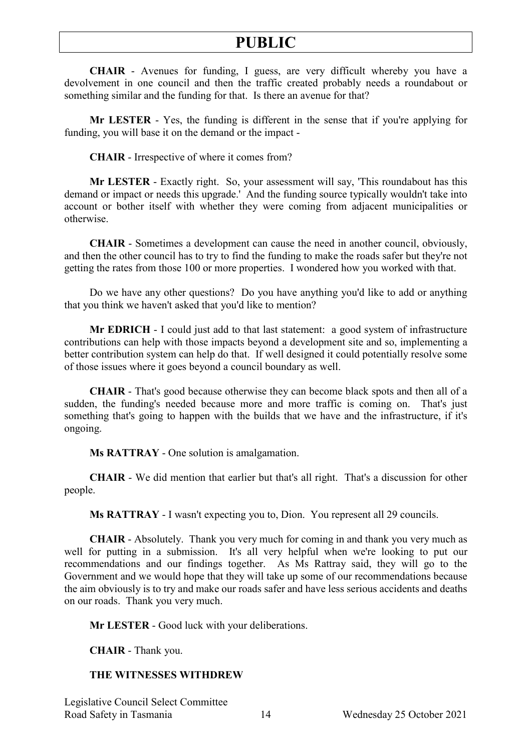**CHAIR** - Avenues for funding, I guess, are very difficult whereby you have a devolvement in one council and then the traffic created probably needs a roundabout or something similar and the funding for that. Is there an avenue for that?

**Mr LESTER** - Yes, the funding is different in the sense that if you're applying for funding, you will base it on the demand or the impact -

**CHAIR** - Irrespective of where it comes from?

**Mr LESTER** - Exactly right. So, your assessment will say, 'This roundabout has this demand or impact or needs this upgrade.' And the funding source typically wouldn't take into account or bother itself with whether they were coming from adjacent municipalities or otherwise.

**CHAIR** - Sometimes a development can cause the need in another council, obviously, and then the other council has to try to find the funding to make the roads safer but they're not getting the rates from those 100 or more properties. I wondered how you worked with that.

Do we have any other questions? Do you have anything you'd like to add or anything that you think we haven't asked that you'd like to mention?

**Mr EDRICH** - I could just add to that last statement: a good system of infrastructure contributions can help with those impacts beyond a development site and so, implementing a better contribution system can help do that. If well designed it could potentially resolve some of those issues where it goes beyond a council boundary as well.

**CHAIR** - That's good because otherwise they can become black spots and then all of a sudden, the funding's needed because more and more traffic is coming on. That's just something that's going to happen with the builds that we have and the infrastructure, if it's ongoing.

**Ms RATTRAY** - One solution is amalgamation.

**CHAIR** - We did mention that earlier but that's all right. That's a discussion for other people.

**Ms RATTRAY** - I wasn't expecting you to, Dion. You represent all 29 councils.

**CHAIR** - Absolutely. Thank you very much for coming in and thank you very much as well for putting in a submission. It's all very helpful when we're looking to put our recommendations and our findings together. As Ms Rattray said, they will go to the Government and we would hope that they will take up some of our recommendations because the aim obviously is to try and make our roads safer and have less serious accidents and deaths on our roads. Thank you very much.

**Mr LESTER** - Good luck with your deliberations.

**CHAIR** - Thank you.

**THE WITNESSES WITHDREW**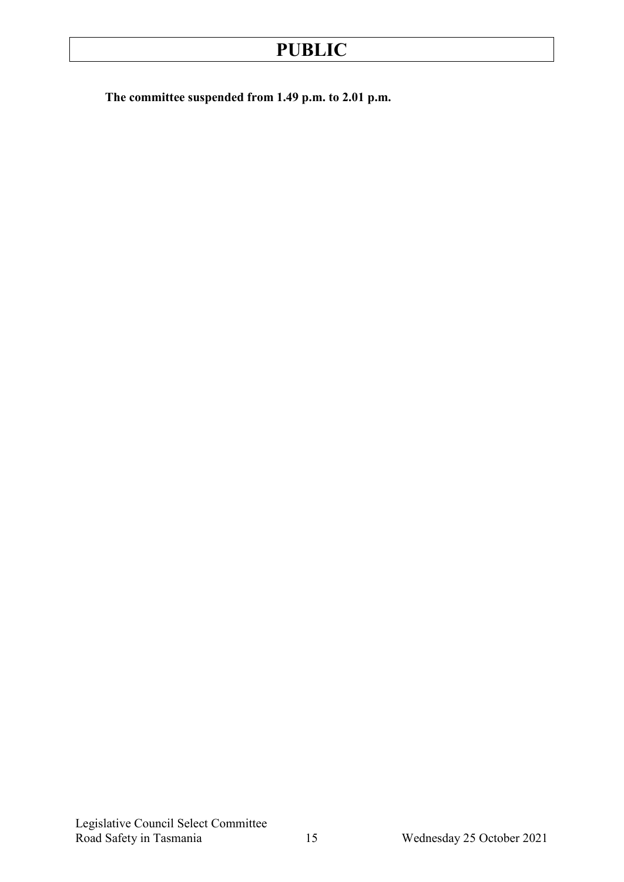**The committee suspended from 1.49 p.m. to 2.01 p.m.**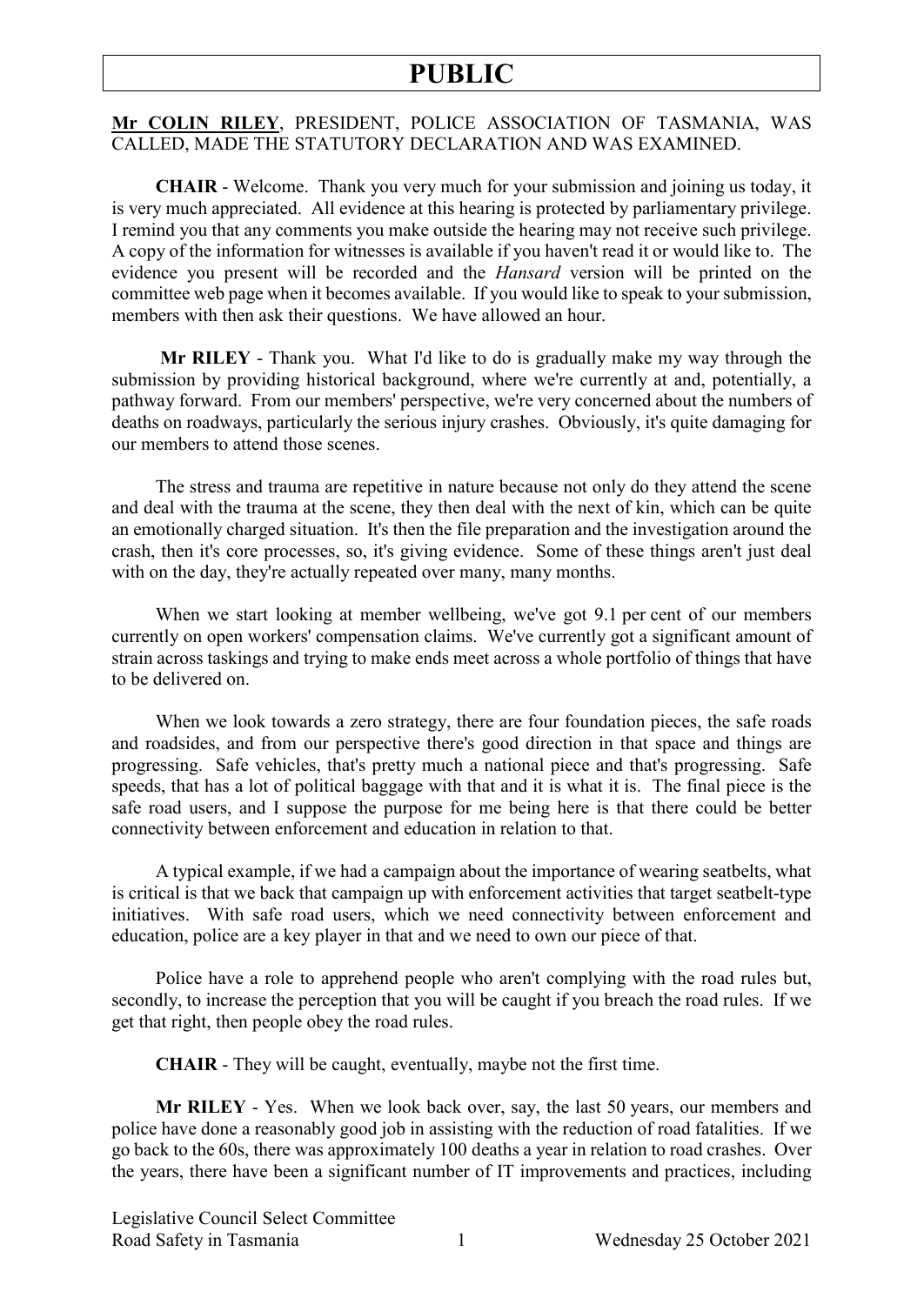**Mr COLIN RILEY**, PRESIDENT, POLICE ASSOCIATION OF TASMANIA, WAS CALLED, MADE THE STATUTORY DECLARATION AND WAS EXAMINED.

**CHAIR** - Welcome. Thank you very much for your submission and joining us today, it is very much appreciated. All evidence at this hearing is protected by parliamentary privilege. I remind you that any comments you make outside the hearing may not receive such privilege. A copy of the information for witnesses is available if you haven't read it or would like to. The evidence you present will be recorded and the *Hansard* version will be printed on the committee web page when it becomes available. If you would like to speak to your submission, members with then ask their questions. We have allowed an hour.

**Mr RILEY** - Thank you. What I'd like to do is gradually make my way through the submission by providing historical background, where we're currently at and, potentially, a pathway forward. From our members' perspective, we're very concerned about the numbers of deaths on roadways, particularly the serious injury crashes. Obviously, it's quite damaging for our members to attend those scenes.

The stress and trauma are repetitive in nature because not only do they attend the scene and deal with the trauma at the scene, they then deal with the next of kin, which can be quite an emotionally charged situation. It's then the file preparation and the investigation around the crash, then it's core processes, so, it's giving evidence. Some of these things aren't just deal with on the day, they're actually repeated over many, many months.

When we start looking at member wellbeing, we've got 9.1 per cent of our members currently on open workers' compensation claims. We've currently got a significant amount of strain across taskings and trying to make ends meet across a whole portfolio of things that have to be delivered on.

When we look towards a zero strategy, there are four foundation pieces, the safe roads and roadsides, and from our perspective there's good direction in that space and things are progressing. Safe vehicles, that's pretty much a national piece and that's progressing. Safe speeds, that has a lot of political baggage with that and it is what it is. The final piece is the safe road users, and I suppose the purpose for me being here is that there could be better connectivity between enforcement and education in relation to that.

A typical example, if we had a campaign about the importance of wearing seatbelts, what is critical is that we back that campaign up with enforcement activities that target seatbelt-type initiatives. With safe road users, which we need connectivity between enforcement and education, police are a key player in that and we need to own our piece of that.

Police have a role to apprehend people who aren't complying with the road rules but, secondly, to increase the perception that you will be caught if you breach the road rules. If we get that right, then people obey the road rules.

**CHAIR** - They will be caught, eventually, maybe not the first time.

**Mr RILEY** - Yes. When we look back over, say, the last 50 years, our members and police have done a reasonably good job in assisting with the reduction of road fatalities. If we go back to the 60s, there was approximately 100 deaths a year in relation to road crashes. Over the years, there have been a significant number of IT improvements and practices, including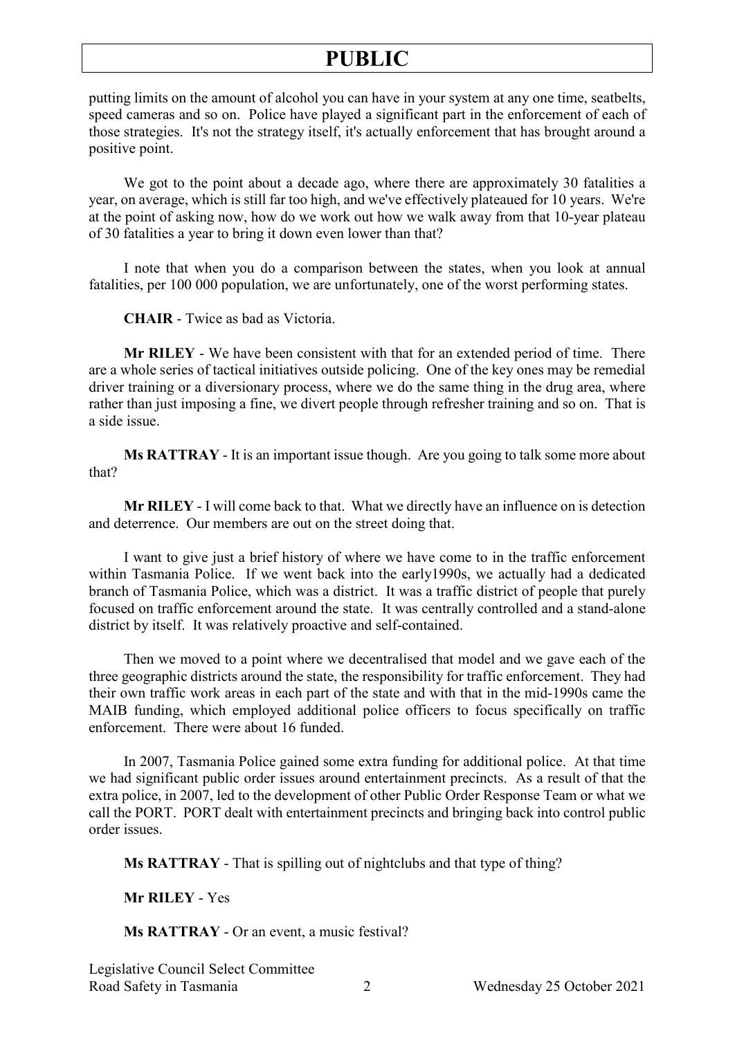putting limits on the amount of alcohol you can have in your system at any one time, seatbelts, speed cameras and so on. Police have played a significant part in the enforcement of each of those strategies. It's not the strategy itself, it's actually enforcement that has brought around a positive point.

We got to the point about a decade ago, where there are approximately 30 fatalities a year, on average, which is still far too high, and we've effectively plateaued for 10 years. We're at the point of asking now, how do we work out how we walk away from that 10-year plateau of 30 fatalities a year to bring it down even lower than that?

I note that when you do a comparison between the states, when you look at annual fatalities, per 100 000 population, we are unfortunately, one of the worst performing states.

**CHAIR** - Twice as bad as Victoria.

**Mr RILEY** - We have been consistent with that for an extended period of time. There are a whole series of tactical initiatives outside policing. One of the key ones may be remedial driver training or a diversionary process, where we do the same thing in the drug area, where rather than just imposing a fine, we divert people through refresher training and so on. That is a side issue.

**Ms RATTRAY** - It is an important issue though. Are you going to talk some more about that?

**Mr RILEY** - I will come back to that. What we directly have an influence on is detection and deterrence. Our members are out on the street doing that.

I want to give just a brief history of where we have come to in the traffic enforcement within Tasmania Police. If we went back into the early1990s, we actually had a dedicated branch of Tasmania Police, which was a district. It was a traffic district of people that purely focused on traffic enforcement around the state. It was centrally controlled and a stand-alone district by itself. It was relatively proactive and self-contained.

Then we moved to a point where we decentralised that model and we gave each of the three geographic districts around the state, the responsibility for traffic enforcement. They had their own traffic work areas in each part of the state and with that in the mid-1990s came the MAIB funding, which employed additional police officers to focus specifically on traffic enforcement. There were about 16 funded.

In 2007, Tasmania Police gained some extra funding for additional police. At that time we had significant public order issues around entertainment precincts. As a result of that the extra police, in 2007, led to the development of other Public Order Response Team or what we call the PORT. PORT dealt with entertainment precincts and bringing back into control public order issues.

**Ms RATTRAY** - That is spilling out of nightclubs and that type of thing?

**Mr RILEY** - Yes

**Ms RATTRAY** - Or an event, a music festival?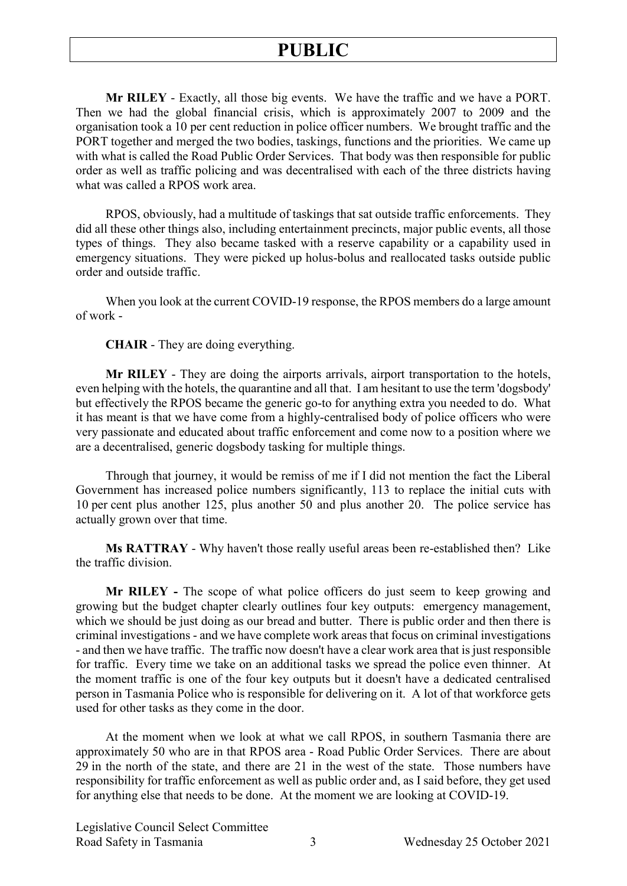**Mr RILEY** - Exactly, all those big events. We have the traffic and we have a PORT. Then we had the global financial crisis, which is approximately 2007 to 2009 and the organisation took a 10 per cent reduction in police officer numbers. We brought traffic and the PORT together and merged the two bodies, taskings, functions and the priorities. We came up with what is called the Road Public Order Services. That body was then responsible for public order as well as traffic policing and was decentralised with each of the three districts having what was called a RPOS work area.

RPOS, obviously, had a multitude of taskings that sat outside traffic enforcements. They did all these other things also, including entertainment precincts, major public events, all those types of things. They also became tasked with a reserve capability or a capability used in emergency situations. They were picked up holus-bolus and reallocated tasks outside public order and outside traffic.

When you look at the current COVID-19 response, the RPOS members do a large amount of work -

**CHAIR** - They are doing everything.

**Mr RILEY** - They are doing the airports arrivals, airport transportation to the hotels, even helping with the hotels, the quarantine and all that. I am hesitant to use the term 'dogsbody' but effectively the RPOS became the generic go-to for anything extra you needed to do. What it has meant is that we have come from a highly-centralised body of police officers who were very passionate and educated about traffic enforcement and come now to a position where we are a decentralised, generic dogsbody tasking for multiple things.

Through that journey, it would be remiss of me if I did not mention the fact the Liberal Government has increased police numbers significantly, 113 to replace the initial cuts with 10 per cent plus another 125, plus another 50 and plus another 20. The police service has actually grown over that time.

**Ms RATTRAY** - Why haven't those really useful areas been re-established then? Like the traffic division.

**Mr RILEY -** The scope of what police officers do just seem to keep growing and growing but the budget chapter clearly outlines four key outputs: emergency management, which we should be just doing as our bread and butter. There is public order and then there is criminal investigations - and we have complete work areas that focus on criminal investigations - and then we have traffic. The traffic now doesn't have a clear work area that is just responsible for traffic. Every time we take on an additional tasks we spread the police even thinner. At the moment traffic is one of the four key outputs but it doesn't have a dedicated centralised person in Tasmania Police who is responsible for delivering on it. A lot of that workforce gets used for other tasks as they come in the door.

At the moment when we look at what we call RPOS, in southern Tasmania there are approximately 50 who are in that RPOS area - Road Public Order Services. There are about 29 in the north of the state, and there are 21 in the west of the state. Those numbers have responsibility for traffic enforcement as well as public order and, as I said before, they get used for anything else that needs to be done. At the moment we are looking at COVID-19.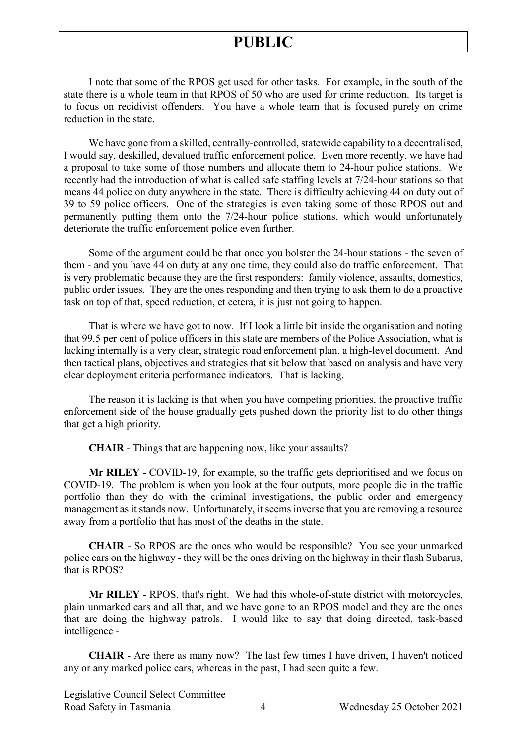I note that some of the RPOS get used for other tasks. For example, in the south of the state there is a whole team in that RPOS of 50 who are used for crime reduction. Its target is to focus on recidivist offenders. You have a whole team that is focused purely on crime reduction in the state.

We have gone from a skilled, centrally-controlled, statewide capability to a decentralised, I would say, deskilled, devalued traffic enforcement police. Even more recently, we have had a proposal to take some of those numbers and allocate them to 24-hour police stations. We recently had the introduction of what is called safe staffing levels at 7/24-hour stations so that means 44 police on duty anywhere in the state. There is difficulty achieving 44 on duty out of 39 to 59 police officers. One of the strategies is even taking some of those RPOS out and permanently putting them onto the 7/24-hour police stations, which would unfortunately deteriorate the traffic enforcement police even further.

Some of the argument could be that once you bolster the 24-hour stations - the seven of them - and you have 44 on duty at any one time, they could also do traffic enforcement. That is very problematic because they are the first responders: family violence, assaults, domestics, public order issues. They are the ones responding and then trying to ask them to do a proactive task on top of that, speed reduction, et cetera, it is just not going to happen.

That is where we have got to now. If I look a little bit inside the organisation and noting that 99.5 per cent of police officers in this state are members of the Police Association, what is lacking internally is a very clear, strategic road enforcement plan, a high-level document. And then tactical plans, objectives and strategies that sit below that based on analysis and have very clear deployment criteria performance indicators. That is lacking.

The reason it is lacking is that when you have competing priorities, the proactive traffic enforcement side of the house gradually gets pushed down the priority list to do other things that get a high priority.

**CHAIR** - Things that are happening now, like your assaults?

**Mr RILEY -** COVID-19, for example, so the traffic gets deprioritised and we focus on COVID-19. The problem is when you look at the four outputs, more people die in the traffic portfolio than they do with the criminal investigations, the public order and emergency management as it stands now. Unfortunately, it seems inverse that you are removing a resource away from a portfolio that has most of the deaths in the state.

**CHAIR** - So RPOS are the ones who would be responsible? You see your unmarked police cars on the highway - they will be the ones driving on the highway in their flash Subarus, that is RPOS?

**Mr RILEY** - RPOS, that's right. We had this whole-of-state district with motorcycles, plain unmarked cars and all that, and we have gone to an RPOS model and they are the ones that are doing the highway patrols. I would like to say that doing directed, task-based intelligence -

**CHAIR** - Are there as many now? The last few times I have driven, I haven't noticed any or any marked police cars, whereas in the past, I had seen quite a few.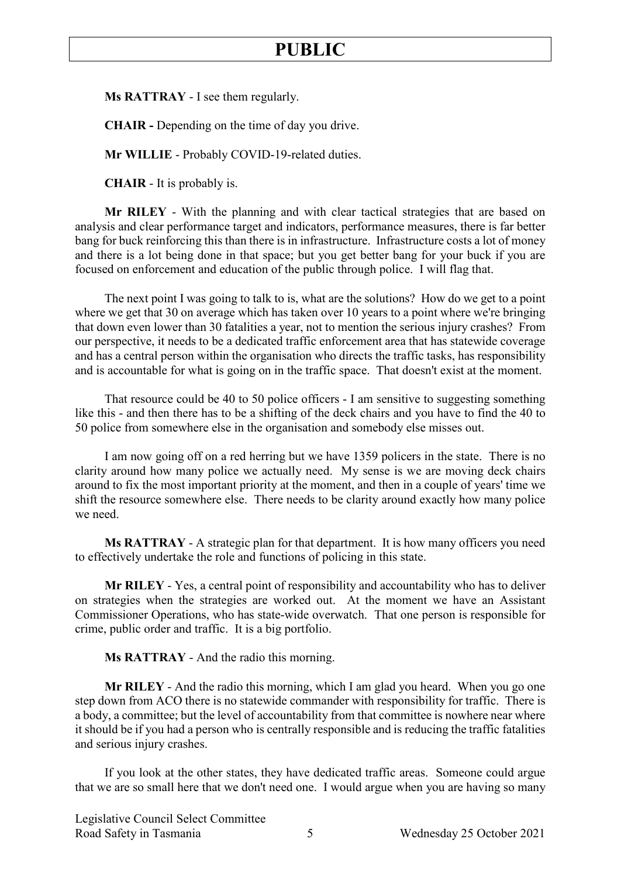**Ms RATTRAY** - I see them regularly.

**CHAIR -** Depending on the time of day you drive.

**Mr WILLIE** - Probably COVID-19-related duties.

**CHAIR** - It is probably is.

**Mr RILEY** - With the planning and with clear tactical strategies that are based on analysis and clear performance target and indicators, performance measures, there is far better bang for buck reinforcing this than there is in infrastructure. Infrastructure costs a lot of money and there is a lot being done in that space; but you get better bang for your buck if you are focused on enforcement and education of the public through police. I will flag that.

The next point I was going to talk to is, what are the solutions? How do we get to a point where we get that 30 on average which has taken over 10 years to a point where we're bringing that down even lower than 30 fatalities a year, not to mention the serious injury crashes? From our perspective, it needs to be a dedicated traffic enforcement area that has statewide coverage and has a central person within the organisation who directs the traffic tasks, has responsibility and is accountable for what is going on in the traffic space. That doesn't exist at the moment.

That resource could be 40 to 50 police officers - I am sensitive to suggesting something like this - and then there has to be a shifting of the deck chairs and you have to find the 40 to 50 police from somewhere else in the organisation and somebody else misses out.

I am now going off on a red herring but we have 1359 policers in the state. There is no clarity around how many police we actually need. My sense is we are moving deck chairs around to fix the most important priority at the moment, and then in a couple of years' time we shift the resource somewhere else. There needs to be clarity around exactly how many police we need.

**Ms RATTRAY** - A strategic plan for that department. It is how many officers you need to effectively undertake the role and functions of policing in this state.

**Mr RILEY** - Yes, a central point of responsibility and accountability who has to deliver on strategies when the strategies are worked out. At the moment we have an Assistant Commissioner Operations, who has state-wide overwatch. That one person is responsible for crime, public order and traffic. It is a big portfolio.

**Ms RATTRAY** - And the radio this morning.

**Mr RILEY** - And the radio this morning, which I am glad you heard. When you go one step down from ACO there is no statewide commander with responsibility for traffic. There is a body, a committee; but the level of accountability from that committee is nowhere near where it should be if you had a person who is centrally responsible and is reducing the traffic fatalities and serious injury crashes.

If you look at the other states, they have dedicated traffic areas. Someone could argue that we are so small here that we don't need one. I would argue when you are having so many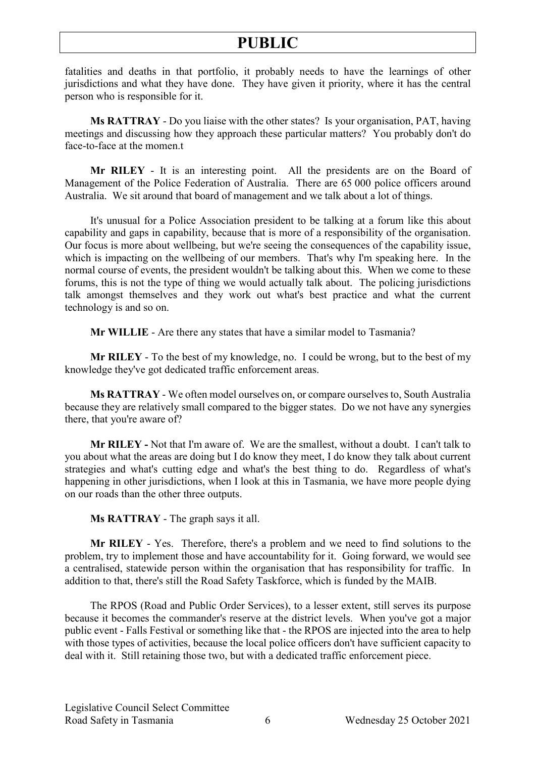fatalities and deaths in that portfolio, it probably needs to have the learnings of other jurisdictions and what they have done. They have given it priority, where it has the central person who is responsible for it.

**Ms RATTRAY** - Do you liaise with the other states? Is your organisation, PAT, having meetings and discussing how they approach these particular matters? You probably don't do face-to-face at the momen.t

**Mr RILEY** - It is an interesting point. All the presidents are on the Board of Management of the Police Federation of Australia. There are 65 000 police officers around Australia. We sit around that board of management and we talk about a lot of things.

It's unusual for a Police Association president to be talking at a forum like this about capability and gaps in capability, because that is more of a responsibility of the organisation. Our focus is more about wellbeing, but we're seeing the consequences of the capability issue, which is impacting on the wellbeing of our members. That's why I'm speaking here. In the normal course of events, the president wouldn't be talking about this. When we come to these forums, this is not the type of thing we would actually talk about. The policing jurisdictions talk amongst themselves and they work out what's best practice and what the current technology is and so on.

**Mr WILLIE** - Are there any states that have a similar model to Tasmania?

**Mr RILEY** - To the best of my knowledge, no. I could be wrong, but to the best of my knowledge they've got dedicated traffic enforcement areas.

**Ms RATTRAY** - We often model ourselves on, or compare ourselves to, South Australia because they are relatively small compared to the bigger states. Do we not have any synergies there, that you're aware of?

**Mr RILEY -** Not that I'm aware of. We are the smallest, without a doubt. I can't talk to you about what the areas are doing but I do know they meet, I do know they talk about current strategies and what's cutting edge and what's the best thing to do. Regardless of what's happening in other jurisdictions, when I look at this in Tasmania, we have more people dying on our roads than the other three outputs.

**Ms RATTRAY** - The graph says it all.

**Mr RILEY** - Yes. Therefore, there's a problem and we need to find solutions to the problem, try to implement those and have accountability for it. Going forward, we would see a centralised, statewide person within the organisation that has responsibility for traffic. In addition to that, there's still the Road Safety Taskforce, which is funded by the MAIB.

The RPOS (Road and Public Order Services), to a lesser extent, still serves its purpose because it becomes the commander's reserve at the district levels. When you've got a major public event - Falls Festival or something like that - the RPOS are injected into the area to help with those types of activities, because the local police officers don't have sufficient capacity to deal with it. Still retaining those two, but with a dedicated traffic enforcement piece.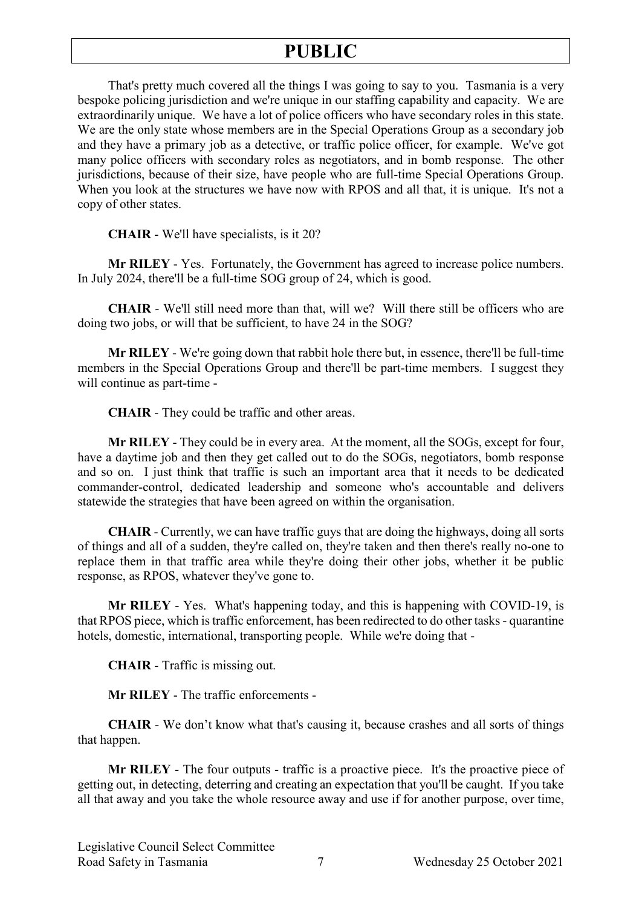That's pretty much covered all the things I was going to say to you. Tasmania is a very bespoke policing jurisdiction and we're unique in our staffing capability and capacity. We are extraordinarily unique. We have a lot of police officers who have secondary roles in this state. We are the only state whose members are in the Special Operations Group as a secondary job and they have a primary job as a detective, or traffic police officer, for example. We've got many police officers with secondary roles as negotiators, and in bomb response. The other jurisdictions, because of their size, have people who are full-time Special Operations Group. When you look at the structures we have now with RPOS and all that, it is unique. It's not a copy of other states.

**CHAIR** - We'll have specialists, is it 20?

**Mr RILEY** - Yes. Fortunately, the Government has agreed to increase police numbers. In July 2024, there'll be a full-time SOG group of 24, which is good.

**CHAIR** - We'll still need more than that, will we? Will there still be officers who are doing two jobs, or will that be sufficient, to have 24 in the SOG?

**Mr RILEY** - We're going down that rabbit hole there but, in essence, there'll be full-time members in the Special Operations Group and there'll be part-time members. I suggest they will continue as part-time -

**CHAIR** - They could be traffic and other areas.

**Mr RILEY** - They could be in every area. At the moment, all the SOGs, except for four, have a daytime job and then they get called out to do the SOGs, negotiators, bomb response and so on. I just think that traffic is such an important area that it needs to be dedicated commander-control, dedicated leadership and someone who's accountable and delivers statewide the strategies that have been agreed on within the organisation.

**CHAIR** - Currently, we can have traffic guys that are doing the highways, doing all sorts of things and all of a sudden, they're called on, they're taken and then there's really no-one to replace them in that traffic area while they're doing their other jobs, whether it be public response, as RPOS, whatever they've gone to.

**Mr RILEY** - Yes. What's happening today, and this is happening with COVID-19, is that RPOS piece, which is traffic enforcement, has been redirected to do other tasks - quarantine hotels, domestic, international, transporting people. While we're doing that -

**CHAIR** - Traffic is missing out.

**Mr RILEY** - The traffic enforcements -

**CHAIR** - We don't know what that's causing it, because crashes and all sorts of things that happen.

**Mr RILEY** - The four outputs - traffic is a proactive piece. It's the proactive piece of getting out, in detecting, deterring and creating an expectation that you'll be caught. If you take all that away and you take the whole resource away and use if for another purpose, over time,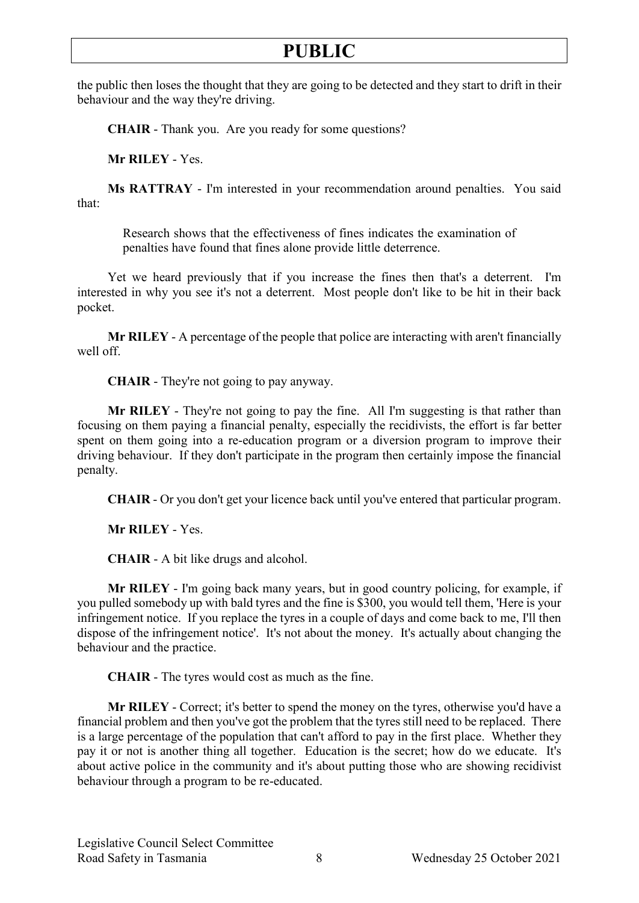the public then loses the thought that they are going to be detected and they start to drift in their behaviour and the way they're driving.

**CHAIR** - Thank you. Are you ready for some questions?

**Mr RILEY** - Yes.

**Ms RATTRAY** - I'm interested in your recommendation around penalties. You said that:

> Research shows that the effectiveness of fines indicates the examination of penalties have found that fines alone provide little deterrence.

Yet we heard previously that if you increase the fines then that's a deterrent. I'm interested in why you see it's not a deterrent. Most people don't like to be hit in their back pocket.

**Mr RILEY** - A percentage of the people that police are interacting with aren't financially well off.

**CHAIR** - They're not going to pay anyway.

**Mr RILEY** - They're not going to pay the fine. All I'm suggesting is that rather than focusing on them paying a financial penalty, especially the recidivists, the effort is far better spent on them going into a re-education program or a diversion program to improve their driving behaviour. If they don't participate in the program then certainly impose the financial penalty.

**CHAIR** - Or you don't get your licence back until you've entered that particular program.

**Mr RILEY** - Yes.

**CHAIR** - A bit like drugs and alcohol.

**Mr RILEY** - I'm going back many years, but in good country policing, for example, if you pulled somebody up with bald tyres and the fine is $300, you would tell them, 'Here is your infringement notice. If you replace the tyres in a couple of days and come back to me, I'll then dispose of the infringement notice'. It's not about the money. It's actually about changing the behaviour and the practice.

**CHAIR** - The tyres would cost as much as the fine.

**Mr RILEY** - Correct; it's better to spend the money on the tyres, otherwise you'd have a financial problem and then you've got the problem that the tyres still need to be replaced. There is a large percentage of the population that can't afford to pay in the first place. Whether they pay it or not is another thing all together. Education is the secret; how do we educate. It's about active police in the community and it's about putting those who are showing recidivist behaviour through a program to be re-educated.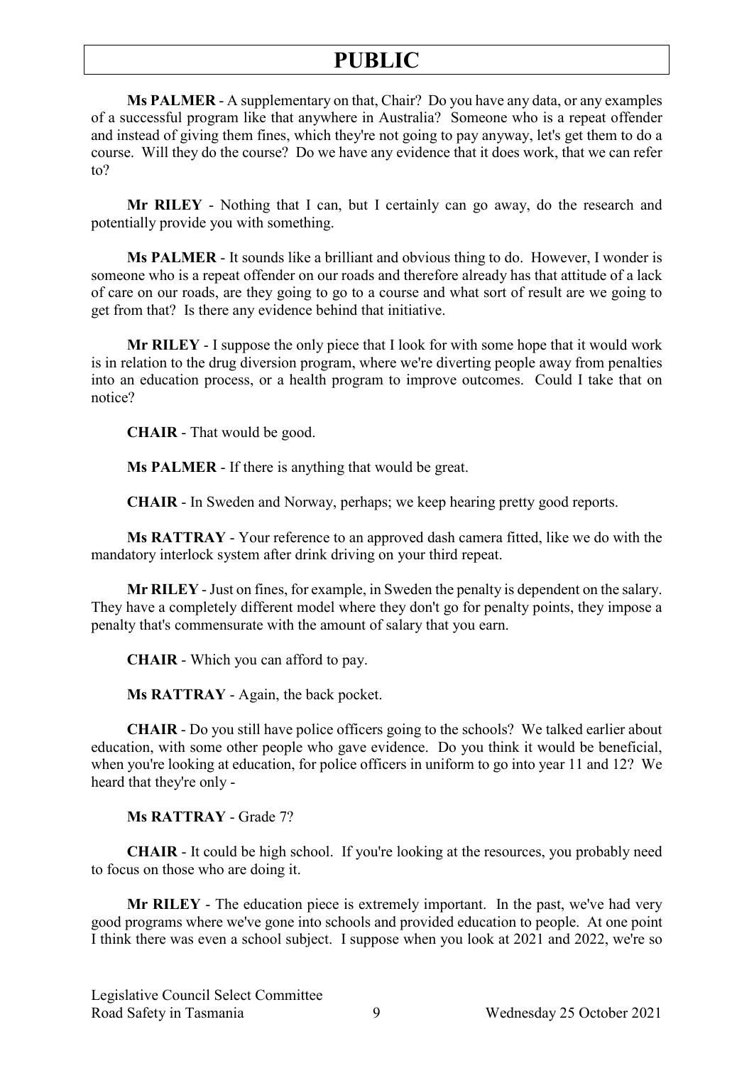**Ms PALMER** - A supplementary on that, Chair? Do you have any data, or any examples of a successful program like that anywhere in Australia? Someone who is a repeat offender and instead of giving them fines, which they're not going to pay anyway, let's get them to do a course. Will they do the course? Do we have any evidence that it does work, that we can refer to?

**Mr RILEY** - Nothing that I can, but I certainly can go away, do the research and potentially provide you with something.

**Ms PALMER** - It sounds like a brilliant and obvious thing to do. However, I wonder is someone who is a repeat offender on our roads and therefore already has that attitude of a lack of care on our roads, are they going to go to a course and what sort of result are we going to get from that? Is there any evidence behind that initiative.

**Mr RILEY** - I suppose the only piece that I look for with some hope that it would work is in relation to the drug diversion program, where we're diverting people away from penalties into an education process, or a health program to improve outcomes. Could I take that on notice?

**CHAIR** - That would be good.

**Ms PALMER** - If there is anything that would be great.

**CHAIR** - In Sweden and Norway, perhaps; we keep hearing pretty good reports.

**Ms RATTRAY** - Your reference to an approved dash camera fitted, like we do with the mandatory interlock system after drink driving on your third repeat.

**Mr RILEY** - Just on fines, for example, in Sweden the penalty is dependent on the salary. They have a completely different model where they don't go for penalty points, they impose a penalty that's commensurate with the amount of salary that you earn.

**CHAIR** - Which you can afford to pay.

**Ms RATTRAY** - Again, the back pocket.

**CHAIR** - Do you still have police officers going to the schools? We talked earlier about education, with some other people who gave evidence. Do you think it would be beneficial, when you're looking at education, for police officers in uniform to go into year 11 and 12? We heard that they're only -

**Ms RATTRAY** - Grade 7?

**CHAIR** - It could be high school. If you're looking at the resources, you probably need to focus on those who are doing it.

**Mr RILEY** - The education piece is extremely important. In the past, we've had very good programs where we've gone into schools and provided education to people. At one point I think there was even a school subject. I suppose when you look at 2021 and 2022, we're so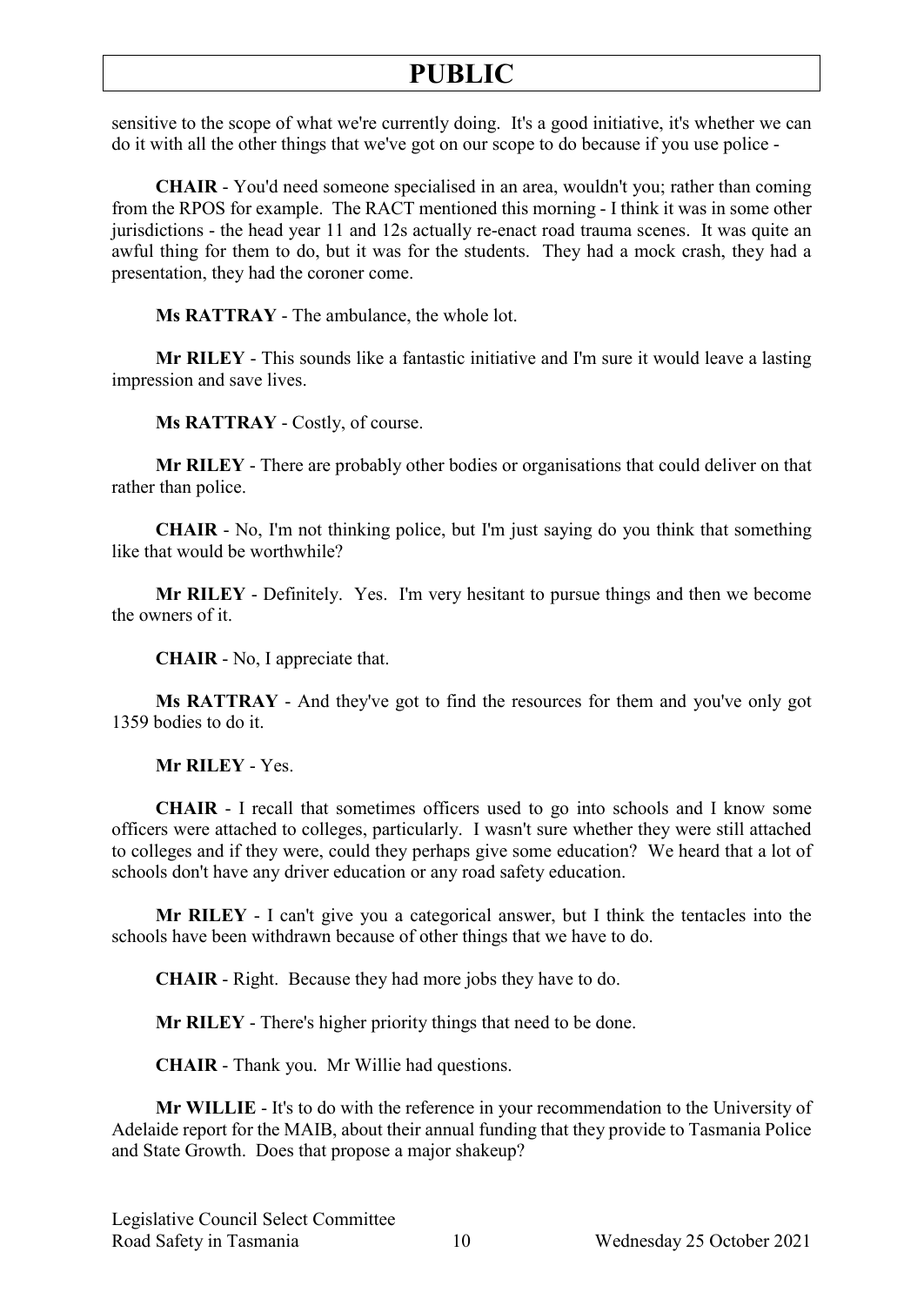sensitive to the scope of what we're currently doing. It's a good initiative, it's whether we can do it with all the other things that we've got on our scope to do because if you use police -

**CHAIR** - You'd need someone specialised in an area, wouldn't you; rather than coming from the RPOS for example. The RACT mentioned this morning - I think it was in some other jurisdictions - the head year 11 and 12s actually re-enact road trauma scenes. It was quite an awful thing for them to do, but it was for the students. They had a mock crash, they had a presentation, they had the coroner come.

**Ms RATTRAY** - The ambulance, the whole lot.

**Mr RILEY** - This sounds like a fantastic initiative and I'm sure it would leave a lasting impression and save lives.

**Ms RATTRAY** - Costly, of course.

**Mr RILEY** - There are probably other bodies or organisations that could deliver on that rather than police.

**CHAIR** - No, I'm not thinking police, but I'm just saying do you think that something like that would be worthwhile?

**Mr RILEY** - Definitely. Yes. I'm very hesitant to pursue things and then we become the owners of it.

**CHAIR** - No, I appreciate that.

**Ms RATTRAY** - And they've got to find the resources for them and you've only got 1359 bodies to do it.

**Mr RILEY** - Yes.

**CHAIR** - I recall that sometimes officers used to go into schools and I know some officers were attached to colleges, particularly. I wasn't sure whether they were still attached to colleges and if they were, could they perhaps give some education? We heard that a lot of schools don't have any driver education or any road safety education.

**Mr RILEY** - I can't give you a categorical answer, but I think the tentacles into the schools have been withdrawn because of other things that we have to do.

**CHAIR** - Right. Because they had more jobs they have to do.

**Mr RILEY** - There's higher priority things that need to be done.

**CHAIR** - Thank you. Mr Willie had questions.

**Mr WILLIE** - It's to do with the reference in your recommendation to the University of Adelaide report for the MAIB, about their annual funding that they provide to Tasmania Police and State Growth. Does that propose a major shakeup?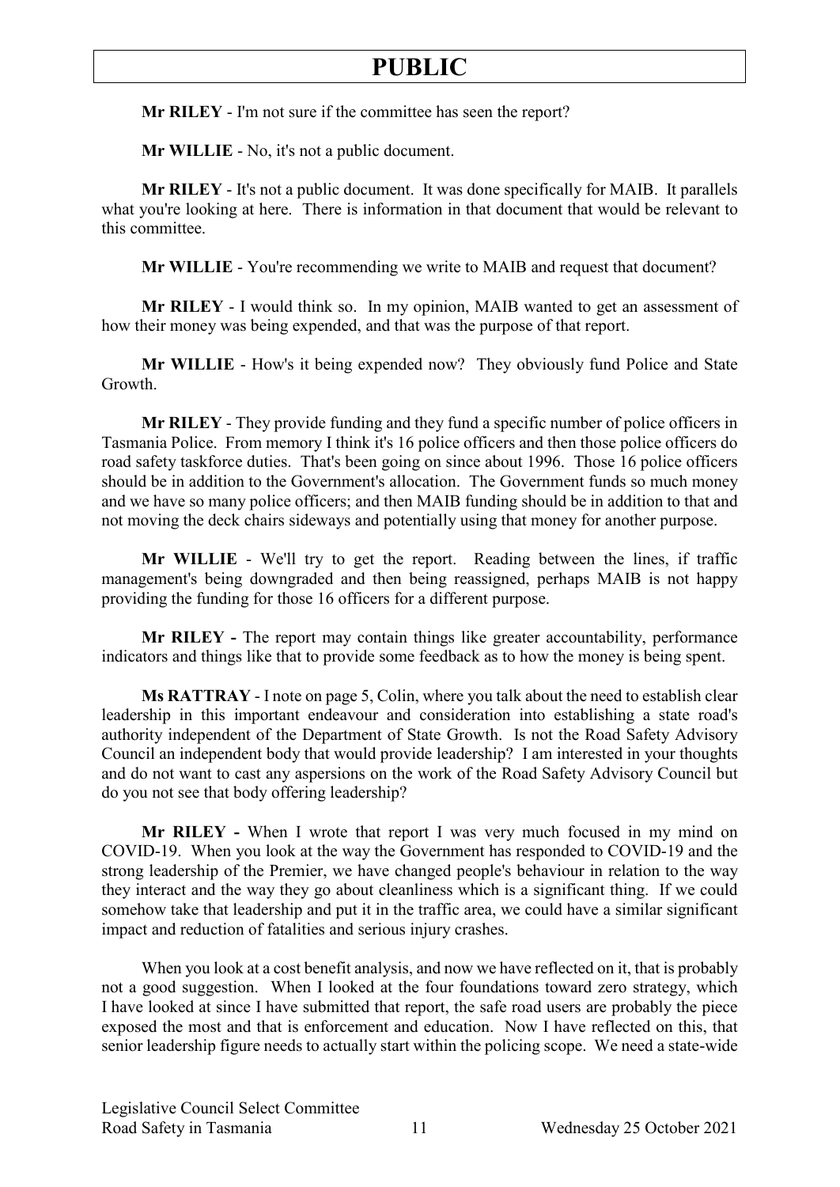**Mr RILEY** - I'm not sure if the committee has seen the report?

**Mr WILLIE** - No, it's not a public document.

**Mr RILEY** - It's not a public document. It was done specifically for MAIB. It parallels what you're looking at here. There is information in that document that would be relevant to this committee.

**Mr WILLIE** - You're recommending we write to MAIB and request that document?

**Mr RILEY** - I would think so. In my opinion, MAIB wanted to get an assessment of how their money was being expended, and that was the purpose of that report.

**Mr WILLIE** - How's it being expended now? They obviously fund Police and State Growth.

**Mr RILEY** - They provide funding and they fund a specific number of police officers in Tasmania Police. From memory I think it's 16 police officers and then those police officers do road safety taskforce duties. That's been going on since about 1996. Those 16 police officers should be in addition to the Government's allocation. The Government funds so much money and we have so many police officers; and then MAIB funding should be in addition to that and not moving the deck chairs sideways and potentially using that money for another purpose.

**Mr WILLIE** - We'll try to get the report. Reading between the lines, if traffic management's being downgraded and then being reassigned, perhaps MAIB is not happy providing the funding for those 16 officers for a different purpose.

**Mr RILEY -** The report may contain things like greater accountability, performance indicators and things like that to provide some feedback as to how the money is being spent.

**Ms RATTRAY** - I note on page 5, Colin, where you talk about the need to establish clear leadership in this important endeavour and consideration into establishing a state road's authority independent of the Department of State Growth. Is not the Road Safety Advisory Council an independent body that would provide leadership? I am interested in your thoughts and do not want to cast any aspersions on the work of the Road Safety Advisory Council but do you not see that body offering leadership?

**Mr RILEY -** When I wrote that report I was very much focused in my mind on COVID-19. When you look at the way the Government has responded to COVID-19 and the strong leadership of the Premier, we have changed people's behaviour in relation to the way they interact and the way they go about cleanliness which is a significant thing. If we could somehow take that leadership and put it in the traffic area, we could have a similar significant impact and reduction of fatalities and serious injury crashes.

When you look at a cost benefit analysis, and now we have reflected on it, that is probably not a good suggestion. When I looked at the four foundations toward zero strategy, which I have looked at since I have submitted that report, the safe road users are probably the piece exposed the most and that is enforcement and education. Now I have reflected on this, that senior leadership figure needs to actually start within the policing scope. We need a state-wide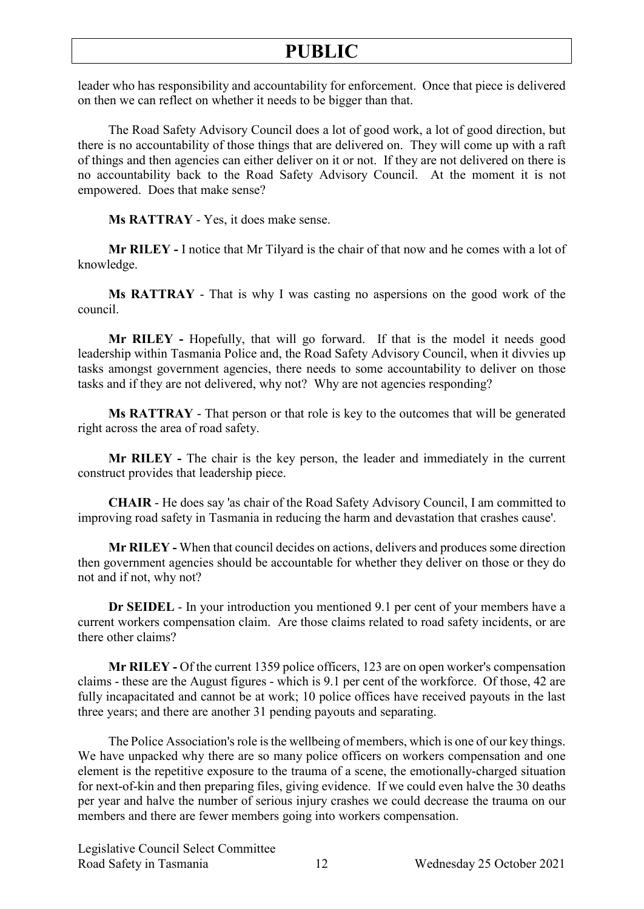leader who has responsibility and accountability for enforcement. Once that piece is delivered on then we can reflect on whether it needs to be bigger than that.

The Road Safety Advisory Council does a lot of good work, a lot of good direction, but there is no accountability of those things that are delivered on. They will come up with a raft of things and then agencies can either deliver on it or not. If they are not delivered on there is no accountability back to the Road Safety Advisory Council. At the moment it is not empowered. Does that make sense?

**Ms RATTRAY** - Yes, it does make sense.

**Mr RILEY -** I notice that Mr Tilyard is the chair of that now and he comes with a lot of knowledge.

**Ms RATTRAY** - That is why I was casting no aspersions on the good work of the council.

**Mr RILEY -** Hopefully, that will go forward. If that is the model it needs good leadership within Tasmania Police and, the Road Safety Advisory Council, when it divvies up tasks amongst government agencies, there needs to some accountability to deliver on those tasks and if they are not delivered, why not? Why are not agencies responding?

**Ms RATTRAY** - That person or that role is key to the outcomes that will be generated right across the area of road safety.

**Mr RILEY -** The chair is the key person, the leader and immediately in the current construct provides that leadership piece.

**CHAIR** - He does say 'as chair of the Road Safety Advisory Council, I am committed to improving road safety in Tasmania in reducing the harm and devastation that crashes cause'.

**Mr RILEY -** When that council decides on actions, delivers and produces some direction then government agencies should be accountable for whether they deliver on those or they do not and if not, why not?

**Dr SEIDEL** - In your introduction you mentioned 9.1 per cent of your members have a current workers compensation claim. Are those claims related to road safety incidents, or are there other claims?

**Mr RILEY -** Of the current 1359 police officers, 123 are on open worker's compensation claims - these are the August figures - which is 9.1 per cent of the workforce. Of those, 42 are fully incapacitated and cannot be at work; 10 police offices have received payouts in the last three years; and there are another 31 pending payouts and separating.

The Police Association's role is the wellbeing of members, which is one of our key things. We have unpacked why there are so many police officers on workers compensation and one element is the repetitive exposure to the trauma of a scene, the emotionally-charged situation for next-of-kin and then preparing files, giving evidence. If we could even halve the 30 deaths per year and halve the number of serious injury crashes we could decrease the trauma on our members and there are fewer members going into workers compensation.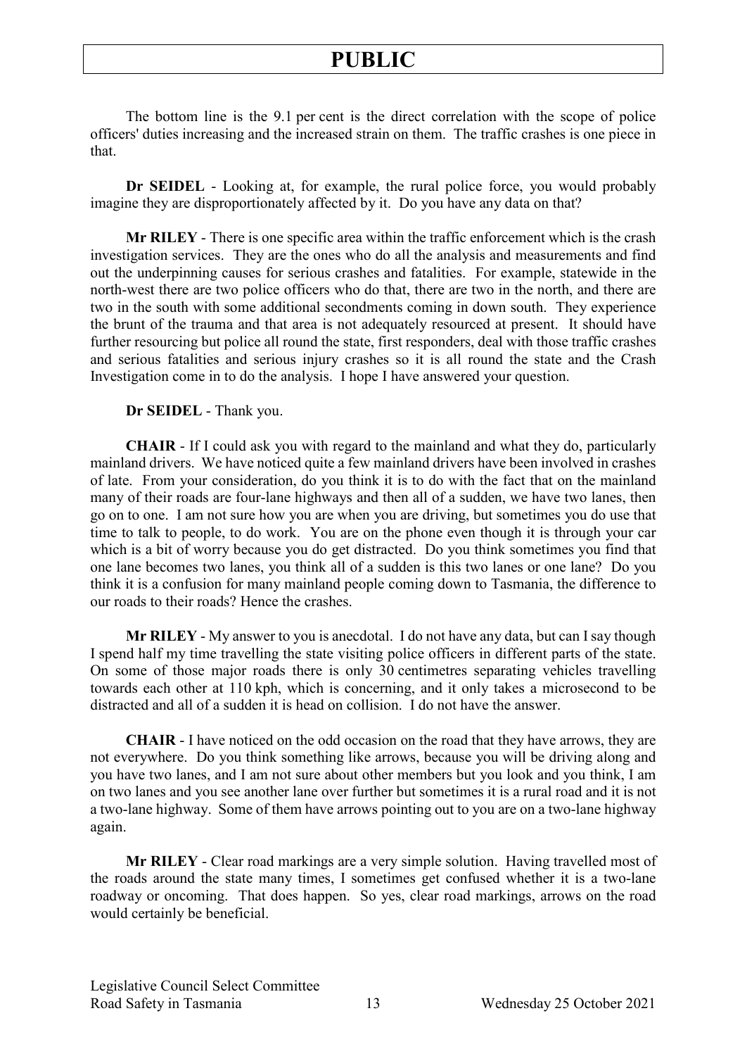The bottom line is the 9.1 per cent is the direct correlation with the scope of police officers' duties increasing and the increased strain on them. The traffic crashes is one piece in that.

**Dr SEIDEL** - Looking at, for example, the rural police force, you would probably imagine they are disproportionately affected by it. Do you have any data on that?

**Mr RILEY** - There is one specific area within the traffic enforcement which is the crash investigation services. They are the ones who do all the analysis and measurements and find out the underpinning causes for serious crashes and fatalities. For example, statewide in the north-west there are two police officers who do that, there are two in the north, and there are two in the south with some additional secondments coming in down south. They experience the brunt of the trauma and that area is not adequately resourced at present. It should have further resourcing but police all round the state, first responders, deal with those traffic crashes and serious fatalities and serious injury crashes so it is all round the state and the Crash Investigation come in to do the analysis. I hope I have answered your question.

**Dr SEIDEL** - Thank you.

**CHAIR** - If I could ask you with regard to the mainland and what they do, particularly mainland drivers. We have noticed quite a few mainland drivers have been involved in crashes of late. From your consideration, do you think it is to do with the fact that on the mainland many of their roads are four-lane highways and then all of a sudden, we have two lanes, then go on to one. I am not sure how you are when you are driving, but sometimes you do use that time to talk to people, to do work. You are on the phone even though it is through your car which is a bit of worry because you do get distracted. Do you think sometimes you find that one lane becomes two lanes, you think all of a sudden is this two lanes or one lane? Do you think it is a confusion for many mainland people coming down to Tasmania, the difference to our roads to their roads? Hence the crashes.

**Mr RILEY** - My answer to you is anecdotal. I do not have any data, but can I say though I spend half my time travelling the state visiting police officers in different parts of the state. On some of those major roads there is only 30 centimetres separating vehicles travelling towards each other at 110 kph, which is concerning, and it only takes a microsecond to be distracted and all of a sudden it is head on collision. I do not have the answer.

**CHAIR** - I have noticed on the odd occasion on the road that they have arrows, they are not everywhere. Do you think something like arrows, because you will be driving along and you have two lanes, and I am not sure about other members but you look and you think, I am on two lanes and you see another lane over further but sometimes it is a rural road and it is not a two-lane highway. Some of them have arrows pointing out to you are on a two-lane highway again.

**Mr RILEY** - Clear road markings are a very simple solution. Having travelled most of the roads around the state many times, I sometimes get confused whether it is a two-lane roadway or oncoming. That does happen. So yes, clear road markings, arrows on the road would certainly be beneficial.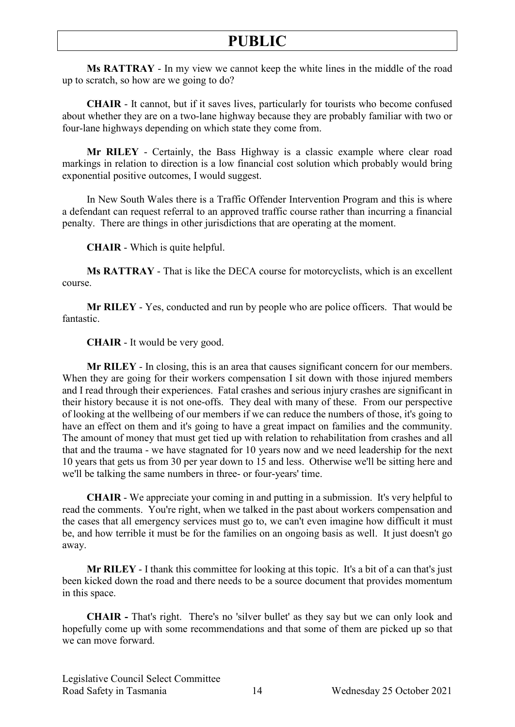**Ms RATTRAY** - In my view we cannot keep the white lines in the middle of the road up to scratch, so how are we going to do?

**CHAIR** - It cannot, but if it saves lives, particularly for tourists who become confused about whether they are on a two-lane highway because they are probably familiar with two or four-lane highways depending on which state they come from.

**Mr RILEY** - Certainly, the Bass Highway is a classic example where clear road markings in relation to direction is a low financial cost solution which probably would bring exponential positive outcomes, I would suggest.

In New South Wales there is a Traffic Offender Intervention Program and this is where a defendant can request referral to an approved traffic course rather than incurring a financial penalty. There are things in other jurisdictions that are operating at the moment.

**CHAIR** - Which is quite helpful.

**Ms RATTRAY** - That is like the DECA course for motorcyclists, which is an excellent course.

**Mr RILEY** - Yes, conducted and run by people who are police officers. That would be fantastic.

**CHAIR** - It would be very good.

**Mr RILEY** - In closing, this is an area that causes significant concern for our members. When they are going for their workers compensation I sit down with those injured members and I read through their experiences. Fatal crashes and serious injury crashes are significant in their history because it is not one-offs. They deal with many of these. From our perspective of looking at the wellbeing of our members if we can reduce the numbers of those, it's going to have an effect on them and it's going to have a great impact on families and the community. The amount of money that must get tied up with relation to rehabilitation from crashes and all that and the trauma - we have stagnated for 10 years now and we need leadership for the next 10 years that gets us from 30 per year down to 15 and less. Otherwise we'll be sitting here and we'll be talking the same numbers in three- or four-years' time.

**CHAIR** - We appreciate your coming in and putting in a submission. It's very helpful to read the comments. You're right, when we talked in the past about workers compensation and the cases that all emergency services must go to, we can't even imagine how difficult it must be, and how terrible it must be for the families on an ongoing basis as well. It just doesn't go away.

**Mr RILEY** - I thank this committee for looking at this topic. It's a bit of a can that's just been kicked down the road and there needs to be a source document that provides momentum in this space.

**CHAIR -** That's right. There's no 'silver bullet' as they say but we can only look and hopefully come up with some recommendations and that some of them are picked up so that we can move forward.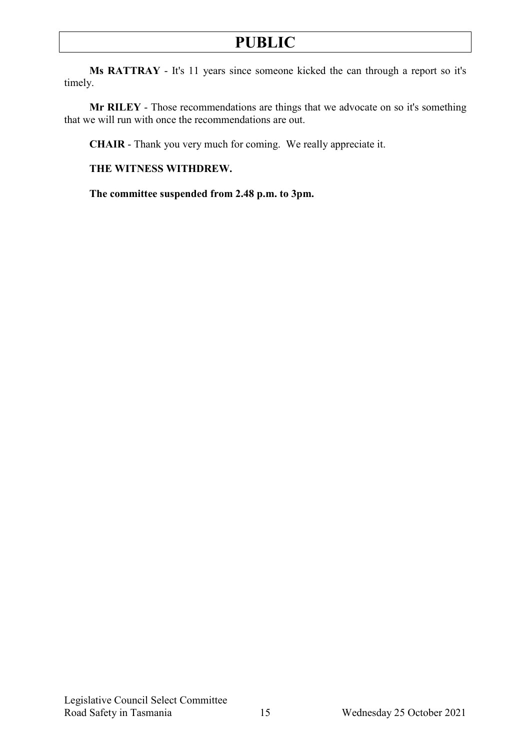**Ms RATTRAY** - It's 11 years since someone kicked the can through a report so it's timely.

**Mr RILEY** - Those recommendations are things that we advocate on so it's something that we will run with once the recommendations are out.

**CHAIR** - Thank you very much for coming. We really appreciate it.

**THE WITNESS WITHDREW.**

**The committee suspended from 2.48 p.m. to 3pm.**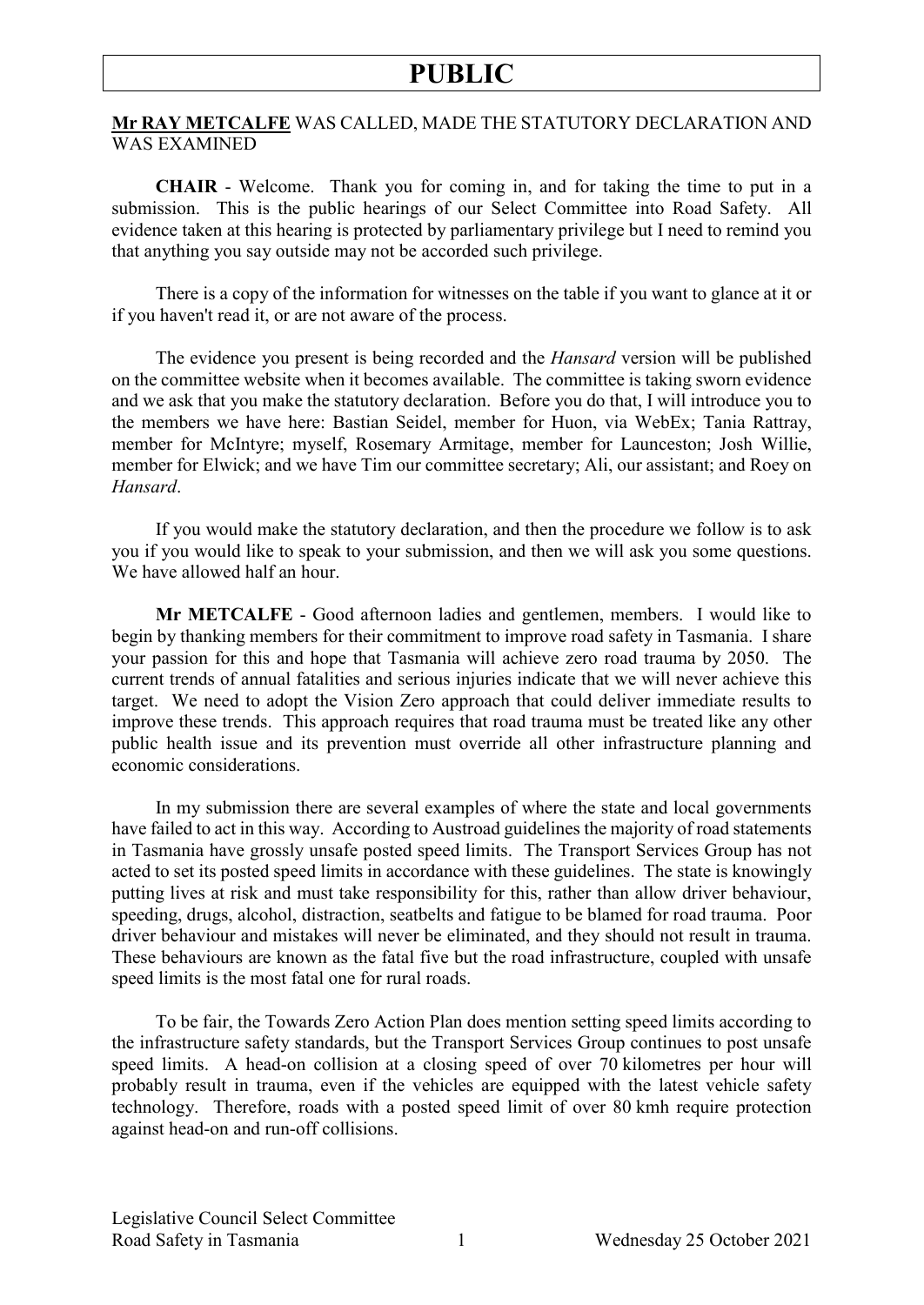**Mr RAY METCALFE** WAS CALLED, MADE THE STATUTORY DECLARATION AND WAS EXAMINED

**CHAIR** - Welcome. Thank you for coming in, and for taking the time to put in a submission. This is the public hearings of our Select Committee into Road Safety. All evidence taken at this hearing is protected by parliamentary privilege but I need to remind you that anything you say outside may not be accorded such privilege.

There is a copy of the information for witnesses on the table if you want to glance at it or if you haven't read it, or are not aware of the process.

The evidence you present is being recorded and the *Hansard* version will be published on the committee website when it becomes available. The committee is taking sworn evidence and we ask that you make the statutory declaration. Before you do that, I will introduce you to the members we have here: Bastian Seidel, member for Huon, via WebEx; Tania Rattray, member for McIntyre; myself, Rosemary Armitage, member for Launceston; Josh Willie, member for Elwick; and we have Tim our committee secretary; Ali, our assistant; and Roey on *Hansard*.

If you would make the statutory declaration, and then the procedure we follow is to ask you if you would like to speak to your submission, and then we will ask you some questions. We have allowed half an hour.

**Mr METCALFE** - Good afternoon ladies and gentlemen, members. I would like to begin by thanking members for their commitment to improve road safety in Tasmania. I share your passion for this and hope that Tasmania will achieve zero road trauma by 2050. The current trends of annual fatalities and serious injuries indicate that we will never achieve this target. We need to adopt the Vision Zero approach that could deliver immediate results to improve these trends. This approach requires that road trauma must be treated like any other public health issue and its prevention must override all other infrastructure planning and economic considerations.

In my submission there are several examples of where the state and local governments have failed to act in this way. According to Austroad guidelines the majority of road statements in Tasmania have grossly unsafe posted speed limits. The Transport Services Group has not acted to set its posted speed limits in accordance with these guidelines. The state is knowingly putting lives at risk and must take responsibility for this, rather than allow driver behaviour, speeding, drugs, alcohol, distraction, seatbelts and fatigue to be blamed for road trauma. Poor driver behaviour and mistakes will never be eliminated, and they should not result in trauma. These behaviours are known as the fatal five but the road infrastructure, coupled with unsafe speed limits is the most fatal one for rural roads.

To be fair, the Towards Zero Action Plan does mention setting speed limits according to the infrastructure safety standards, but the Transport Services Group continues to post unsafe speed limits. A head-on collision at a closing speed of over 70 kilometres per hour will probably result in trauma, even if the vehicles are equipped with the latest vehicle safety technology. Therefore, roads with a posted speed limit of over 80 kmh require protection against head-on and run-off collisions.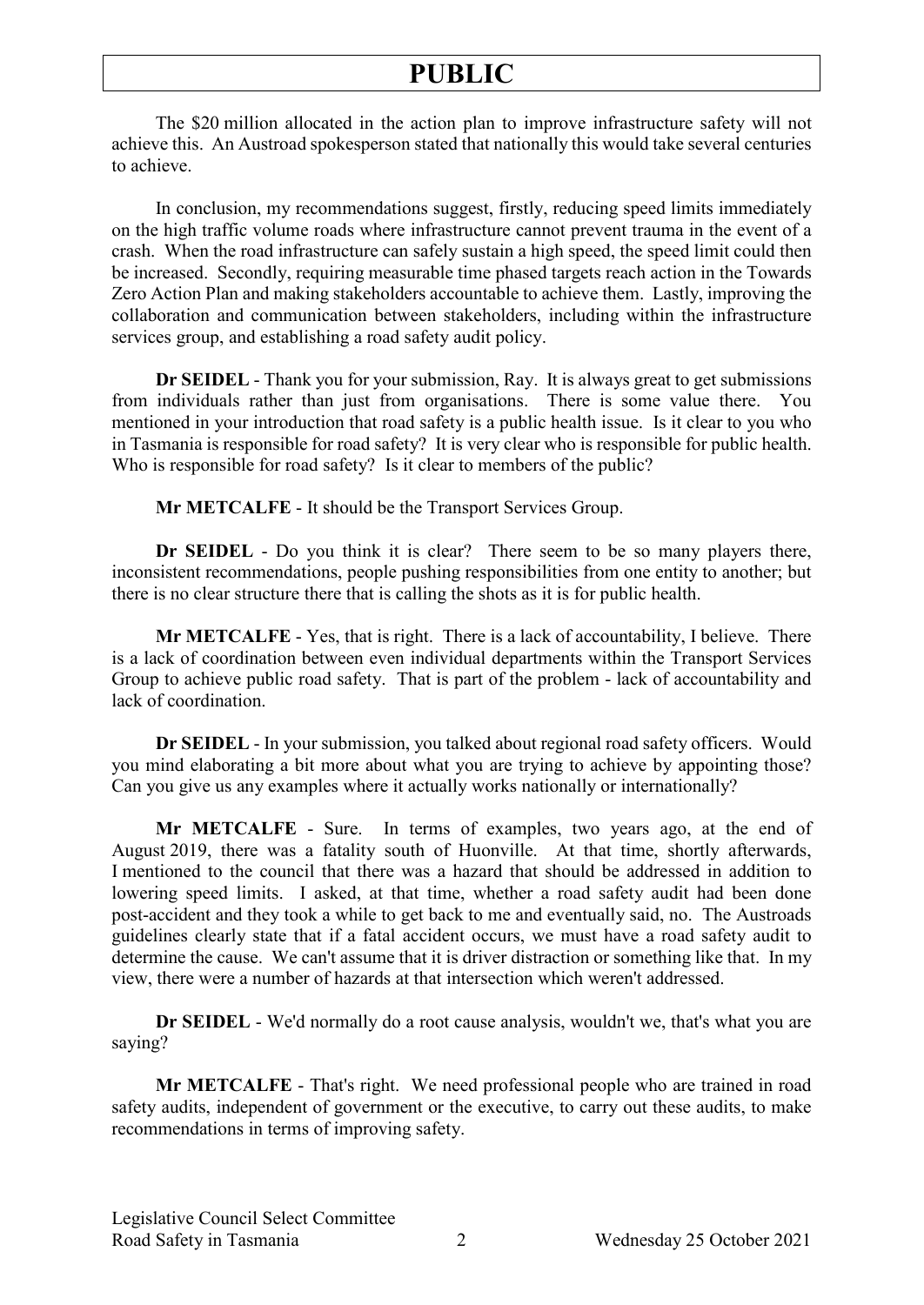The $20 million allocated in the action plan to improve infrastructure safety will not achieve this. An Austroad spokesperson stated that nationally this would take several centuries to achieve.

In conclusion, my recommendations suggest, firstly, reducing speed limits immediately on the high traffic volume roads where infrastructure cannot prevent trauma in the event of a crash. When the road infrastructure can safely sustain a high speed, the speed limit could then be increased. Secondly, requiring measurable time phased targets reach action in the Towards Zero Action Plan and making stakeholders accountable to achieve them. Lastly, improving the collaboration and communication between stakeholders, including within the infrastructure services group, and establishing a road safety audit policy.

**Dr SEIDEL** - Thank you for your submission, Ray. It is always great to get submissions from individuals rather than just from organisations. There is some value there. You mentioned in your introduction that road safety is a public health issue. Is it clear to you who in Tasmania is responsible for road safety? It is very clear who is responsible for public health. Who is responsible for road safety? Is it clear to members of the public?

**Mr METCALFE** - It should be the Transport Services Group.

**Dr SEIDEL** - Do you think it is clear? There seem to be so many players there, inconsistent recommendations, people pushing responsibilities from one entity to another; but there is no clear structure there that is calling the shots as it is for public health.

**Mr METCALFE** - Yes, that is right. There is a lack of accountability, I believe. There is a lack of coordination between even individual departments within the Transport Services Group to achieve public road safety. That is part of the problem - lack of accountability and lack of coordination.

**Dr SEIDEL** - In your submission, you talked about regional road safety officers. Would you mind elaborating a bit more about what you are trying to achieve by appointing those? Can you give us any examples where it actually works nationally or internationally?

**Mr METCALFE** - Sure. In terms of examples, two years ago, at the end of August 2019, there was a fatality south of Huonville. At that time, shortly afterwards, I mentioned to the council that there was a hazard that should be addressed in addition to lowering speed limits. I asked, at that time, whether a road safety audit had been done post-accident and they took a while to get back to me and eventually said, no. The Austroads guidelines clearly state that if a fatal accident occurs, we must have a road safety audit to determine the cause. We can't assume that it is driver distraction or something like that. In my view, there were a number of hazards at that intersection which weren't addressed.

**Dr SEIDEL** - We'd normally do a root cause analysis, wouldn't we, that's what you are saying?

**Mr METCALFE** - That's right. We need professional people who are trained in road safety audits, independent of government or the executive, to carry out these audits, to make recommendations in terms of improving safety.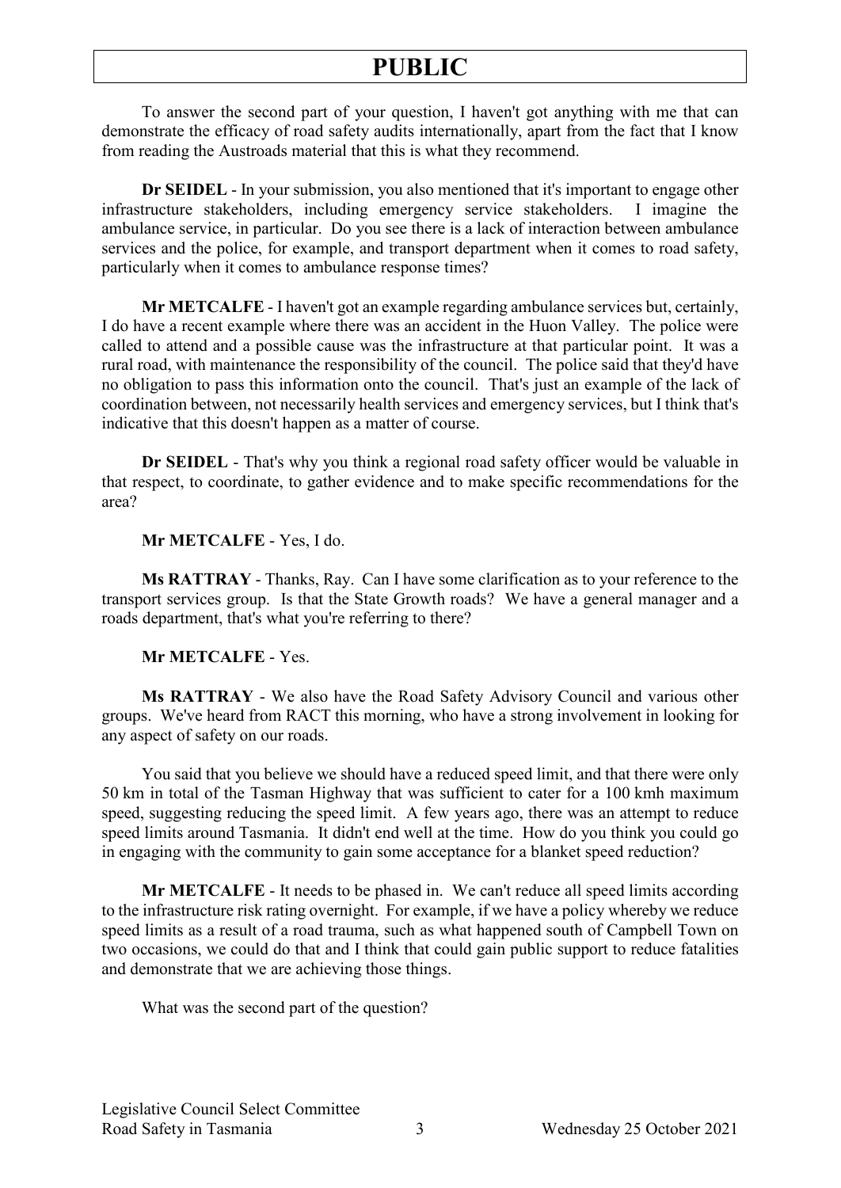To answer the second part of your question, I haven't got anything with me that can demonstrate the efficacy of road safety audits internationally, apart from the fact that I know from reading the Austroads material that this is what they recommend.

**Dr SEIDEL** - In your submission, you also mentioned that it's important to engage other infrastructure stakeholders, including emergency service stakeholders. I imagine the ambulance service, in particular. Do you see there is a lack of interaction between ambulance services and the police, for example, and transport department when it comes to road safety, particularly when it comes to ambulance response times?

**Mr METCALFE** - I haven't got an example regarding ambulance services but, certainly, I do have a recent example where there was an accident in the Huon Valley. The police were called to attend and a possible cause was the infrastructure at that particular point. It was a rural road, with maintenance the responsibility of the council. The police said that they'd have no obligation to pass this information onto the council. That's just an example of the lack of coordination between, not necessarily health services and emergency services, but I think that's indicative that this doesn't happen as a matter of course.

**Dr SEIDEL** - That's why you think a regional road safety officer would be valuable in that respect, to coordinate, to gather evidence and to make specific recommendations for the area?

**Mr METCALFE** - Yes, I do.

**Ms RATTRAY** - Thanks, Ray. Can I have some clarification as to your reference to the transport services group. Is that the State Growth roads? We have a general manager and a roads department, that's what you're referring to there?

**Mr METCALFE** - Yes.

**Ms RATTRAY** - We also have the Road Safety Advisory Council and various other groups. We've heard from RACT this morning, who have a strong involvement in looking for any aspect of safety on our roads.

You said that you believe we should have a reduced speed limit, and that there were only 50 km in total of the Tasman Highway that was sufficient to cater for a 100 kmh maximum speed, suggesting reducing the speed limit. A few years ago, there was an attempt to reduce speed limits around Tasmania. It didn't end well at the time. How do you think you could go in engaging with the community to gain some acceptance for a blanket speed reduction?

**Mr METCALFE** - It needs to be phased in. We can't reduce all speed limits according to the infrastructure risk rating overnight. For example, if we have a policy whereby we reduce speed limits as a result of a road trauma, such as what happened south of Campbell Town on two occasions, we could do that and I think that could gain public support to reduce fatalities and demonstrate that we are achieving those things.

What was the second part of the question?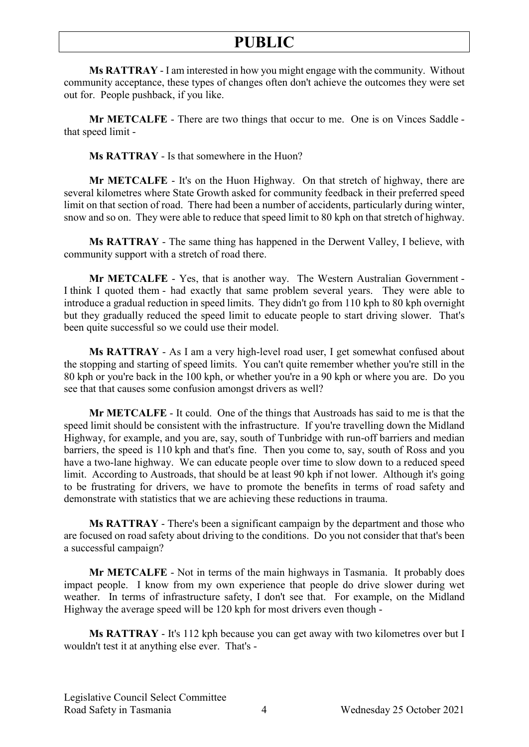**Ms RATTRAY** - I am interested in how you might engage with the community. Without community acceptance, these types of changes often don't achieve the outcomes they were set out for. People pushback, if you like.

**Mr METCALFE** - There are two things that occur to me. One is on Vinces Saddle - that speed limit -

**Ms RATTRAY** - Is that somewhere in the Huon?

**Mr METCALFE** - It's on the Huon Highway. On that stretch of highway, there are several kilometres where State Growth asked for community feedback in their preferred speed limit on that section of road. There had been a number of accidents, particularly during winter, snow and so on. They were able to reduce that speed limit to 80 kph on that stretch of highway.

**Ms RATTRAY** - The same thing has happened in the Derwent Valley, I believe, with community support with a stretch of road there.

**Mr METCALFE** - Yes, that is another way. The Western Australian Government - I think I quoted them - had exactly that same problem several years. They were able to introduce a gradual reduction in speed limits. They didn't go from 110 kph to 80 kph overnight but they gradually reduced the speed limit to educate people to start driving slower. That's been quite successful so we could use their model.

**Ms RATTRAY** - As I am a very high-level road user, I get somewhat confused about the stopping and starting of speed limits. You can't quite remember whether you're still in the 80 kph or you're back in the 100 kph, or whether you're in a 90 kph or where you are. Do you see that that causes some confusion amongst drivers as well?

**Mr METCALFE** - It could. One of the things that Austroads has said to me is that the speed limit should be consistent with the infrastructure. If you're travelling down the Midland Highway, for example, and you are, say, south of Tunbridge with run-off barriers and median barriers, the speed is 110 kph and that's fine. Then you come to, say, south of Ross and you have a two-lane highway. We can educate people over time to slow down to a reduced speed limit. According to Austroads, that should be at least 90 kph if not lower. Although it's going to be frustrating for drivers, we have to promote the benefits in terms of road safety and demonstrate with statistics that we are achieving these reductions in trauma.

**Ms RATTRAY** - There's been a significant campaign by the department and those who are focused on road safety about driving to the conditions. Do you not consider that that's been a successful campaign?

**Mr METCALFE** - Not in terms of the main highways in Tasmania. It probably does impact people. I know from my own experience that people do drive slower during wet weather. In terms of infrastructure safety, I don't see that. For example, on the Midland Highway the average speed will be 120 kph for most drivers even though -

**Ms RATTRAY** - It's 112 kph because you can get away with two kilometres over but I wouldn't test it at anything else ever. That's -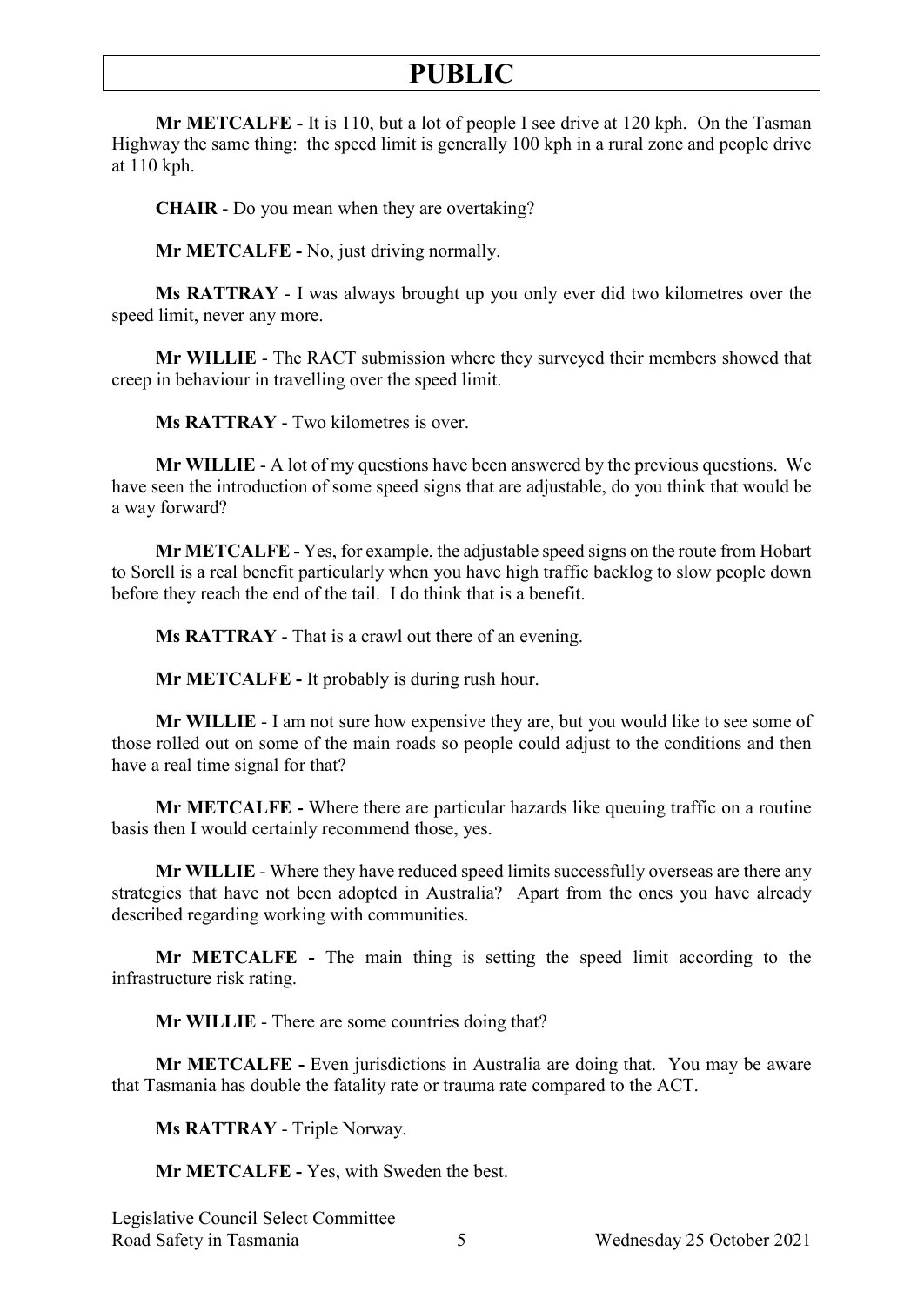**Mr METCALFE -** It is 110, but a lot of people I see drive at 120 kph. On the Tasman Highway the same thing: the speed limit is generally 100 kph in a rural zone and people drive at 110 kph.

**CHAIR** - Do you mean when they are overtaking?

**Mr METCALFE -** No, just driving normally.

**Ms RATTRAY** - I was always brought up you only ever did two kilometres over the speed limit, never any more.

**Mr WILLIE** - The RACT submission where they surveyed their members showed that creep in behaviour in travelling over the speed limit.

**Ms RATTRAY** - Two kilometres is over.

**Mr WILLIE** - A lot of my questions have been answered by the previous questions. We have seen the introduction of some speed signs that are adjustable, do you think that would be a way forward?

**Mr METCALFE -** Yes, for example, the adjustable speed signs on the route from Hobart to Sorell is a real benefit particularly when you have high traffic backlog to slow people down before they reach the end of the tail. I do think that is a benefit.

**Ms RATTRAY** - That is a crawl out there of an evening.

**Mr METCALFE -** It probably is during rush hour.

**Mr WILLIE** - I am not sure how expensive they are, but you would like to see some of those rolled out on some of the main roads so people could adjust to the conditions and then have a real time signal for that?

**Mr METCALFE -** Where there are particular hazards like queuing traffic on a routine basis then I would certainly recommend those, yes.

**Mr WILLIE** - Where they have reduced speed limits successfully overseas are there any strategies that have not been adopted in Australia? Apart from the ones you have already described regarding working with communities.

**Mr METCALFE -** The main thing is setting the speed limit according to the infrastructure risk rating.

**Mr WILLIE** - There are some countries doing that?

**Mr METCALFE -** Even jurisdictions in Australia are doing that. You may be aware that Tasmania has double the fatality rate or trauma rate compared to the ACT.

**Ms RATTRAY** - Triple Norway.

**Mr METCALFE -** Yes, with Sweden the best.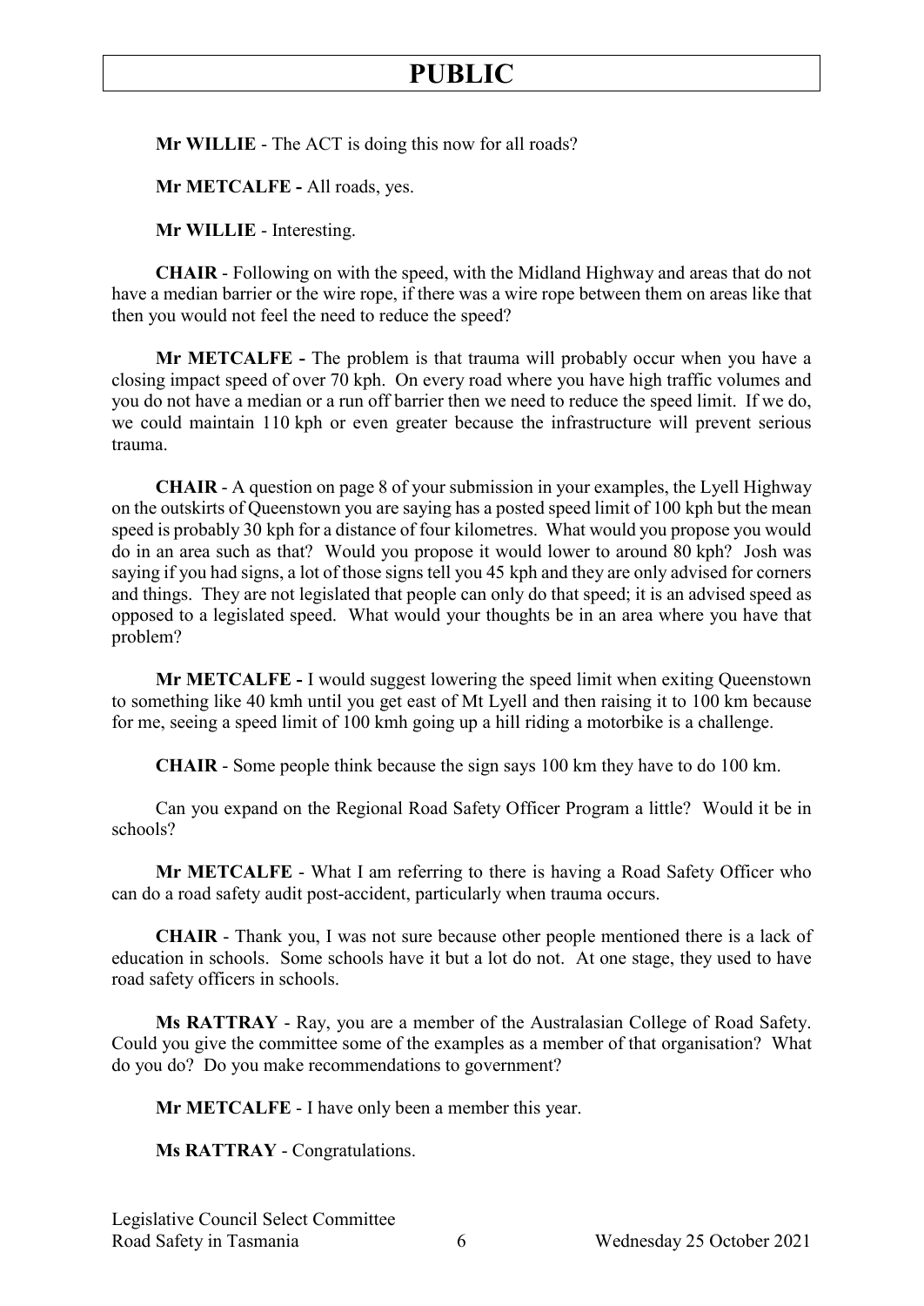**Mr WILLIE** - The ACT is doing this now for all roads?

**Mr METCALFE -** All roads, yes.

**Mr WILLIE** - Interesting.

**CHAIR** - Following on with the speed, with the Midland Highway and areas that do not have a median barrier or the wire rope, if there was a wire rope between them on areas like that then you would not feel the need to reduce the speed?

**Mr METCALFE -** The problem is that trauma will probably occur when you have a closing impact speed of over 70 kph. On every road where you have high traffic volumes and you do not have a median or a run off barrier then we need to reduce the speed limit. If we do, we could maintain 110 kph or even greater because the infrastructure will prevent serious trauma.

**CHAIR** - A question on page 8 of your submission in your examples, the Lyell Highway on the outskirts of Queenstown you are saying has a posted speed limit of 100 kph but the mean speed is probably 30 kph for a distance of four kilometres. What would you propose you would do in an area such as that? Would you propose it would lower to around 80 kph? Josh was saying if you had signs, a lot of those signs tell you 45 kph and they are only advised for corners and things. They are not legislated that people can only do that speed; it is an advised speed as opposed to a legislated speed. What would your thoughts be in an area where you have that problem?

**Mr METCALFE -** I would suggest lowering the speed limit when exiting Queenstown to something like 40 kmh until you get east of Mt Lyell and then raising it to 100 km because for me, seeing a speed limit of 100 kmh going up a hill riding a motorbike is a challenge.

**CHAIR** - Some people think because the sign says 100 km they have to do 100 km.

Can you expand on the Regional Road Safety Officer Program a little? Would it be in schools?

**Mr METCALFE** - What I am referring to there is having a Road Safety Officer who can do a road safety audit post-accident, particularly when trauma occurs.

**CHAIR** - Thank you, I was not sure because other people mentioned there is a lack of education in schools. Some schools have it but a lot do not. At one stage, they used to have road safety officers in schools.

**Ms RATTRAY** - Ray, you are a member of the Australasian College of Road Safety. Could you give the committee some of the examples as a member of that organisation? What do you do? Do you make recommendations to government?

**Mr METCALFE** - I have only been a member this year.

**Ms RATTRAY** - Congratulations.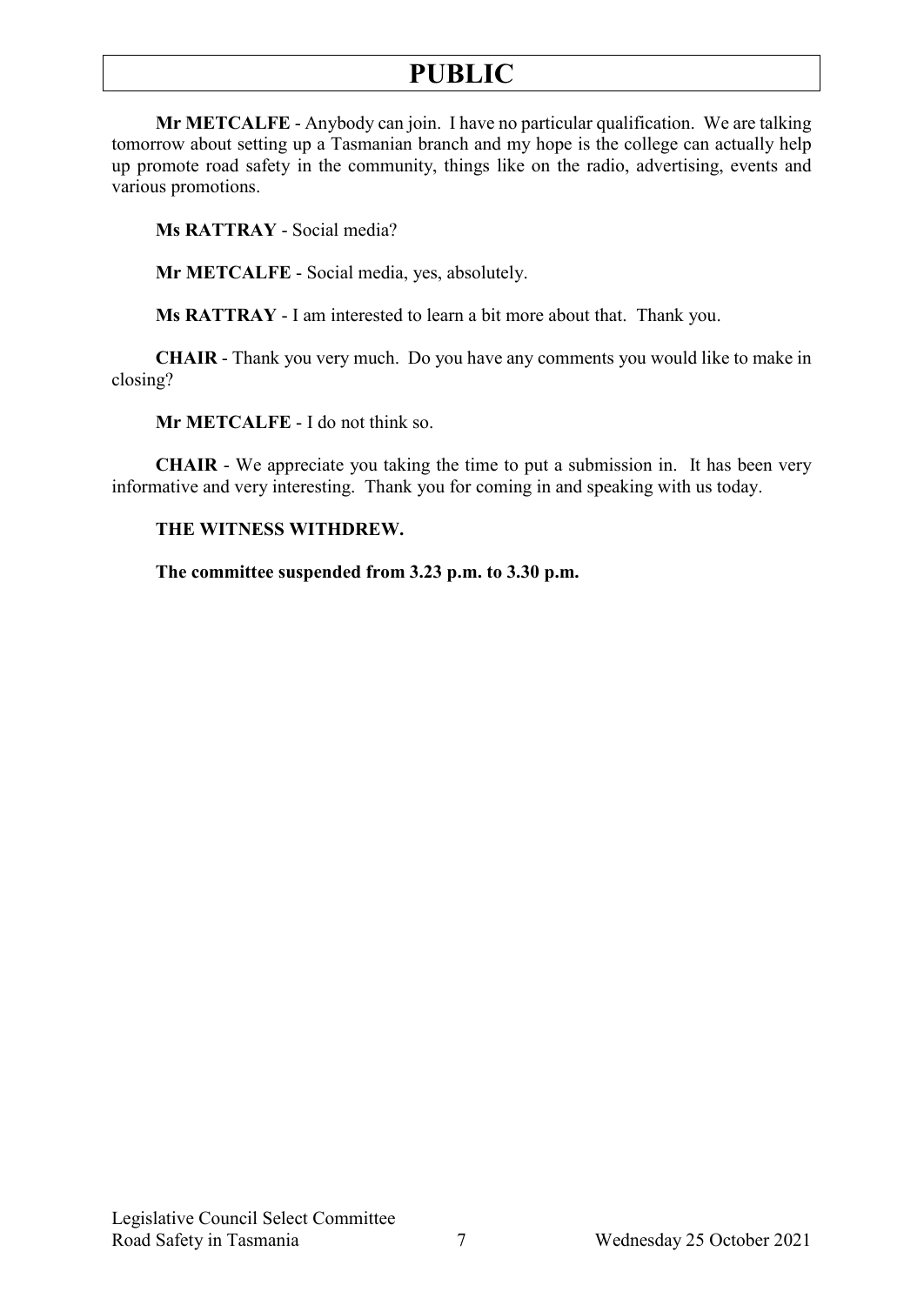**Mr METCALFE** - Anybody can join. I have no particular qualification. We are talking tomorrow about setting up a Tasmanian branch and my hope is the college can actually help up promote road safety in the community, things like on the radio, advertising, events and various promotions.

**Ms RATTRAY** - Social media?

**Mr METCALFE** - Social media, yes, absolutely.

**Ms RATTRAY** - I am interested to learn a bit more about that. Thank you.

**CHAIR** - Thank you very much. Do you have any comments you would like to make in closing?

**Mr METCALFE** - I do not think so.

**CHAIR** - We appreciate you taking the time to put a submission in. It has been very informative and very interesting. Thank you for coming in and speaking with us today.

**THE WITNESS WITHDREW.**

**The committee suspended from 3.23 p.m. to 3.30 p.m.**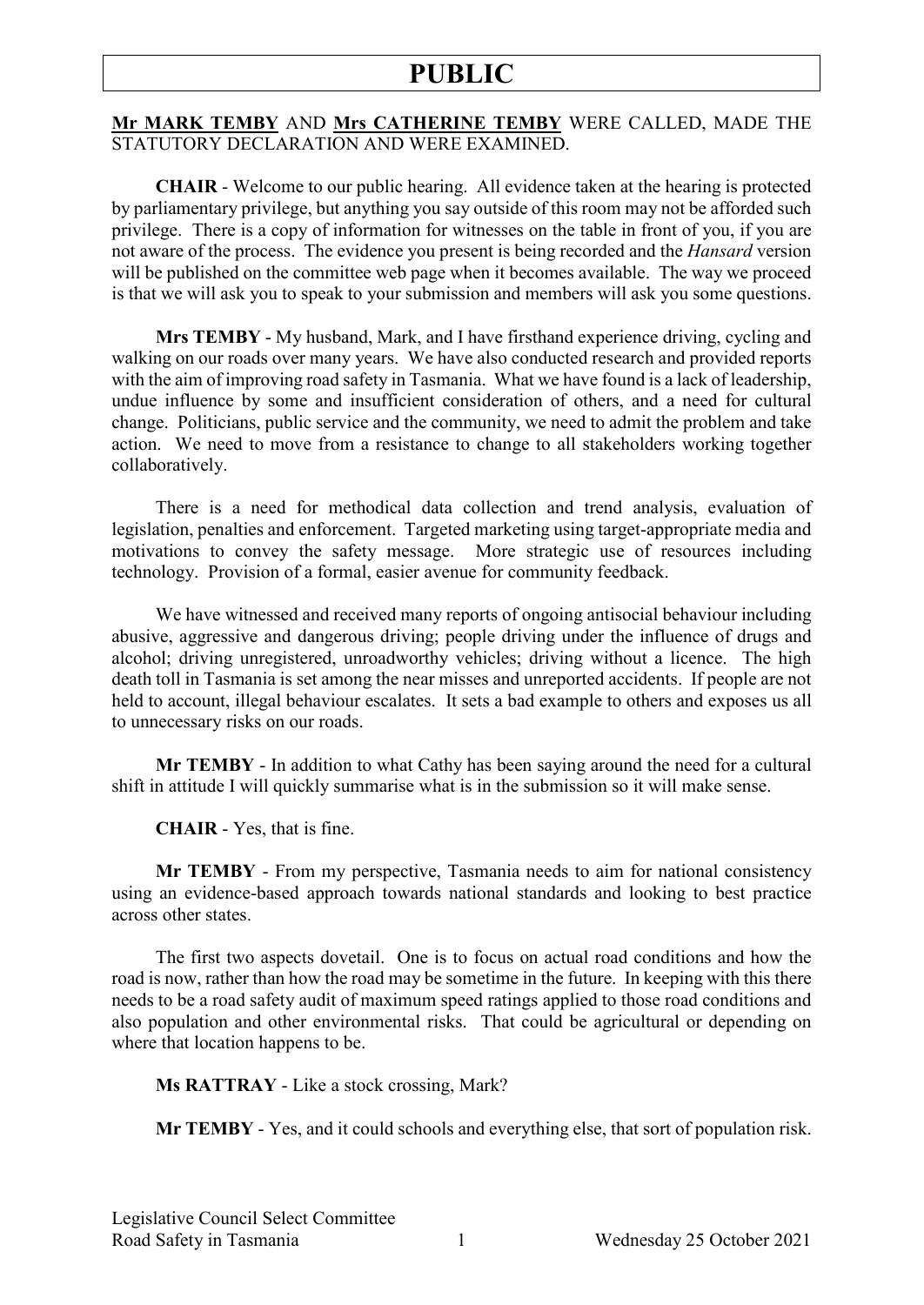**Mr MARK TEMBY** AND **Mrs CATHERINE TEMBY** WERE CALLED, MADE THE STATUTORY DECLARATION AND WERE EXAMINED.

**CHAIR** - Welcome to our public hearing. All evidence taken at the hearing is protected by parliamentary privilege, but anything you say outside of this room may not be afforded such privilege. There is a copy of information for witnesses on the table in front of you, if you are not aware of the process. The evidence you present is being recorded and the *Hansard* version will be published on the committee web page when it becomes available. The way we proceed is that we will ask you to speak to your submission and members will ask you some questions.

**Mrs TEMBY** - My husband, Mark, and I have firsthand experience driving, cycling and walking on our roads over many years. We have also conducted research and provided reports with the aim of improving road safety in Tasmania. What we have found is a lack of leadership, undue influence by some and insufficient consideration of others, and a need for cultural change. Politicians, public service and the community, we need to admit the problem and take action. We need to move from a resistance to change to all stakeholders working together collaboratively.

There is a need for methodical data collection and trend analysis, evaluation of legislation, penalties and enforcement. Targeted marketing using target-appropriate media and motivations to convey the safety message. More strategic use of resources including technology. Provision of a formal, easier avenue for community feedback.

We have witnessed and received many reports of ongoing antisocial behaviour including abusive, aggressive and dangerous driving; people driving under the influence of drugs and alcohol; driving unregistered, unroadworthy vehicles; driving without a licence. The high death toll in Tasmania is set among the near misses and unreported accidents. If people are not held to account, illegal behaviour escalates. It sets a bad example to others and exposes us all to unnecessary risks on our roads.

**Mr TEMBY** - In addition to what Cathy has been saying around the need for a cultural shift in attitude I will quickly summarise what is in the submission so it will make sense.

**CHAIR** - Yes, that is fine.

**Mr TEMBY** - From my perspective, Tasmania needs to aim for national consistency using an evidence-based approach towards national standards and looking to best practice across other states.

The first two aspects dovetail. One is to focus on actual road conditions and how the road is now, rather than how the road may be sometime in the future. In keeping with this there needs to be a road safety audit of maximum speed ratings applied to those road conditions and also population and other environmental risks. That could be agricultural or depending on where that location happens to be.

**Ms RATTRAY** - Like a stock crossing, Mark?

**Mr TEMBY** - Yes, and it could schools and everything else, that sort of population risk.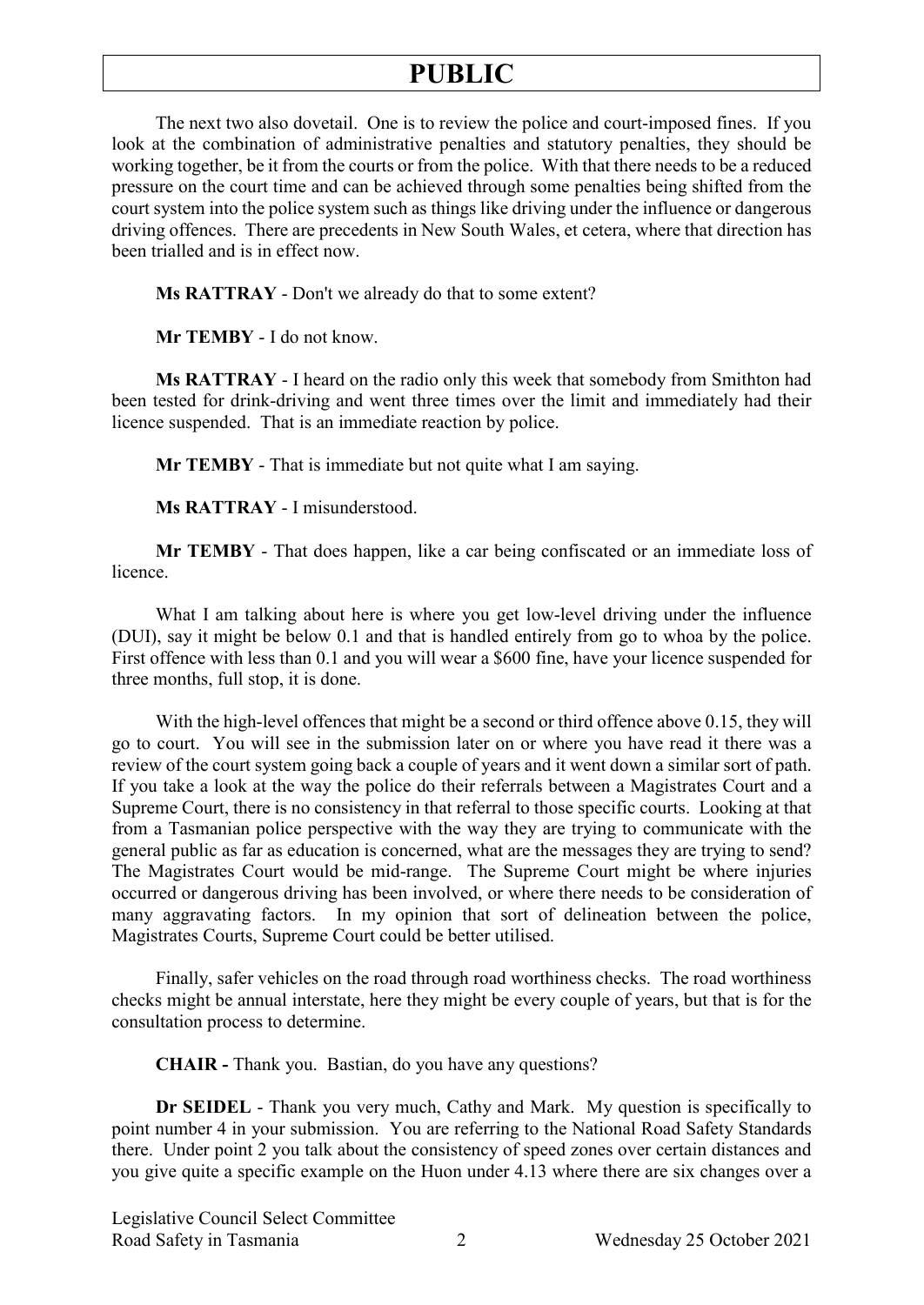The next two also dovetail. One is to review the police and court-imposed fines. If you look at the combination of administrative penalties and statutory penalties, they should be working together, be it from the courts or from the police. With that there needs to be a reduced pressure on the court time and can be achieved through some penalties being shifted from the court system into the police system such as things like driving under the influence or dangerous driving offences. There are precedents in New South Wales, et cetera, where that direction has been trialled and is in effect now.

**Ms RATTRAY** - Don't we already do that to some extent?

**Mr TEMBY** - I do not know.

**Ms RATTRAY** - I heard on the radio only this week that somebody from Smithton had been tested for drink-driving and went three times over the limit and immediately had their licence suspended. That is an immediate reaction by police.

**Mr TEMBY** - That is immediate but not quite what I am saying.

**Ms RATTRAY** - I misunderstood.

**Mr TEMBY** - That does happen, like a car being confiscated or an immediate loss of licence.

What I am talking about here is where you get low-level driving under the influence (DUI), say it might be below 0.1 and that is handled entirely from go to whoa by the police. First offence with less than 0.1 and you will wear a $600 fine, have your licence suspended for three months, full stop, it is done.

With the high-level offences that might be a second or third offence above 0.15, they will go to court. You will see in the submission later on or where you have read it there was a review of the court system going back a couple of years and it went down a similar sort of path. If you take a look at the way the police do their referrals between a Magistrates Court and a Supreme Court, there is no consistency in that referral to those specific courts. Looking at that from a Tasmanian police perspective with the way they are trying to communicate with the general public as far as education is concerned, what are the messages they are trying to send? The Magistrates Court would be mid-range. The Supreme Court might be where injuries occurred or dangerous driving has been involved, or where there needs to be consideration of many aggravating factors. In my opinion that sort of delineation between the police, Magistrates Courts, Supreme Court could be better utilised.

Finally, safer vehicles on the road through road worthiness checks. The road worthiness checks might be annual interstate, here they might be every couple of years, but that is for the consultation process to determine.

**CHAIR -** Thank you. Bastian, do you have any questions?

**Dr SEIDEL** - Thank you very much, Cathy and Mark. My question is specifically to point number 4 in your submission. You are referring to the National Road Safety Standards there. Under point 2 you talk about the consistency of speed zones over certain distances and you give quite a specific example on the Huon under 4.13 where there are six changes over a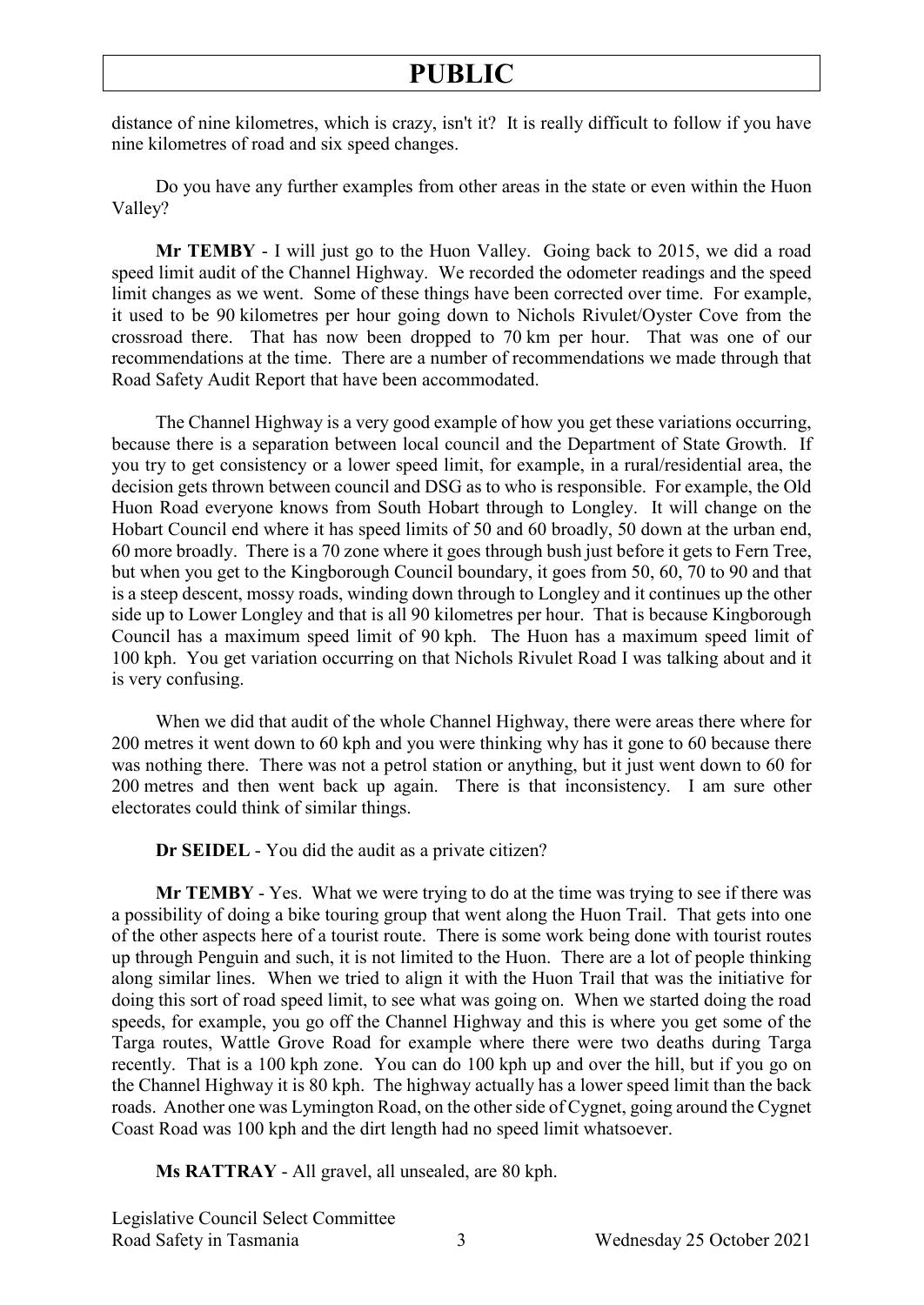distance of nine kilometres, which is crazy, isn't it? It is really difficult to follow if you have nine kilometres of road and six speed changes.

Do you have any further examples from other areas in the state or even within the Huon Valley?

**Mr TEMBY** - I will just go to the Huon Valley. Going back to 2015, we did a road speed limit audit of the Channel Highway. We recorded the odometer readings and the speed limit changes as we went. Some of these things have been corrected over time. For example, it used to be 90 kilometres per hour going down to Nichols Rivulet/Oyster Cove from the crossroad there. That has now been dropped to 70 km per hour. That was one of our recommendations at the time. There are a number of recommendations we made through that Road Safety Audit Report that have been accommodated.

The Channel Highway is a very good example of how you get these variations occurring, because there is a separation between local council and the Department of State Growth. If you try to get consistency or a lower speed limit, for example, in a rural/residential area, the decision gets thrown between council and DSG as to who is responsible. For example, the Old Huon Road everyone knows from South Hobart through to Longley. It will change on the Hobart Council end where it has speed limits of 50 and 60 broadly, 50 down at the urban end, 60 more broadly. There is a 70 zone where it goes through bush just before it gets to Fern Tree, but when you get to the Kingborough Council boundary, it goes from 50, 60, 70 to 90 and that is a steep descent, mossy roads, winding down through to Longley and it continues up the other side up to Lower Longley and that is all 90 kilometres per hour. That is because Kingborough Council has a maximum speed limit of 90 kph. The Huon has a maximum speed limit of 100 kph. You get variation occurring on that Nichols Rivulet Road I was talking about and it is very confusing.

When we did that audit of the whole Channel Highway, there were areas there where for 200 metres it went down to 60 kph and you were thinking why has it gone to 60 because there was nothing there. There was not a petrol station or anything, but it just went down to 60 for 200 metres and then went back up again. There is that inconsistency. I am sure other electorates could think of similar things.

**Dr SEIDEL** - You did the audit as a private citizen?

**Mr TEMBY** - Yes. What we were trying to do at the time was trying to see if there was a possibility of doing a bike touring group that went along the Huon Trail. That gets into one of the other aspects here of a tourist route. There is some work being done with tourist routes up through Penguin and such, it is not limited to the Huon. There are a lot of people thinking along similar lines. When we tried to align it with the Huon Trail that was the initiative for doing this sort of road speed limit, to see what was going on. When we started doing the road speeds, for example, you go off the Channel Highway and this is where you get some of the Targa routes, Wattle Grove Road for example where there were two deaths during Targa recently. That is a 100 kph zone. You can do 100 kph up and over the hill, but if you go on the Channel Highway it is 80 kph. The highway actually has a lower speed limit than the back roads. Another one was Lymington Road, on the other side of Cygnet, going around the Cygnet Coast Road was 100 kph and the dirt length had no speed limit whatsoever.

**Ms RATTRAY** - All gravel, all unsealed, are 80 kph.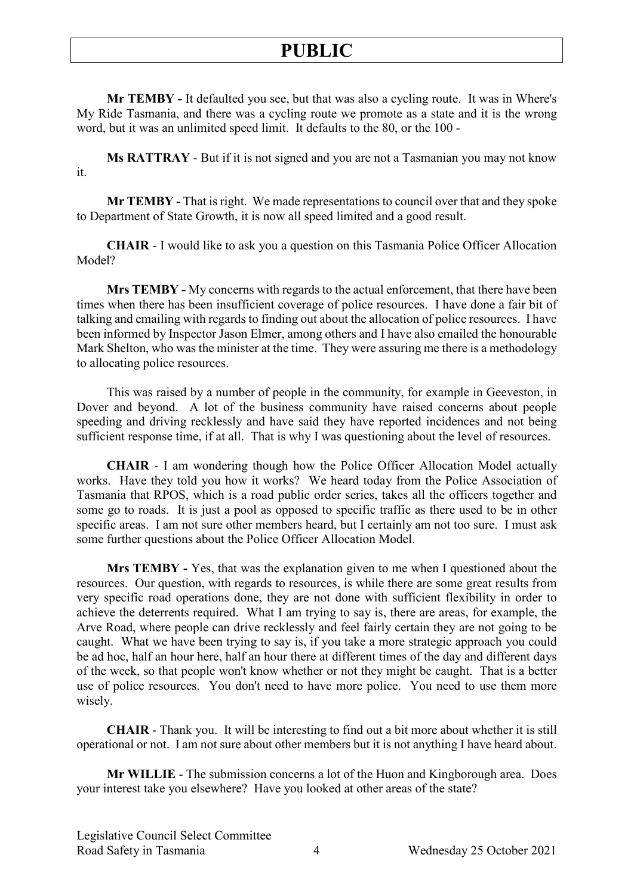**Mr TEMBY -** It defaulted you see, but that was also a cycling route. It was in Where's My Ride Tasmania, and there was a cycling route we promote as a state and it is the wrong word, but it was an unlimited speed limit. It defaults to the 80, or the 100 -

**Ms RATTRAY** - But if it is not signed and you are not a Tasmanian you may not know it.

**Mr TEMBY -** That is right. We made representations to council over that and they spoke to Department of State Growth, it is now all speed limited and a good result.

**CHAIR** - I would like to ask you a question on this Tasmania Police Officer Allocation Model?

**Mrs TEMBY -** My concerns with regards to the actual enforcement, that there have been times when there has been insufficient coverage of police resources. I have done a fair bit of talking and emailing with regards to finding out about the allocation of police resources. I have been informed by Inspector Jason Elmer, among others and I have also emailed the honourable Mark Shelton, who was the minister at the time. They were assuring me there is a methodology to allocating police resources.

This was raised by a number of people in the community, for example in Geeveston, in Dover and beyond. A lot of the business community have raised concerns about people speeding and driving recklessly and have said they have reported incidences and not being sufficient response time, if at all. That is why I was questioning about the level of resources.

**CHAIR** - I am wondering though how the Police Officer Allocation Model actually works. Have they told you how it works? We heard today from the Police Association of Tasmania that RPOS, which is a road public order series, takes all the officers together and some go to roads. It is just a pool as opposed to specific traffic as there used to be in other specific areas. I am not sure other members heard, but I certainly am not too sure. I must ask some further questions about the Police Officer Allocation Model.

**Mrs TEMBY -** Yes, that was the explanation given to me when I questioned about the resources. Our question, with regards to resources, is while there are some great results from very specific road operations done, they are not done with sufficient flexibility in order to achieve the deterrents required. What I am trying to say is, there are areas, for example, the Arve Road, where people can drive recklessly and feel fairly certain they are not going to be caught. What we have been trying to say is, if you take a more strategic approach you could be ad hoc, half an hour here, half an hour there at different times of the day and different days of the week, so that people won't know whether or not they might be caught. That is a better use of police resources. You don't need to have more police. You need to use them more wisely.

**CHAIR** - Thank you. It will be interesting to find out a bit more about whether it is still operational or not. I am not sure about other members but it is not anything I have heard about.

**Mr WILLIE** - The submission concerns a lot of the Huon and Kingborough area. Does your interest take you elsewhere? Have you looked at other areas of the state?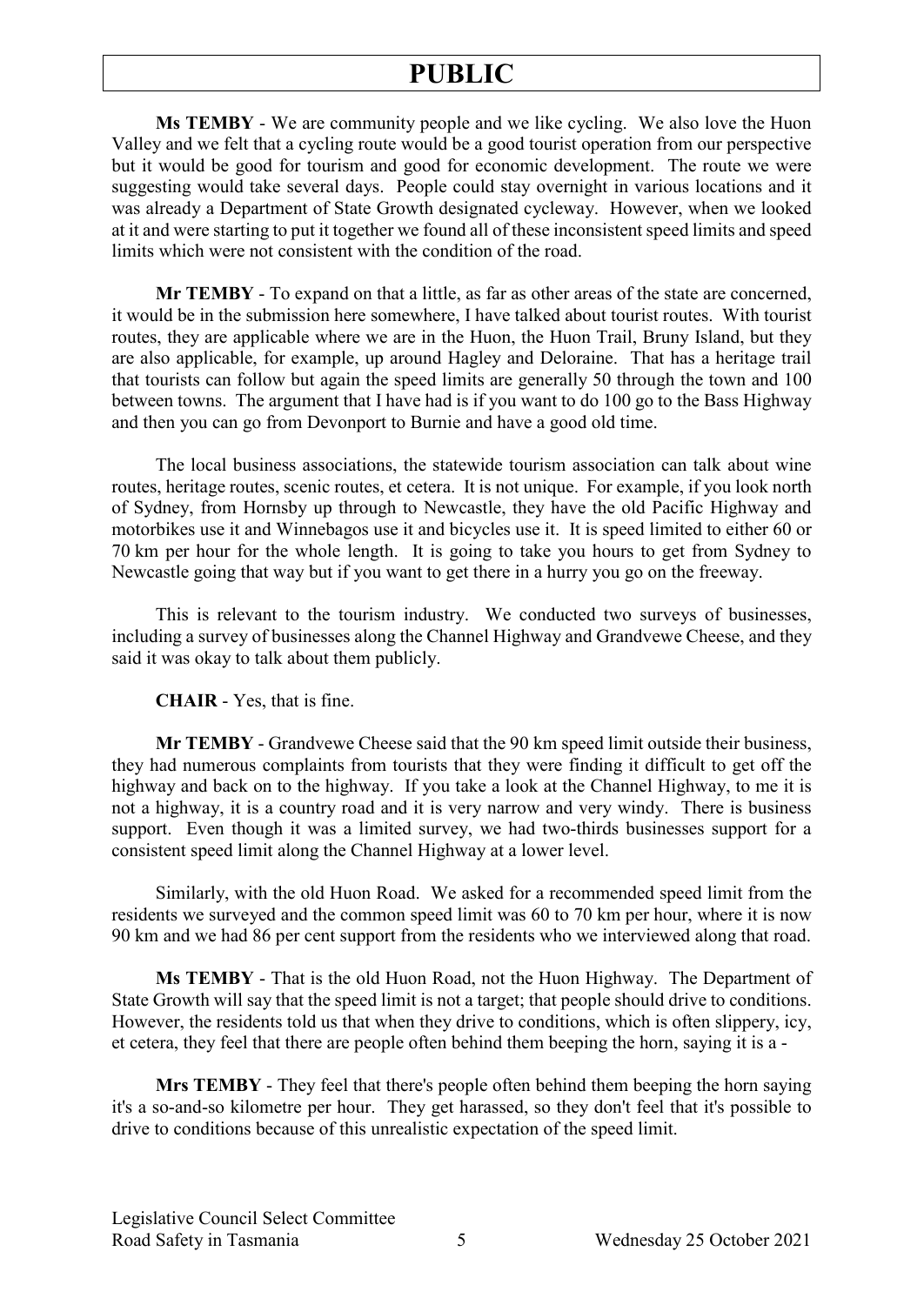**Ms TEMBY** - We are community people and we like cycling. We also love the Huon Valley and we felt that a cycling route would be a good tourist operation from our perspective but it would be good for tourism and good for economic development. The route we were suggesting would take several days. People could stay overnight in various locations and it was already a Department of State Growth designated cycleway. However, when we looked at it and were starting to put it together we found all of these inconsistent speed limits and speed limits which were not consistent with the condition of the road.

**Mr TEMBY** - To expand on that a little, as far as other areas of the state are concerned, it would be in the submission here somewhere, I have talked about tourist routes. With tourist routes, they are applicable where we are in the Huon, the Huon Trail, Bruny Island, but they are also applicable, for example, up around Hagley and Deloraine. That has a heritage trail that tourists can follow but again the speed limits are generally 50 through the town and 100 between towns. The argument that I have had is if you want to do 100 go to the Bass Highway and then you can go from Devonport to Burnie and have a good old time.

The local business associations, the statewide tourism association can talk about wine routes, heritage routes, scenic routes, et cetera. It is not unique. For example, if you look north of Sydney, from Hornsby up through to Newcastle, they have the old Pacific Highway and motorbikes use it and Winnebagos use it and bicycles use it. It is speed limited to either 60 or 70 km per hour for the whole length. It is going to take you hours to get from Sydney to Newcastle going that way but if you want to get there in a hurry you go on the freeway.

This is relevant to the tourism industry. We conducted two surveys of businesses, including a survey of businesses along the Channel Highway and Grandvewe Cheese, and they said it was okay to talk about them publicly.

**CHAIR** - Yes, that is fine.

**Mr TEMBY** - Grandvewe Cheese said that the 90 km speed limit outside their business, they had numerous complaints from tourists that they were finding it difficult to get off the highway and back on to the highway. If you take a look at the Channel Highway, to me it is not a highway, it is a country road and it is very narrow and very windy. There is business support. Even though it was a limited survey, we had two-thirds businesses support for a consistent speed limit along the Channel Highway at a lower level.

Similarly, with the old Huon Road. We asked for a recommended speed limit from the residents we surveyed and the common speed limit was 60 to 70 km per hour, where it is now 90 km and we had 86 per cent support from the residents who we interviewed along that road.

**Ms TEMBY** - That is the old Huon Road, not the Huon Highway. The Department of State Growth will say that the speed limit is not a target; that people should drive to conditions. However, the residents told us that when they drive to conditions, which is often slippery, icy, et cetera, they feel that there are people often behind them beeping the horn, saying it is a -

**Mrs TEMBY** - They feel that there's people often behind them beeping the horn saying it's a so-and-so kilometre per hour. They get harassed, so they don't feel that it's possible to drive to conditions because of this unrealistic expectation of the speed limit.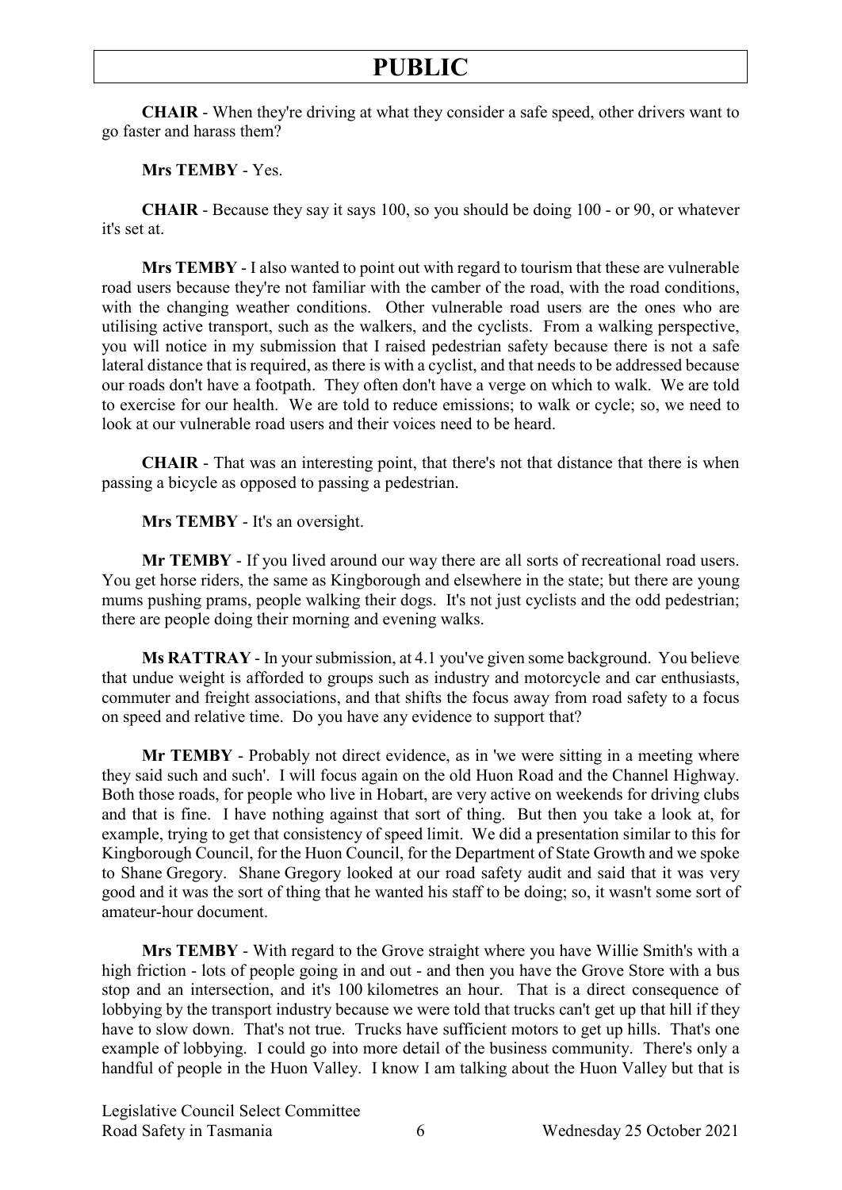**CHAIR** - When they're driving at what they consider a safe speed, other drivers want to go faster and harass them?

**Mrs TEMBY** - Yes.

**CHAIR** - Because they say it says 100, so you should be doing 100 - or 90, or whatever it's set at.

**Mrs TEMBY** - I also wanted to point out with regard to tourism that these are vulnerable road users because they're not familiar with the camber of the road, with the road conditions, with the changing weather conditions. Other vulnerable road users are the ones who are utilising active transport, such as the walkers, and the cyclists. From a walking perspective, you will notice in my submission that I raised pedestrian safety because there is not a safe lateral distance that is required, as there is with a cyclist, and that needs to be addressed because our roads don't have a footpath. They often don't have a verge on which to walk. We are told to exercise for our health. We are told to reduce emissions; to walk or cycle; so, we need to look at our vulnerable road users and their voices need to be heard.

**CHAIR** - That was an interesting point, that there's not that distance that there is when passing a bicycle as opposed to passing a pedestrian.

**Mrs TEMBY** - It's an oversight.

**Mr TEMBY** - If you lived around our way there are all sorts of recreational road users. You get horse riders, the same as Kingborough and elsewhere in the state; but there are young mums pushing prams, people walking their dogs. It's not just cyclists and the odd pedestrian; there are people doing their morning and evening walks.

**Ms RATTRAY** - In your submission, at 4.1 you've given some background. You believe that undue weight is afforded to groups such as industry and motorcycle and car enthusiasts, commuter and freight associations, and that shifts the focus away from road safety to a focus on speed and relative time. Do you have any evidence to support that?

**Mr TEMBY** - Probably not direct evidence, as in 'we were sitting in a meeting where they said such and such'. I will focus again on the old Huon Road and the Channel Highway. Both those roads, for people who live in Hobart, are very active on weekends for driving clubs and that is fine. I have nothing against that sort of thing. But then you take a look at, for example, trying to get that consistency of speed limit. We did a presentation similar to this for Kingborough Council, for the Huon Council, for the Department of State Growth and we spoke to Shane Gregory. Shane Gregory looked at our road safety audit and said that it was very good and it was the sort of thing that he wanted his staff to be doing; so, it wasn't some sort of amateur-hour document.

**Mrs TEMBY** - With regard to the Grove straight where you have Willie Smith's with a high friction - lots of people going in and out - and then you have the Grove Store with a bus stop and an intersection, and it's 100 kilometres an hour. That is a direct consequence of lobbying by the transport industry because we were told that trucks can't get up that hill if they have to slow down. That's not true. Trucks have sufficient motors to get up hills. That's one example of lobbying. I could go into more detail of the business community. There's only a handful of people in the Huon Valley. I know I am talking about the Huon Valley but that is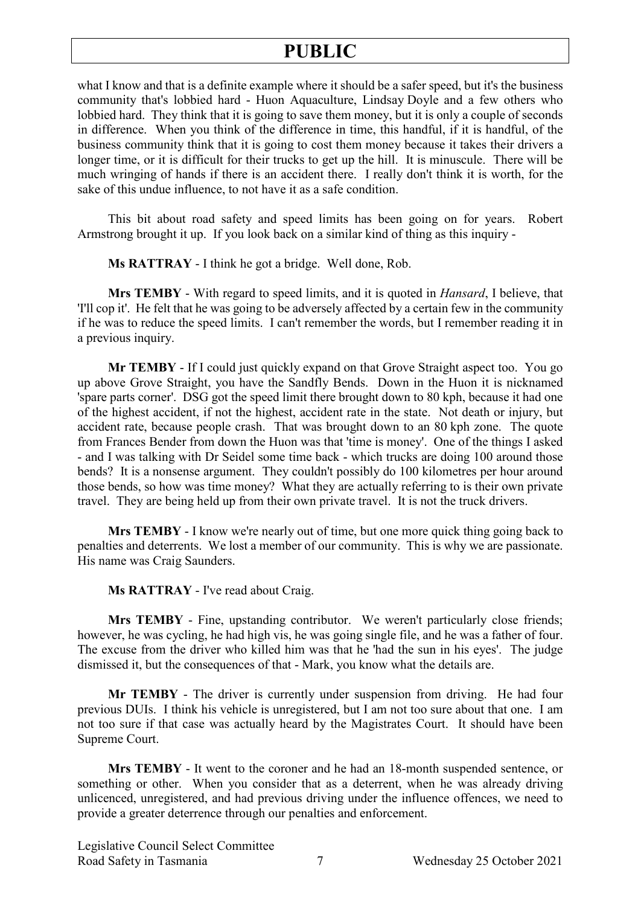what I know and that is a definite example where it should be a safer speed, but it's the business community that's lobbied hard - Huon Aquaculture, Lindsay Doyle and a few others who lobbied hard. They think that it is going to save them money, but it is only a couple of seconds in difference. When you think of the difference in time, this handful, if it is handful, of the business community think that it is going to cost them money because it takes their drivers a longer time, or it is difficult for their trucks to get up the hill. It is minuscule. There will be much wringing of hands if there is an accident there. I really don't think it is worth, for the sake of this undue influence, to not have it as a safe condition.

This bit about road safety and speed limits has been going on for years. Robert Armstrong brought it up. If you look back on a similar kind of thing as this inquiry -

**Ms RATTRAY** - I think he got a bridge. Well done, Rob.

**Mrs TEMBY** - With regard to speed limits, and it is quoted in *Hansard*, I believe, that 'I'll cop it'. He felt that he was going to be adversely affected by a certain few in the community if he was to reduce the speed limits. I can't remember the words, but I remember reading it in a previous inquiry.

**Mr TEMBY** - If I could just quickly expand on that Grove Straight aspect too. You go up above Grove Straight, you have the Sandfly Bends. Down in the Huon it is nicknamed 'spare parts corner'. DSG got the speed limit there brought down to 80 kph, because it had one of the highest accident, if not the highest, accident rate in the state. Not death or injury, but accident rate, because people crash. That was brought down to an 80 kph zone. The quote from Frances Bender from down the Huon was that 'time is money'. One of the things I asked - and I was talking with Dr Seidel some time back - which trucks are doing 100 around those bends? It is a nonsense argument. They couldn't possibly do 100 kilometres per hour around those bends, so how was time money? What they are actually referring to is their own private travel. They are being held up from their own private travel. It is not the truck drivers.

**Mrs TEMBY** - I know we're nearly out of time, but one more quick thing going back to penalties and deterrents. We lost a member of our community. This is why we are passionate. His name was Craig Saunders.

**Ms RATTRAY** - I've read about Craig.

**Mrs TEMBY** - Fine, upstanding contributor. We weren't particularly close friends; however, he was cycling, he had high vis, he was going single file, and he was a father of four. The excuse from the driver who killed him was that he 'had the sun in his eyes'. The judge dismissed it, but the consequences of that - Mark, you know what the details are.

**Mr TEMBY** - The driver is currently under suspension from driving. He had four previous DUIs. I think his vehicle is unregistered, but I am not too sure about that one. I am not too sure if that case was actually heard by the Magistrates Court. It should have been Supreme Court.

**Mrs TEMBY** - It went to the coroner and he had an 18-month suspended sentence, or something or other. When you consider that as a deterrent, when he was already driving unlicenced, unregistered, and had previous driving under the influence offences, we need to provide a greater deterrence through our penalties and enforcement.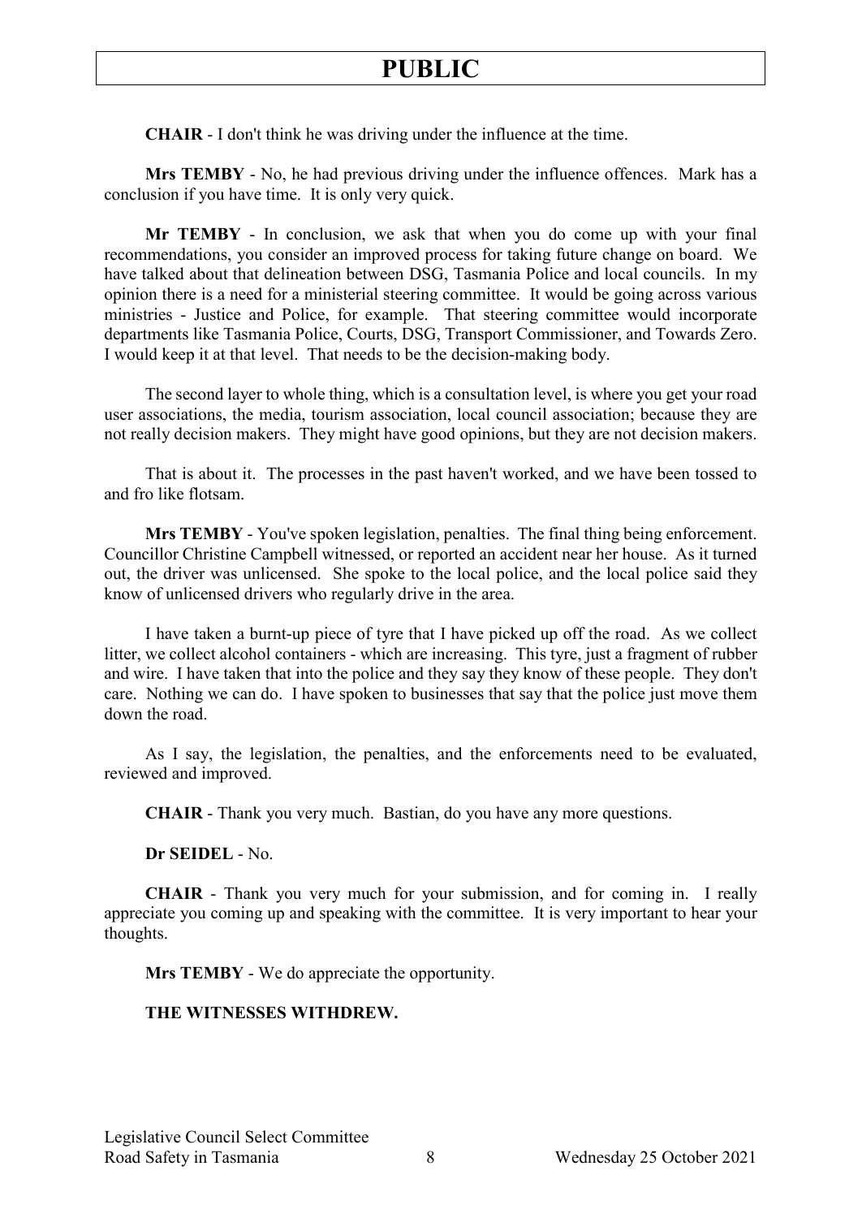**CHAIR** - I don't think he was driving under the influence at the time.

**Mrs TEMBY** - No, he had previous driving under the influence offences. Mark has a conclusion if you have time. It is only very quick.

**Mr TEMBY** - In conclusion, we ask that when you do come up with your final recommendations, you consider an improved process for taking future change on board. We have talked about that delineation between DSG, Tasmania Police and local councils. In my opinion there is a need for a ministerial steering committee. It would be going across various ministries - Justice and Police, for example. That steering committee would incorporate departments like Tasmania Police, Courts, DSG, Transport Commissioner, and Towards Zero. I would keep it at that level. That needs to be the decision-making body.

The second layer to whole thing, which is a consultation level, is where you get your road user associations, the media, tourism association, local council association; because they are not really decision makers. They might have good opinions, but they are not decision makers.

That is about it. The processes in the past haven't worked, and we have been tossed to and fro like flotsam.

**Mrs TEMBY** - You've spoken legislation, penalties. The final thing being enforcement. Councillor Christine Campbell witnessed, or reported an accident near her house. As it turned out, the driver was unlicensed. She spoke to the local police, and the local police said they know of unlicensed drivers who regularly drive in the area.

I have taken a burnt-up piece of tyre that I have picked up off the road. As we collect litter, we collect alcohol containers - which are increasing. This tyre, just a fragment of rubber and wire. I have taken that into the police and they say they know of these people. They don't care. Nothing we can do. I have spoken to businesses that say that the police just move them down the road.

As I say, the legislation, the penalties, and the enforcements need to be evaluated, reviewed and improved.

**CHAIR** - Thank you very much. Bastian, do you have any more questions.

**Dr SEIDEL** - No.

**CHAIR** - Thank you very much for your submission, and for coming in. I really appreciate you coming up and speaking with the committee. It is very important to hear your thoughts.

**Mrs TEMBY** - We do appreciate the opportunity.

**THE WITNESSES WITHDREW.**